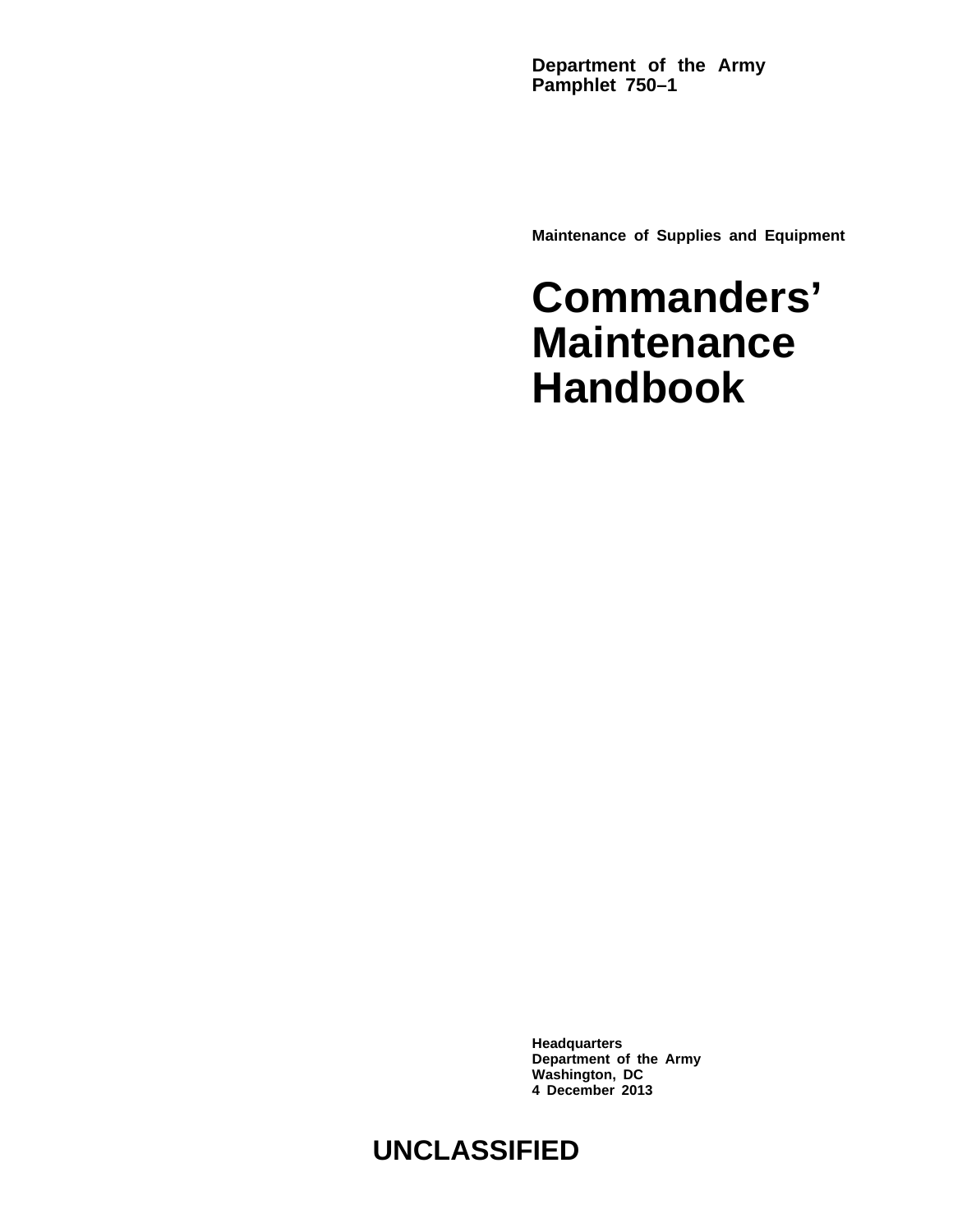**Department of the Army**
**Pamphlet 750–1**

**Maintenance of Supplies and Equipment**

# Commanders' Maintenance Handbook

**Headquarters**
**Department of the Army**
**Washington, DC**
**4 December 2013**

**UNCLASSIFIED**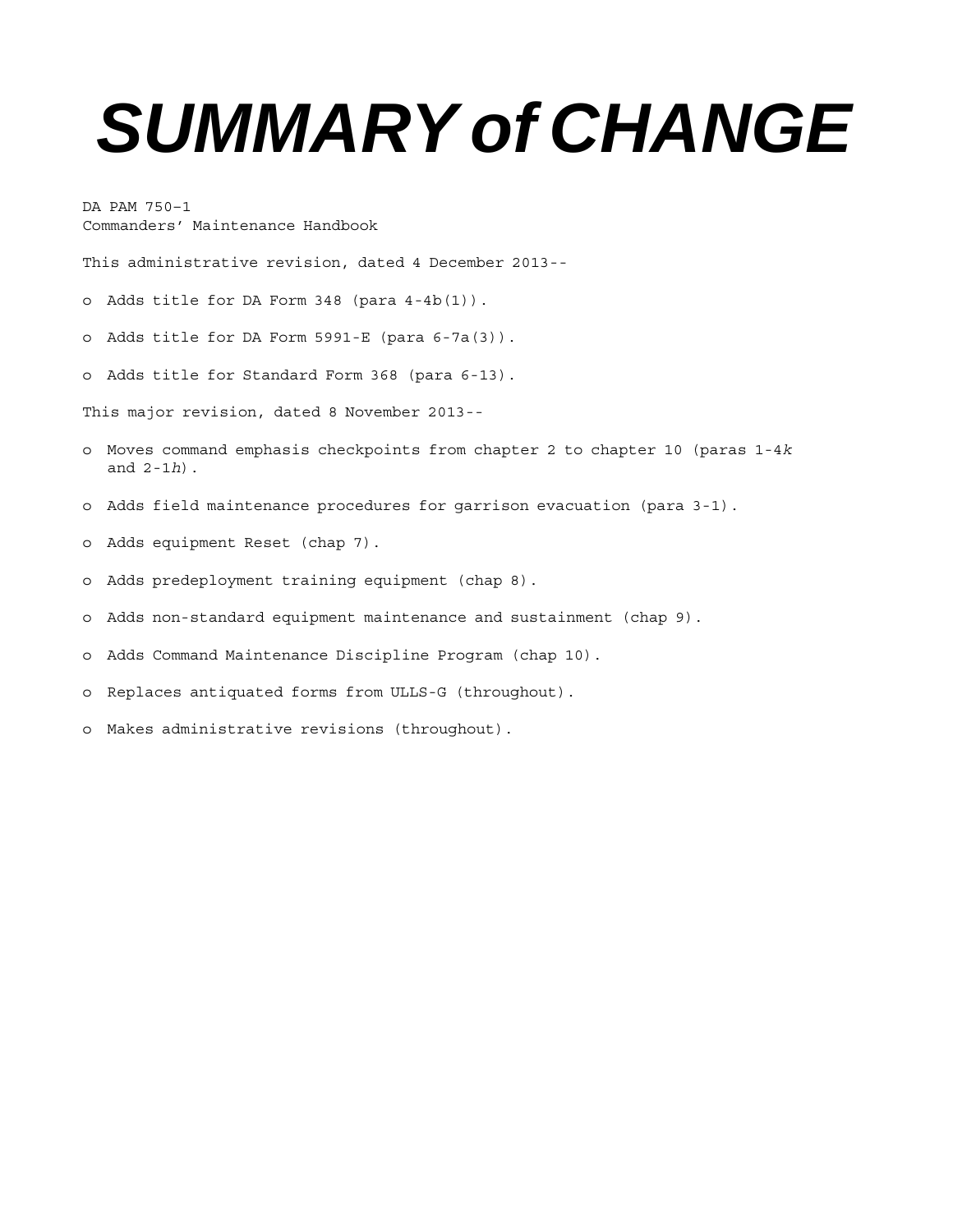# SUMMARY of CHANGE

DA PAM 750–1
Commanders' Maintenance Handbook

This administrative revision, dated 4 December 2013--

- o Adds title for DA Form 348 (para 4-4b(1)).
- o Adds title for DA Form 5991-E (para 6-7a(3)).
- o Adds title for Standard Form 368 (para 6-13).

This major revision, dated 8 November 2013--

- o Moves command emphasis checkpoints from chapter 2 to chapter 10 (paras 1-4*k* and 2-1*h*).
- o Adds field maintenance procedures for garrison evacuation (para 3-1).
- o Adds equipment Reset (chap 7).
- o Adds predeployment training equipment (chap 8).
- o Adds non-standard equipment maintenance and sustainment (chap 9).
- o Adds Command Maintenance Discipline Program (chap 10).
- o Replaces antiquated forms from ULLS-G (throughout).
- o Makes administrative revisions (throughout).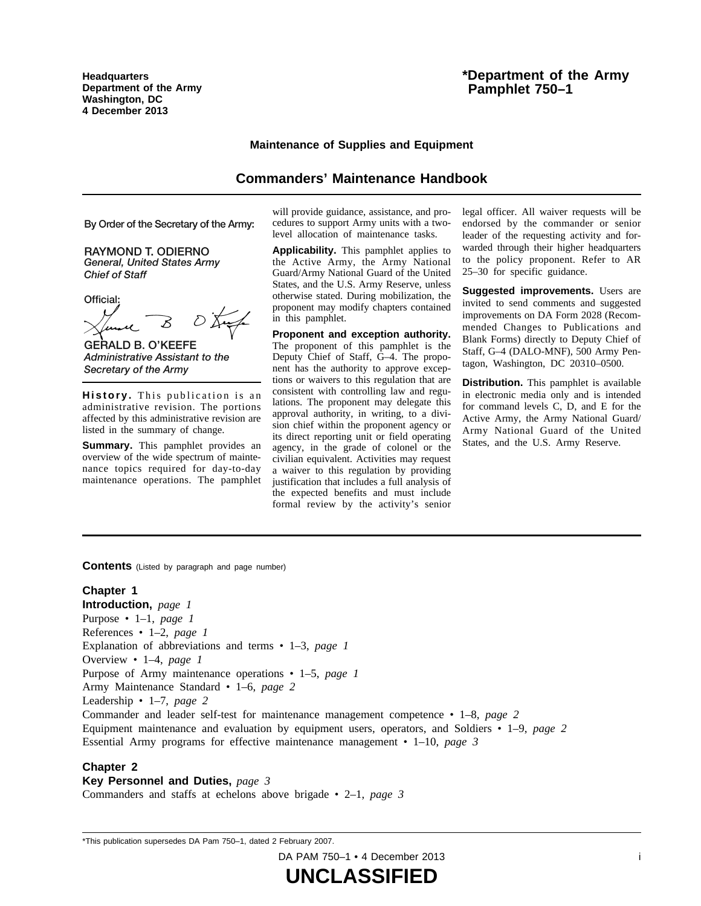Headquarters
Department of the Army
Washington, DC
4 December 2013

**\*Department of the Army Pamphlet 750–1**

**Maintenance of Supplies and Equipment**

# Commanders' Maintenance Handbook

By Order of the Secretary of the Army:

RAYMOND T. ODIERNO
*General, United States Army*
*Chief of Staff*

Official:

GERALD B. O'KEEFE
*Administrative Assistant to the Secretary of the Army*

**History.** This publication is an administrative revision. The portions affected by this administrative revision are listed in the summary of change.

**Summary.** This pamphlet provides an overview of the wide spectrum of maintenance topics required for day-to-day maintenance operations. The pamphlet will provide guidance, assistance, and procedures to support Army units with a two-level allocation of maintenance tasks.

**Applicability.** This pamphlet applies to the Active Army, the Army National Guard/Army National Guard of the United States, and the U.S. Army Reserve, unless otherwise stated. During mobilization, the proponent may modify chapters contained in this pamphlet.

**Proponent and exception authority.** The proponent of this pamphlet is the Deputy Chief of Staff, G–4. The proponent has the authority to approve exceptions or waivers to this regulation that are consistent with controlling law and regulations. The proponent may delegate this approval authority, in writing, to a division chief within the proponent agency or its direct reporting unit or field operating agency, in the grade of colonel or the civilian equivalent. Activities may request a waiver to this regulation by providing justification that includes a full analysis of the expected benefits and must include formal review by the activity's senior legal officer. All waiver requests will be endorsed by the commander or senior leader of the requesting activity and forwarded through their higher headquarters to the policy proponent. Refer to AR 25–30 for specific guidance.

**Suggested improvements.** Users are invited to send comments and suggested improvements on DA Form 2028 (Recommended Changes to Publications and Blank Forms) directly to Deputy Chief of Staff, G–4 (DALO-MNF), 500 Army Pentagon, Washington, DC 20310–0500.

**Distribution.** This pamphlet is available in electronic media only and is intended for command levels C, D, and E for the Active Army, the Army National Guard/Army National Guard of the United States, and the U.S. Army Reserve.

**Contents** (Listed by paragraph and page number)

**Chapter 1**
**Introduction,** *page 1*
Purpose • 1–1, *page 1*
References • 1–2, *page 1*
Explanation of abbreviations and terms • 1–3, *page 1*
Overview • 1–4, *page 1*
Purpose of Army maintenance operations • 1–5, *page 1*
Army Maintenance Standard • 1–6, *page 2*
Leadership • 1–7, *page 2*
Commander and leader self-test for maintenance management competence • 1–8, *page 2*
Equipment maintenance and evaluation by equipment users, operators, and Soldiers • 1–9, *page 2*
Essential Army programs for effective maintenance management • 1–10, *page 3*

**Chapter 2**
**Key Personnel and Duties,** *page 3*
Commanders and staffs at echelons above brigade • 2–1, *page 3*

\*This publication supersedes DA Pam 750–1, dated 2 February 2007.

UNCLASSIFIED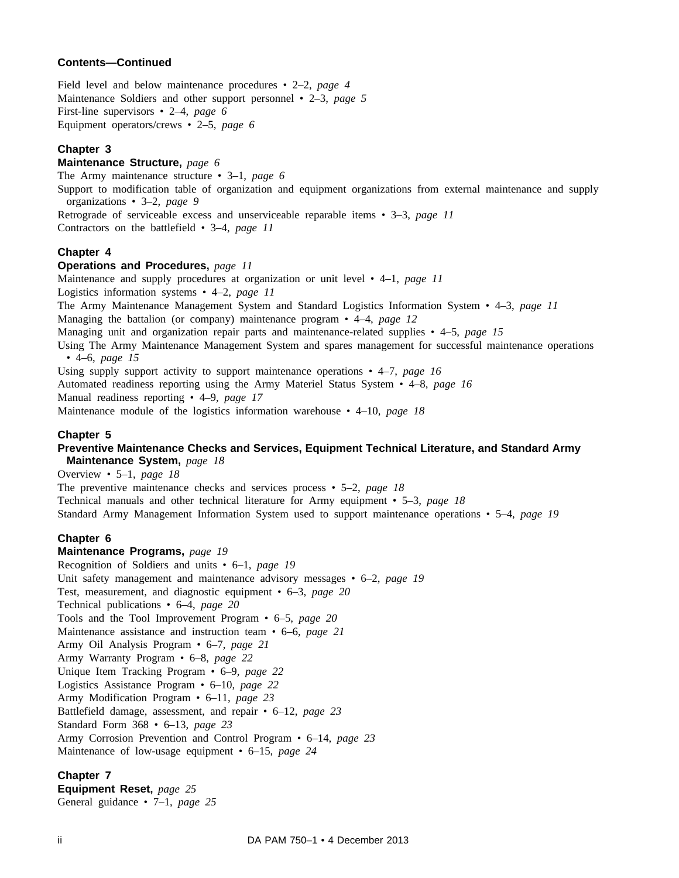**Contents—Continued**

Field level and below maintenance procedures • 2–2, *page 4*
Maintenance Soldiers and other support personnel • 2–3, *page 5*
First-line supervisors • 2–4, *page 6*
Equipment operators/crews • 2–5, *page 6*

**Chapter 3**
**Maintenance Structure,** *page 6*
The Army maintenance structure • 3–1, *page 6*
Support to modification table of organization and equipment organizations from external maintenance and supply organizations • 3–2, *page 9*
Retrograde of serviceable excess and unserviceable reparable items • 3–3, *page 11*
Contractors on the battlefield • 3–4, *page 11*

**Chapter 4**
**Operations and Procedures,** *page 11*
Maintenance and supply procedures at organization or unit level • 4–1, *page 11*
Logistics information systems • 4–2, *page 11*
The Army Maintenance Management System and Standard Logistics Information System • 4–3, *page 11*
Managing the battalion (or company) maintenance program • 4–4, *page 12*
Managing unit and organization repair parts and maintenance-related supplies • 4–5, *page 15*
Using The Army Maintenance Management System and spares management for successful maintenance operations • 4–6, *page 15*
Using supply support activity to support maintenance operations • 4–7, *page 16*
Automated readiness reporting using the Army Materiel Status System • 4–8, *page 16*
Manual readiness reporting • 4–9, *page 17*
Maintenance module of the logistics information warehouse • 4–10, *page 18*

**Chapter 5**
**Preventive Maintenance Checks and Services, Equipment Technical Literature, and Standard Army Maintenance System,** *page 18*
Overview • 5–1, *page 18*
The preventive maintenance checks and services process • 5–2, *page 18*
Technical manuals and other technical literature for Army equipment • 5–3, *page 18*
Standard Army Management Information System used to support maintenance operations • 5–4, *page 19*

**Chapter 6**
**Maintenance Programs,** *page 19*
Recognition of Soldiers and units • 6–1, *page 19*
Unit safety management and maintenance advisory messages • 6–2, *page 19*
Test, measurement, and diagnostic equipment • 6–3, *page 20*
Technical publications • 6–4, *page 20*
Tools and the Tool Improvement Program • 6–5, *page 20*
Maintenance assistance and instruction team • 6–6, *page 21*
Army Oil Analysis Program • 6–7, *page 21*
Army Warranty Program • 6–8, *page 22*
Unique Item Tracking Program • 6–9, *page 22*
Logistics Assistance Program • 6–10, *page 22*
Army Modification Program • 6–11, *page 23*
Battlefield damage, assessment, and repair • 6–12, *page 23*
Standard Form 368 • 6–13, *page 23*
Army Corrosion Prevention and Control Program • 6–14, *page 23*
Maintenance of low-usage equipment • 6–15, *page 24*

**Chapter 7**
**Equipment Reset,** *page 25*
General guidance • 7–1, *page 25*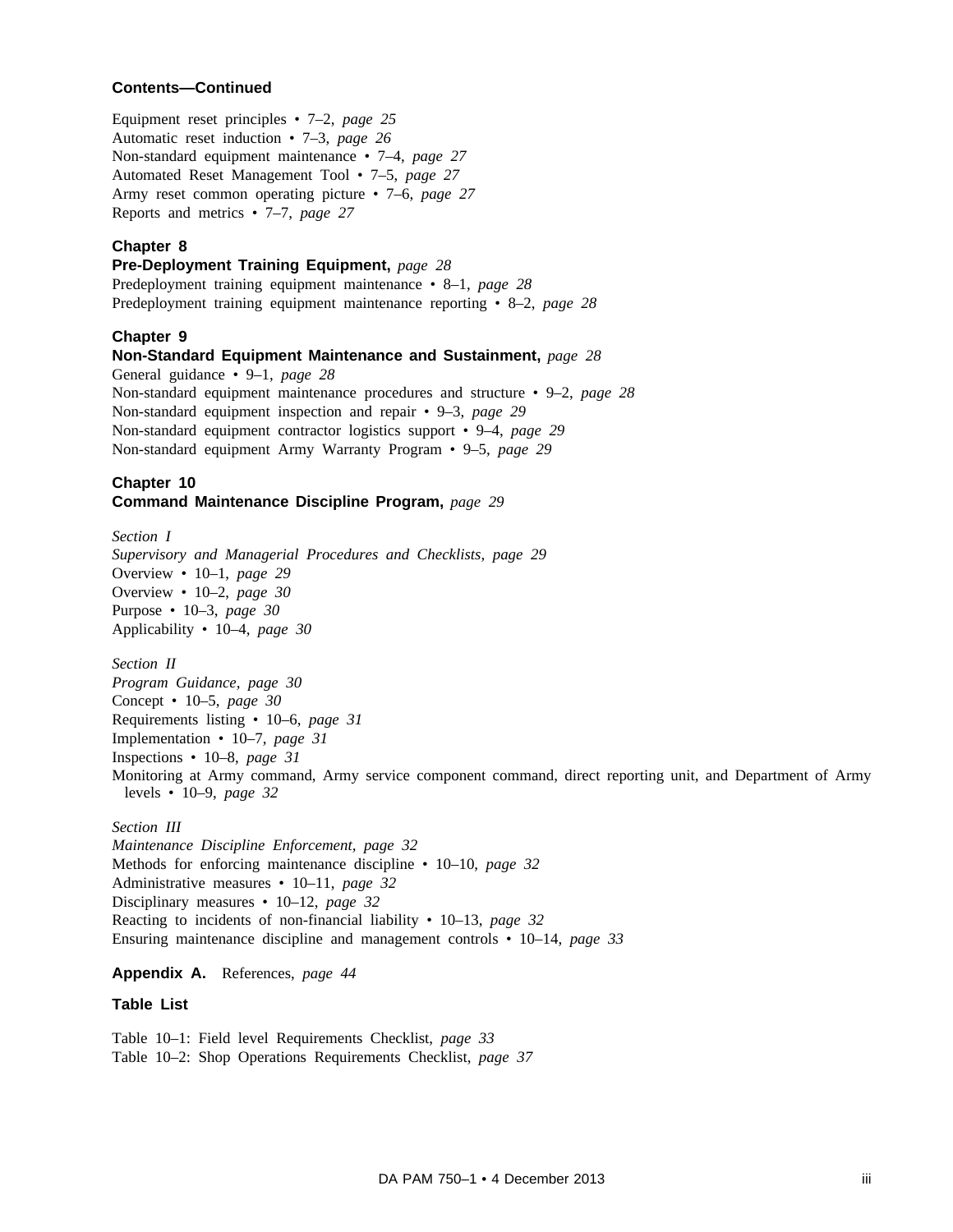**Contents—Continued**

Equipment reset principles • 7–2, *page 25*
Automatic reset induction • 7–3, *page 26*
Non-standard equipment maintenance • 7–4, *page 27*
Automated Reset Management Tool • 7–5, *page 27*
Army reset common operating picture • 7–6, *page 27*
Reports and metrics • 7–7, *page 27*

**Chapter 8**
**Pre-Deployment Training Equipment,** *page 28*
Predeployment training equipment maintenance • 8–1, *page 28*
Predeployment training equipment maintenance reporting • 8–2, *page 28*

**Chapter 9**
**Non-Standard Equipment Maintenance and Sustainment,** *page 28*
General guidance • 9–1, *page 28*
Non-standard equipment maintenance procedures and structure • 9–2, *page 28*
Non-standard equipment inspection and repair • 9–3, *page 29*
Non-standard equipment contractor logistics support • 9–4, *page 29*
Non-standard equipment Army Warranty Program • 9–5, *page 29*

**Chapter 10**
**Command Maintenance Discipline Program,** *page 29*

*Section I*
*Supervisory and Managerial Procedures and Checklists, page 29*
Overview • 10–1, *page 29*
Overview • 10–2, *page 30*
Purpose • 10–3, *page 30*
Applicability • 10–4, *page 30*

*Section II*
*Program Guidance, page 30*
Concept • 10–5, *page 30*
Requirements listing • 10–6, *page 31*
Implementation • 10–7, *page 31*
Inspections • 10–8, *page 31*
Monitoring at Army command, Army service component command, direct reporting unit, and Department of Army levels • 10–9, *page 32*

*Section III*
*Maintenance Discipline Enforcement, page 32*
Methods for enforcing maintenance discipline • 10–10, *page 32*
Administrative measures • 10–11, *page 32*
Disciplinary measures • 10–12, *page 32*
Reacting to incidents of non-financial liability • 10–13, *page 32*
Ensuring maintenance discipline and management controls • 10–14, *page 33*

**Appendix A.** References, *page 44*

**Table List**

Table 10–1: Field level Requirements Checklist, *page 33*
Table 10–2: Shop Operations Requirements Checklist, *page 37*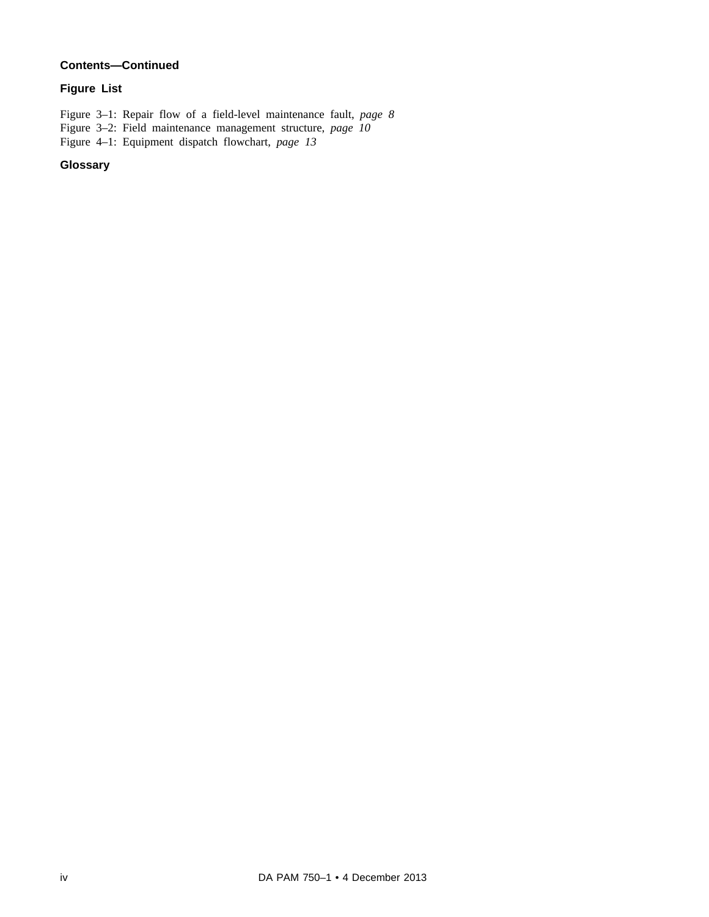**Contents—Continued**

**Figure List**

Figure 3–1: Repair flow of a field-level maintenance fault, *page 8*
Figure 3–2: Field maintenance management structure, *page 10*
Figure 4–1: Equipment dispatch flowchart, *page 13*

**Glossary**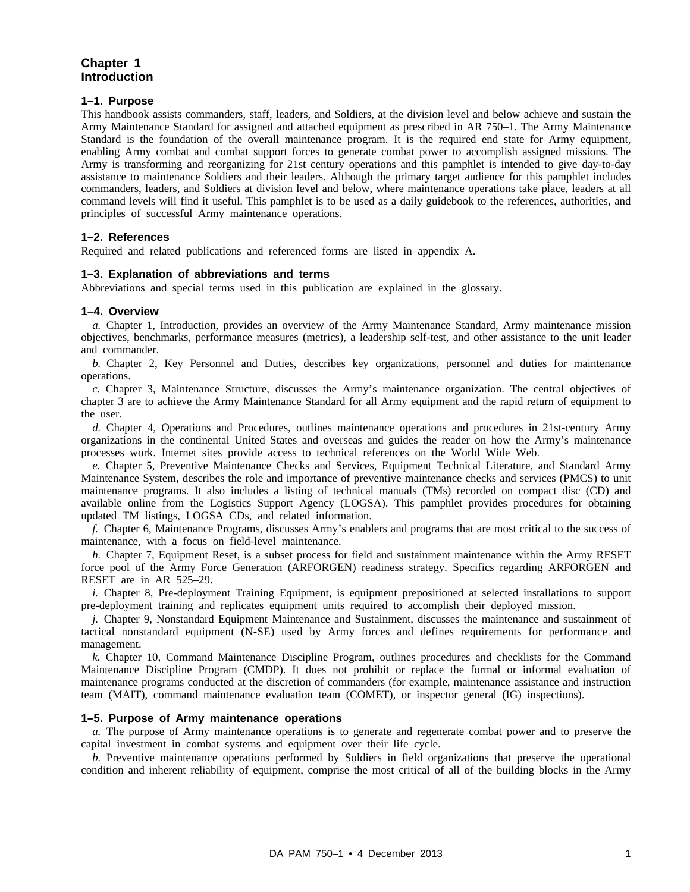# Chapter 1 Introduction

## 1–1. Purpose

This handbook assists commanders, staff, leaders, and Soldiers, at the division level and below achieve and sustain the Army Maintenance Standard for assigned and attached equipment as prescribed in AR 750–1. The Army Maintenance Standard is the foundation of the overall maintenance program. It is the required end state for Army equipment, enabling Army combat and combat support forces to generate combat power to accomplish assigned missions. The Army is transforming and reorganizing for 21st century operations and this pamphlet is intended to give day-to-day assistance to maintenance Soldiers and their leaders. Although the primary target audience for this pamphlet includes commanders, leaders, and Soldiers at division level and below, where maintenance operations take place, leaders at all command levels will find it useful. This pamphlet is to be used as a daily guidebook to the references, authorities, and principles of successful Army maintenance operations.

## 1–2. References

Required and related publications and referenced forms are listed in appendix A.

## 1–3. Explanation of abbreviations and terms

Abbreviations and special terms used in this publication are explained in the glossary.

## 1–4. Overview

*a.* Chapter 1, Introduction, provides an overview of the Army Maintenance Standard, Army maintenance mission objectives, benchmarks, performance measures (metrics), a leadership self-test, and other assistance to the unit leader and commander.

*b.* Chapter 2, Key Personnel and Duties, describes key organizations, personnel and duties for maintenance operations.

*c.* Chapter 3, Maintenance Structure, discusses the Army's maintenance organization. The central objectives of chapter 3 are to achieve the Army Maintenance Standard for all Army equipment and the rapid return of equipment to the user.

*d.* Chapter 4, Operations and Procedures, outlines maintenance operations and procedures in 21st-century Army organizations in the continental United States and overseas and guides the reader on how the Army's maintenance processes work. Internet sites provide access to technical references on the World Wide Web.

*e.* Chapter 5, Preventive Maintenance Checks and Services, Equipment Technical Literature, and Standard Army Maintenance System, describes the role and importance of preventive maintenance checks and services (PMCS) to unit maintenance programs. It also includes a listing of technical manuals (TMs) recorded on compact disc (CD) and available online from the Logistics Support Agency (LOGSA). This pamphlet provides procedures for obtaining updated TM listings, LOGSA CDs, and related information.

*f.* Chapter 6, Maintenance Programs, discusses Army's enablers and programs that are most critical to the success of maintenance, with a focus on field-level maintenance.

*h.* Chapter 7, Equipment Reset, is a subset process for field and sustainment maintenance within the Army RESET force pool of the Army Force Generation (ARFORGEN) readiness strategy. Specifics regarding ARFORGEN and RESET are in AR 525–29.

*i.* Chapter 8, Pre-deployment Training Equipment, is equipment prepositioned at selected installations to support pre-deployment training and replicates equipment units required to accomplish their deployed mission.

*j.* Chapter 9, Nonstandard Equipment Maintenance and Sustainment, discusses the maintenance and sustainment of tactical nonstandard equipment (N-SE) used by Army forces and defines requirements for performance and management.

*k.* Chapter 10, Command Maintenance Discipline Program, outlines procedures and checklists for the Command Maintenance Discipline Program (CMDP). It does not prohibit or replace the formal or informal evaluation of maintenance programs conducted at the discretion of commanders (for example, maintenance assistance and instruction team (MAIT), command maintenance evaluation team (COMET), or inspector general (IG) inspections).

## 1–5. Purpose of Army maintenance operations

*a.* The purpose of Army maintenance operations is to generate and regenerate combat power and to preserve the capital investment in combat systems and equipment over their life cycle.

*b.* Preventive maintenance operations performed by Soldiers in field organizations that preserve the operational condition and inherent reliability of equipment, comprise the most critical of all of the building blocks in the Army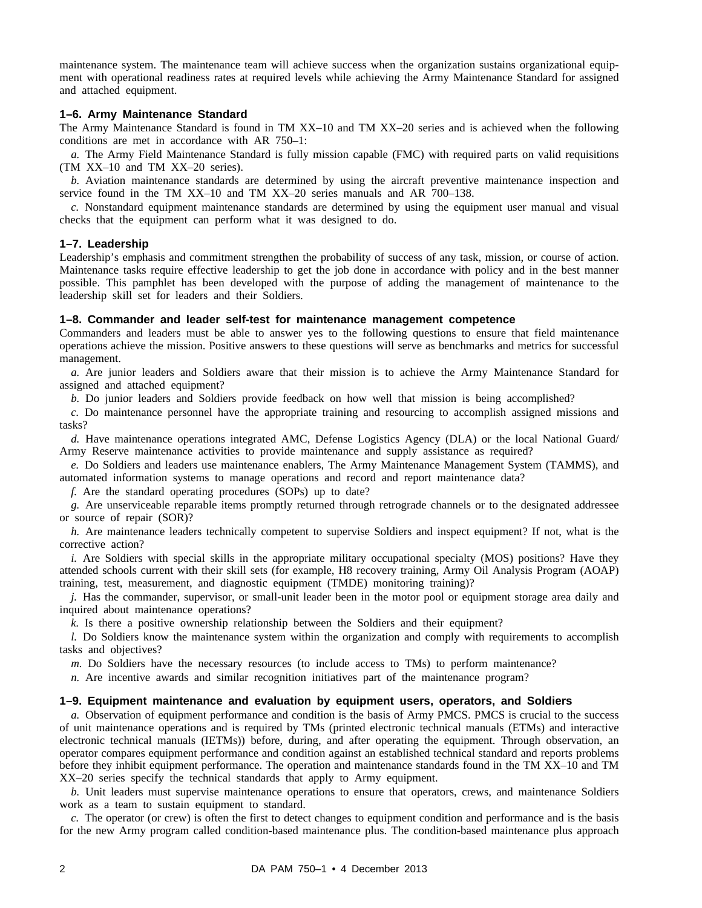maintenance system. The maintenance team will achieve success when the organization sustains organizational equipment with operational readiness rates at required levels while achieving the Army Maintenance Standard for assigned and attached equipment.

### 1–6. Army Maintenance Standard

The Army Maintenance Standard is found in TM XX–10 and TM XX–20 series and is achieved when the following conditions are met in accordance with AR 750–1:

*a.* The Army Field Maintenance Standard is fully mission capable (FMC) with required parts on valid requisitions (TM XX–10 and TM XX–20 series).

*b.* Aviation maintenance standards are determined by using the aircraft preventive maintenance inspection and service found in the TM XX–10 and TM XX–20 series manuals and AR 700–138.

*c.* Nonstandard equipment maintenance standards are determined by using the equipment user manual and visual checks that the equipment can perform what it was designed to do.

### 1–7. Leadership

Leadership's emphasis and commitment strengthen the probability of success of any task, mission, or course of action. Maintenance tasks require effective leadership to get the job done in accordance with policy and in the best manner possible. This pamphlet has been developed with the purpose of adding the management of maintenance to the leadership skill set for leaders and their Soldiers.

### 1–8. Commander and leader self-test for maintenance management competence

Commanders and leaders must be able to answer yes to the following questions to ensure that field maintenance operations achieve the mission. Positive answers to these questions will serve as benchmarks and metrics for successful management.

*a.* Are junior leaders and Soldiers aware that their mission is to achieve the Army Maintenance Standard for assigned and attached equipment?

*b.* Do junior leaders and Soldiers provide feedback on how well that mission is being accomplished?

*c.* Do maintenance personnel have the appropriate training and resourcing to accomplish assigned missions and tasks?

*d.* Have maintenance operations integrated AMC, Defense Logistics Agency (DLA) or the local National Guard/ Army Reserve maintenance activities to provide maintenance and supply assistance as required?

*e.* Do Soldiers and leaders use maintenance enablers, The Army Maintenance Management System (TAMMS), and automated information systems to manage operations and record and report maintenance data?

*f.* Are the standard operating procedures (SOPs) up to date?

*g.* Are unserviceable reparable items promptly returned through retrograde channels or to the designated addressee or source of repair (SOR)?

*h.* Are maintenance leaders technically competent to supervise Soldiers and inspect equipment? If not, what is the corrective action?

*i.* Are Soldiers with special skills in the appropriate military occupational specialty (MOS) positions? Have they attended schools current with their skill sets (for example, H8 recovery training, Army Oil Analysis Program (AOAP) training, test, measurement, and diagnostic equipment (TMDE) monitoring training)?

*j.* Has the commander, supervisor, or small-unit leader been in the motor pool or equipment storage area daily and inquired about maintenance operations?

*k.* Is there a positive ownership relationship between the Soldiers and their equipment?

*l.* Do Soldiers know the maintenance system within the organization and comply with requirements to accomplish tasks and objectives?

*m.* Do Soldiers have the necessary resources (to include access to TMs) to perform maintenance?

*n.* Are incentive awards and similar recognition initiatives part of the maintenance program?

### 1–9. Equipment maintenance and evaluation by equipment users, operators, and Soldiers

*a.* Observation of equipment performance and condition is the basis of Army PMCS. PMCS is crucial to the success of unit maintenance operations and is required by TMs (printed electronic technical manuals (ETMs) and interactive electronic technical manuals (IETMs)) before, during, and after operating the equipment. Through observation, an operator compares equipment performance and condition against an established technical standard and reports problems before they inhibit equipment performance. The operation and maintenance standards found in the TM XX–10 and TM XX–20 series specify the technical standards that apply to Army equipment.

*b.* Unit leaders must supervise maintenance operations to ensure that operators, crews, and maintenance Soldiers work as a team to sustain equipment to standard.

*c.* The operator (or crew) is often the first to detect changes to equipment condition and performance and is the basis for the new Army program called condition-based maintenance plus. The condition-based maintenance plus approach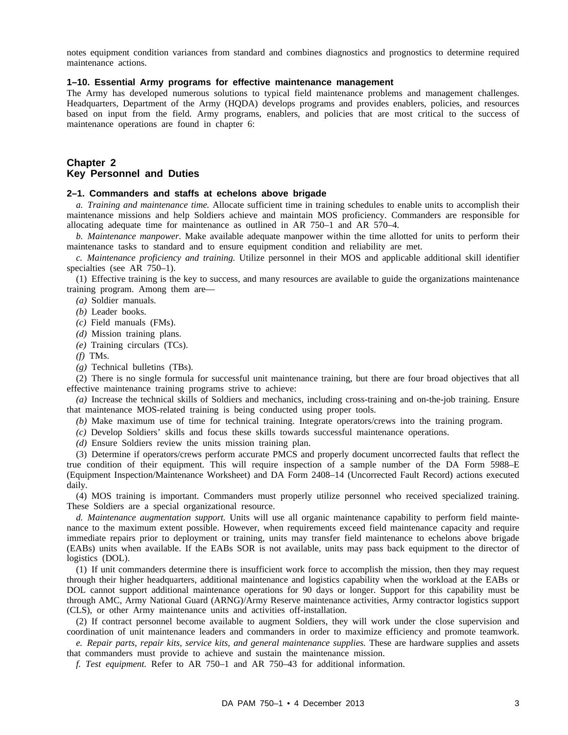notes equipment condition variances from standard and combines diagnostics and prognostics to determine required maintenance actions.

### 1–10. Essential Army programs for effective maintenance management

The Army has developed numerous solutions to typical field maintenance problems and management challenges. Headquarters, Department of the Army (HQDA) develops programs and provides enablers, policies, and resources based on input from the field. Army programs, enablers, and policies that are most critical to the success of maintenance operations are found in chapter 6:

## Chapter 2
## Key Personnel and Duties

### 2–1. Commanders and staffs at echelons above brigade

*a. Training and maintenance time.* Allocate sufficient time in training schedules to enable units to accomplish their maintenance missions and help Soldiers achieve and maintain MOS proficiency. Commanders are responsible for allocating adequate time for maintenance as outlined in AR 750–1 and AR 570–4.

*b. Maintenance manpower.* Make available adequate manpower within the time allotted for units to perform their maintenance tasks to standard and to ensure equipment condition and reliability are met.

*c. Maintenance proficiency and training.* Utilize personnel in their MOS and applicable additional skill identifier specialties (see AR 750–1).

(1) Effective training is the key to success, and many resources are available to guide the organizations maintenance training program. Among them are—

*(a)* Soldier manuals.

*(b)* Leader books.

*(c)* Field manuals (FMs).

*(d)* Mission training plans.

*(e)* Training circulars (TCs).

*(f)* TMs.

*(g)* Technical bulletins (TBs).

(2) There is no single formula for successful unit maintenance training, but there are four broad objectives that all effective maintenance training programs strive to achieve:

*(a)* Increase the technical skills of Soldiers and mechanics, including cross-training and on-the-job training. Ensure that maintenance MOS-related training is being conducted using proper tools.

*(b)* Make maximum use of time for technical training. Integrate operators/crews into the training program.

*(c)* Develop Soldiers' skills and focus these skills towards successful maintenance operations.

*(d)* Ensure Soldiers review the units mission training plan.

(3) Determine if operators/crews perform accurate PMCS and properly document uncorrected faults that reflect the true condition of their equipment. This will require inspection of a sample number of the DA Form 5988–E (Equipment Inspection/Maintenance Worksheet) and DA Form 2408–14 (Uncorrected Fault Record) actions executed daily.

(4) MOS training is important. Commanders must properly utilize personnel who received specialized training. These Soldiers are a special organizational resource.

*d. Maintenance augmentation support.* Units will use all organic maintenance capability to perform field maintenance to the maximum extent possible. However, when requirements exceed field maintenance capacity and require immediate repairs prior to deployment or training, units may transfer field maintenance to echelons above brigade (EABs) units when available. If the EABs SOR is not available, units may pass back equipment to the director of logistics (DOL).

(1) If unit commanders determine there is insufficient work force to accomplish the mission, then they may request through their higher headquarters, additional maintenance and logistics capability when the workload at the EABs or DOL cannot support additional maintenance operations for 90 days or longer. Support for this capability must be through AMC, Army National Guard (ARNG)/Army Reserve maintenance activities, Army contractor logistics support (CLS), or other Army maintenance units and activities off-installation.

(2) If contract personnel become available to augment Soldiers, they will work under the close supervision and coordination of unit maintenance leaders and commanders in order to maximize efficiency and promote teamwork.

*e. Repair parts, repair kits, service kits, and general maintenance supplies.* These are hardware supplies and assets that commanders must provide to achieve and sustain the maintenance mission.

*f. Test equipment.* Refer to AR 750–1 and AR 750–43 for additional information.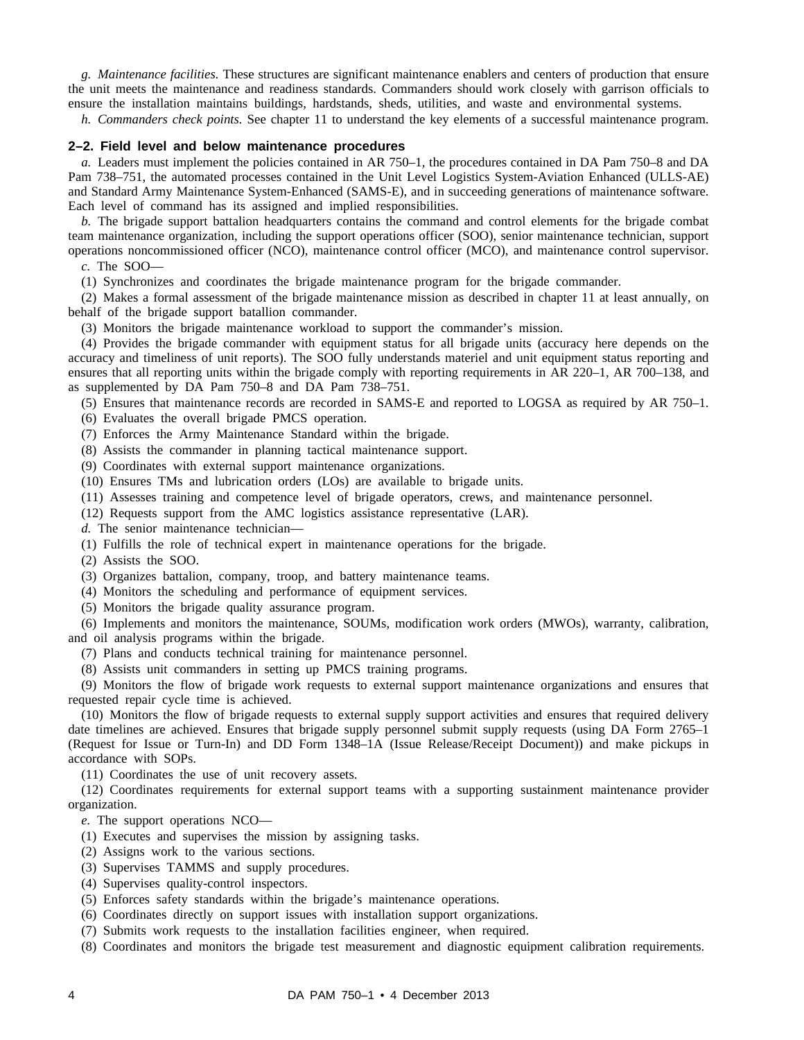*g. Maintenance facilities.* These structures are significant maintenance enablers and centers of production that ensure the unit meets the maintenance and readiness standards. Commanders should work closely with garrison officials to ensure the installation maintains buildings, hardstands, sheds, utilities, and waste and environmental systems.

*h. Commanders check points.* See chapter 11 to understand the key elements of a successful maintenance program.

## 2–2. Field level and below maintenance procedures

*a.* Leaders must implement the policies contained in AR 750–1, the procedures contained in DA Pam 750–8 and DA Pam 738–751, the automated processes contained in the Unit Level Logistics System-Aviation Enhanced (ULLS-AE) and Standard Army Maintenance System-Enhanced (SAMS-E), and in succeeding generations of maintenance software. Each level of command has its assigned and implied responsibilities.

*b.* The brigade support battalion headquarters contains the command and control elements for the brigade combat team maintenance organization, including the support operations officer (SOO), senior maintenance technician, support operations noncommissioned officer (NCO), maintenance control officer (MCO), and maintenance control supervisor.

*c.* The SOO—

(1) Synchronizes and coordinates the brigade maintenance program for the brigade commander.

(2) Makes a formal assessment of the brigade maintenance mission as described in chapter 11 at least annually, on behalf of the brigade support batallion commander.

(3) Monitors the brigade maintenance workload to support the commander's mission.

(4) Provides the brigade commander with equipment status for all brigade units (accuracy here depends on the accuracy and timeliness of unit reports). The SOO fully understands materiel and unit equipment status reporting and ensures that all reporting units within the brigade comply with reporting requirements in AR 220–1, AR 700–138, and as supplemented by DA Pam 750–8 and DA Pam 738–751.

(5) Ensures that maintenance records are recorded in SAMS-E and reported to LOGSA as required by AR 750–1.

(6) Evaluates the overall brigade PMCS operation.

(7) Enforces the Army Maintenance Standard within the brigade.

(8) Assists the commander in planning tactical maintenance support.

(9) Coordinates with external support maintenance organizations.

(10) Ensures TMs and lubrication orders (LOs) are available to brigade units.

(11) Assesses training and competence level of brigade operators, crews, and maintenance personnel.

(12) Requests support from the AMC logistics assistance representative (LAR).

*d.* The senior maintenance technician—

(1) Fulfills the role of technical expert in maintenance operations for the brigade.

(2) Assists the SOO.

(3) Organizes battalion, company, troop, and battery maintenance teams.

(4) Monitors the scheduling and performance of equipment services.

(5) Monitors the brigade quality assurance program.

(6) Implements and monitors the maintenance, SOUMs, modification work orders (MWOs), warranty, calibration, and oil analysis programs within the brigade.

(7) Plans and conducts technical training for maintenance personnel.

(8) Assists unit commanders in setting up PMCS training programs.

(9) Monitors the flow of brigade work requests to external support maintenance organizations and ensures that requested repair cycle time is achieved.

(10) Monitors the flow of brigade requests to external supply support activities and ensures that required delivery date timelines are achieved. Ensures that brigade supply personnel submit supply requests (using DA Form 2765–1 (Request for Issue or Turn-In) and DD Form 1348–1A (Issue Release/Receipt Document)) and make pickups in accordance with SOPs.

(11) Coordinates the use of unit recovery assets.

(12) Coordinates requirements for external support teams with a supporting sustainment maintenance provider organization.

*e.* The support operations NCO—

(1) Executes and supervises the mission by assigning tasks.

(2) Assigns work to the various sections.

(3) Supervises TAMMS and supply procedures.

(4) Supervises quality-control inspectors.

(5) Enforces safety standards within the brigade's maintenance operations.

(6) Coordinates directly on support issues with installation support organizations.

(7) Submits work requests to the installation facilities engineer, when required.

(8) Coordinates and monitors the brigade test measurement and diagnostic equipment calibration requirements.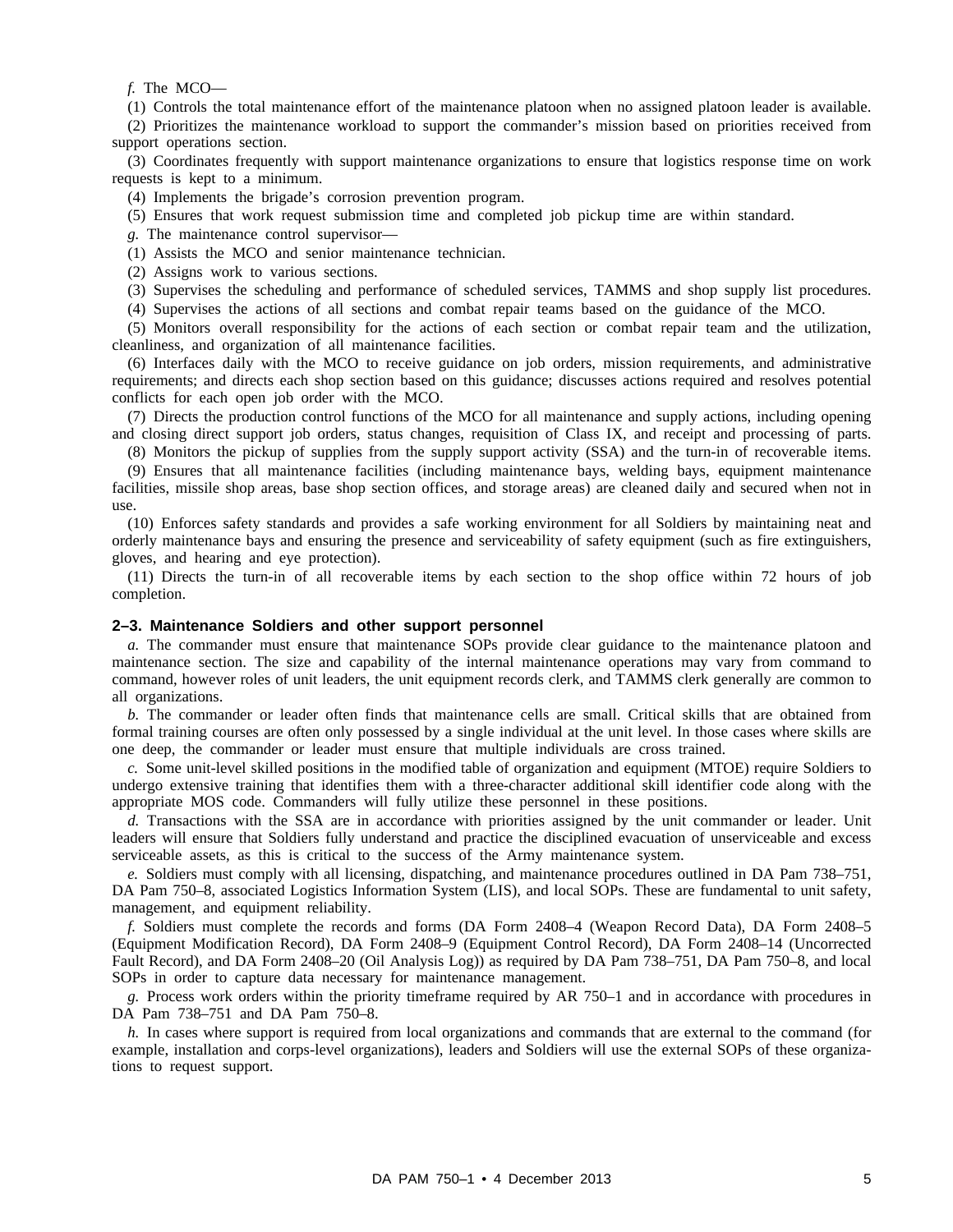*f.* The MCO—

(1) Controls the total maintenance effort of the maintenance platoon when no assigned platoon leader is available.

(2) Prioritizes the maintenance workload to support the commander's mission based on priorities received from support operations section.

(3) Coordinates frequently with support maintenance organizations to ensure that logistics response time on work requests is kept to a minimum.

(4) Implements the brigade's corrosion prevention program.

(5) Ensures that work request submission time and completed job pickup time are within standard.

*g.* The maintenance control supervisor—

(1) Assists the MCO and senior maintenance technician.

(2) Assigns work to various sections.

(3) Supervises the scheduling and performance of scheduled services, TAMMS and shop supply list procedures.

(4) Supervises the actions of all sections and combat repair teams based on the guidance of the MCO.

(5) Monitors overall responsibility for the actions of each section or combat repair team and the utilization, cleanliness, and organization of all maintenance facilities.

(6) Interfaces daily with the MCO to receive guidance on job orders, mission requirements, and administrative requirements; and directs each shop section based on this guidance; discusses actions required and resolves potential conflicts for each open job order with the MCO.

(7) Directs the production control functions of the MCO for all maintenance and supply actions, including opening and closing direct support job orders, status changes, requisition of Class IX, and receipt and processing of parts.

(8) Monitors the pickup of supplies from the supply support activity (SSA) and the turn-in of recoverable items.

(9) Ensures that all maintenance facilities (including maintenance bays, welding bays, equipment maintenance facilities, missile shop areas, base shop section offices, and storage areas) are cleaned daily and secured when not in use.

(10) Enforces safety standards and provides a safe working environment for all Soldiers by maintaining neat and orderly maintenance bays and ensuring the presence and serviceability of safety equipment (such as fire extinguishers, gloves, and hearing and eye protection).

(11) Directs the turn-in of all recoverable items by each section to the shop office within 72 hours of job completion.

## 2–3. Maintenance Soldiers and other support personnel

*a.* The commander must ensure that maintenance SOPs provide clear guidance to the maintenance platoon and maintenance section. The size and capability of the internal maintenance operations may vary from command to command, however roles of unit leaders, the unit equipment records clerk, and TAMMS clerk generally are common to all organizations.

*b.* The commander or leader often finds that maintenance cells are small. Critical skills that are obtained from formal training courses are often only possessed by a single individual at the unit level. In those cases where skills are one deep, the commander or leader must ensure that multiple individuals are cross trained.

*c.* Some unit-level skilled positions in the modified table of organization and equipment (MTOE) require Soldiers to undergo extensive training that identifies them with a three-character additional skill identifier code along with the appropriate MOS code. Commanders will fully utilize these personnel in these positions.

*d.* Transactions with the SSA are in accordance with priorities assigned by the unit commander or leader. Unit leaders will ensure that Soldiers fully understand and practice the disciplined evacuation of unserviceable and excess serviceable assets, as this is critical to the success of the Army maintenance system.

*e.* Soldiers must comply with all licensing, dispatching, and maintenance procedures outlined in DA Pam 738–751, DA Pam 750–8, associated Logistics Information System (LIS), and local SOPs. These are fundamental to unit safety, management, and equipment reliability.

*f.* Soldiers must complete the records and forms (DA Form 2408–4 (Weapon Record Data), DA Form 2408–5 (Equipment Modification Record), DA Form 2408–9 (Equipment Control Record), DA Form 2408–14 (Uncorrected Fault Record), and DA Form 2408–20 (Oil Analysis Log)) as required by DA Pam 738–751, DA Pam 750–8, and local SOPs in order to capture data necessary for maintenance management.

*g.* Process work orders within the priority timeframe required by AR 750–1 and in accordance with procedures in DA Pam 738–751 and DA Pam 750–8.

*h.* In cases where support is required from local organizations and commands that are external to the command (for example, installation and corps-level organizations), leaders and Soldiers will use the external SOPs of these organizations to request support.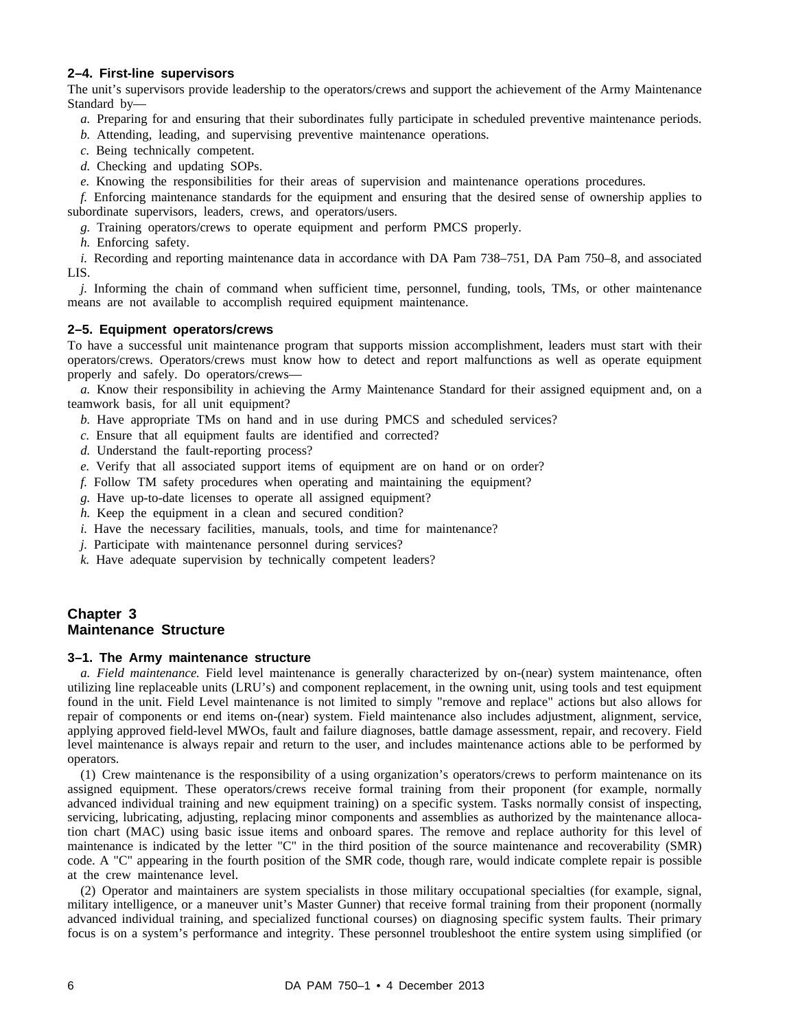### 2–4. First-line supervisors

The unit's supervisors provide leadership to the operators/crews and support the achievement of the Army Maintenance Standard by—

*a.* Preparing for and ensuring that their subordinates fully participate in scheduled preventive maintenance periods.

*b.* Attending, leading, and supervising preventive maintenance operations.

*c.* Being technically competent.

*d.* Checking and updating SOPs.

*e.* Knowing the responsibilities for their areas of supervision and maintenance operations procedures.

*f.* Enforcing maintenance standards for the equipment and ensuring that the desired sense of ownership applies to subordinate supervisors, leaders, crews, and operators/users.

*g.* Training operators/crews to operate equipment and perform PMCS properly.

*h.* Enforcing safety.

*i.* Recording and reporting maintenance data in accordance with DA Pam 738–751, DA Pam 750–8, and associated LIS.

*j.* Informing the chain of command when sufficient time, personnel, funding, tools, TMs, or other maintenance means are not available to accomplish required equipment maintenance.

### 2–5. Equipment operators/crews

To have a successful unit maintenance program that supports mission accomplishment, leaders must start with their operators/crews. Operators/crews must know how to detect and report malfunctions as well as operate equipment properly and safely. Do operators/crews—

*a.* Know their responsibility in achieving the Army Maintenance Standard for their assigned equipment and, on a teamwork basis, for all unit equipment?

*b.* Have appropriate TMs on hand and in use during PMCS and scheduled services?

*c.* Ensure that all equipment faults are identified and corrected?

*d.* Understand the fault-reporting process?

*e.* Verify that all associated support items of equipment are on hand or on order?

*f.* Follow TM safety procedures when operating and maintaining the equipment?

*g.* Have up-to-date licenses to operate all assigned equipment?

*h.* Keep the equipment in a clean and secured condition?

*i.* Have the necessary facilities, manuals, tools, and time for maintenance?

*j.* Participate with maintenance personnel during services?

*k.* Have adequate supervision by technically competent leaders?

## Chapter 3
## Maintenance Structure

### 3–1. The Army maintenance structure

*a. Field maintenance.* Field level maintenance is generally characterized by on-(near) system maintenance, often utilizing line replaceable units (LRU's) and component replacement, in the owning unit, using tools and test equipment found in the unit. Field Level maintenance is not limited to simply "remove and replace" actions but also allows for repair of components or end items on-(near) system. Field maintenance also includes adjustment, alignment, service, applying approved field-level MWOs, fault and failure diagnoses, battle damage assessment, repair, and recovery. Field level maintenance is always repair and return to the user, and includes maintenance actions able to be performed by operators.

(1) Crew maintenance is the responsibility of a using organization's operators/crews to perform maintenance on its assigned equipment. These operators/crews receive formal training from their proponent (for example, normally advanced individual training and new equipment training) on a specific system. Tasks normally consist of inspecting, servicing, lubricating, adjusting, replacing minor components and assemblies as authorized by the maintenance allocation chart (MAC) using basic issue items and onboard spares. The remove and replace authority for this level of maintenance is indicated by the letter "C" in the third position of the source maintenance and recoverability (SMR) code. A "C" appearing in the fourth position of the SMR code, though rare, would indicate complete repair is possible at the crew maintenance level.

(2) Operator and maintainers are system specialists in those military occupational specialties (for example, signal, military intelligence, or a maneuver unit's Master Gunner) that receive formal training from their proponent (normally advanced individual training, and specialized functional courses) on diagnosing specific system faults. Their primary focus is on a system's performance and integrity. These personnel troubleshoot the entire system using simplified (or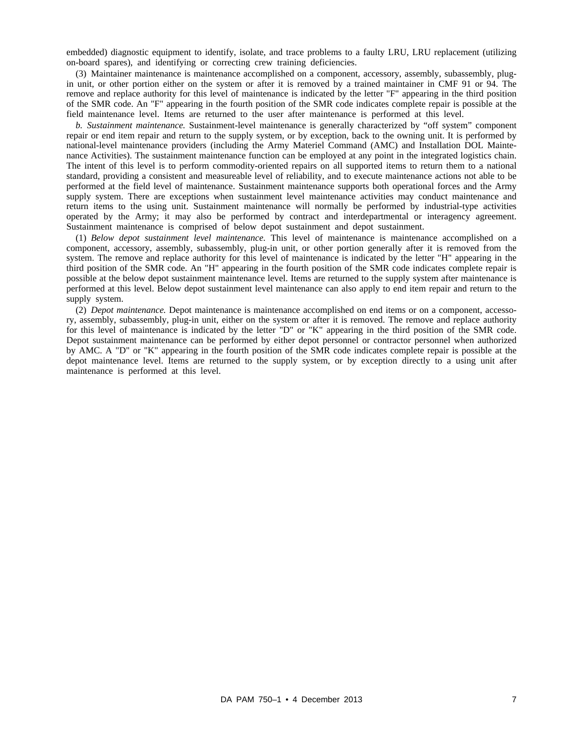embedded) diagnostic equipment to identify, isolate, and trace problems to a faulty LRU, LRU replacement (utilizing on-board spares), and identifying or correcting crew training deficiencies.

(3) Maintainer maintenance is maintenance accomplished on a component, accessory, assembly, subassembly, plug-in unit, or other portion either on the system or after it is removed by a trained maintainer in CMF 91 or 94. The remove and replace authority for this level of maintenance is indicated by the letter "F" appearing in the third position of the SMR code. An "F" appearing in the fourth position of the SMR code indicates complete repair is possible at the field maintenance level. Items are returned to the user after maintenance is performed at this level.

*b. Sustainment maintenance.* Sustainment-level maintenance is generally characterized by "off system" component repair or end item repair and return to the supply system, or by exception, back to the owning unit. It is performed by national-level maintenance providers (including the Army Materiel Command (AMC) and Installation DOL Maintenance Activities). The sustainment maintenance function can be employed at any point in the integrated logistics chain. The intent of this level is to perform commodity-oriented repairs on all supported items to return them to a national standard, providing a consistent and measureable level of reliability, and to execute maintenance actions not able to be performed at the field level of maintenance. Sustainment maintenance supports both operational forces and the Army supply system. There are exceptions when sustainment level maintenance activities may conduct maintenance and return items to the using unit. Sustainment maintenance will normally be performed by industrial-type activities operated by the Army; it may also be performed by contract and interdepartmental or interagency agreement. Sustainment maintenance is comprised of below depot sustainment and depot sustainment.

(1) *Below depot sustainment level maintenance.* This level of maintenance is maintenance accomplished on a component, accessory, assembly, subassembly, plug-in unit, or other portion generally after it is removed from the system. The remove and replace authority for this level of maintenance is indicated by the letter "H" appearing in the third position of the SMR code. An "H" appearing in the fourth position of the SMR code indicates complete repair is possible at the below depot sustainment maintenance level. Items are returned to the supply system after maintenance is performed at this level. Below depot sustainment level maintenance can also apply to end item repair and return to the supply system.

(2) *Depot maintenance.* Depot maintenance is maintenance accomplished on end items or on a component, accessory, assembly, subassembly, plug-in unit, either on the system or after it is removed. The remove and replace authority for this level of maintenance is indicated by the letter "D" or "K" appearing in the third position of the SMR code. Depot sustainment maintenance can be performed by either depot personnel or contractor personnel when authorized by AMC. A "D" or "K" appearing in the fourth position of the SMR code indicates complete repair is possible at the depot maintenance level. Items are returned to the supply system, or by exception directly to a using unit after maintenance is performed at this level.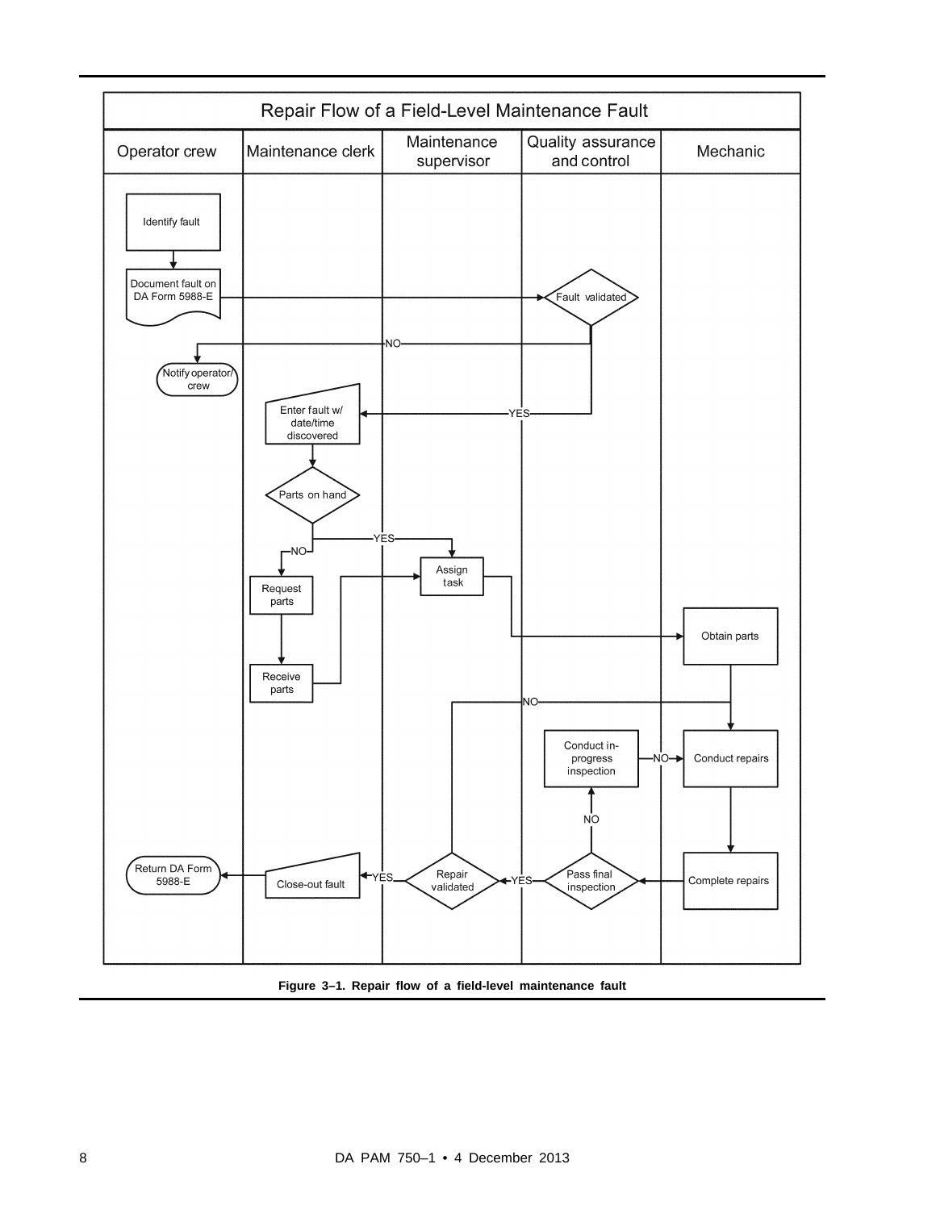## Repair Flow of a Field-Level Maintenance Fault

| Operator crew | Maintenance clerk | Maintenance supervisor | Quality assurance and control | Mechanic |
|---|---|---|---|---|

- Identify fault
- Document fault on DA Form 5988-E
- Fault validated
  - NO → Notify operator/crew
  - YES → Enter fault w/ date/time discovered
- Parts on hand
  - YES → Assign task
  - NO → Request parts → Receive parts → Assign task
- Assign task → Obtain parts
- Obtain parts → Conduct repairs
- Conduct repairs → Complete repairs
- Complete repairs → Pass final inspection
  - NO → Conduct in-progress inspection → NO → Conduct repairs
  - YES → Repair validated
- Repair validated
  - NO → Conduct repairs
  - YES → Close-out fault → Return DA Form 5988-E

**Figure 3–1. Repair flow of a field-level maintenance fault**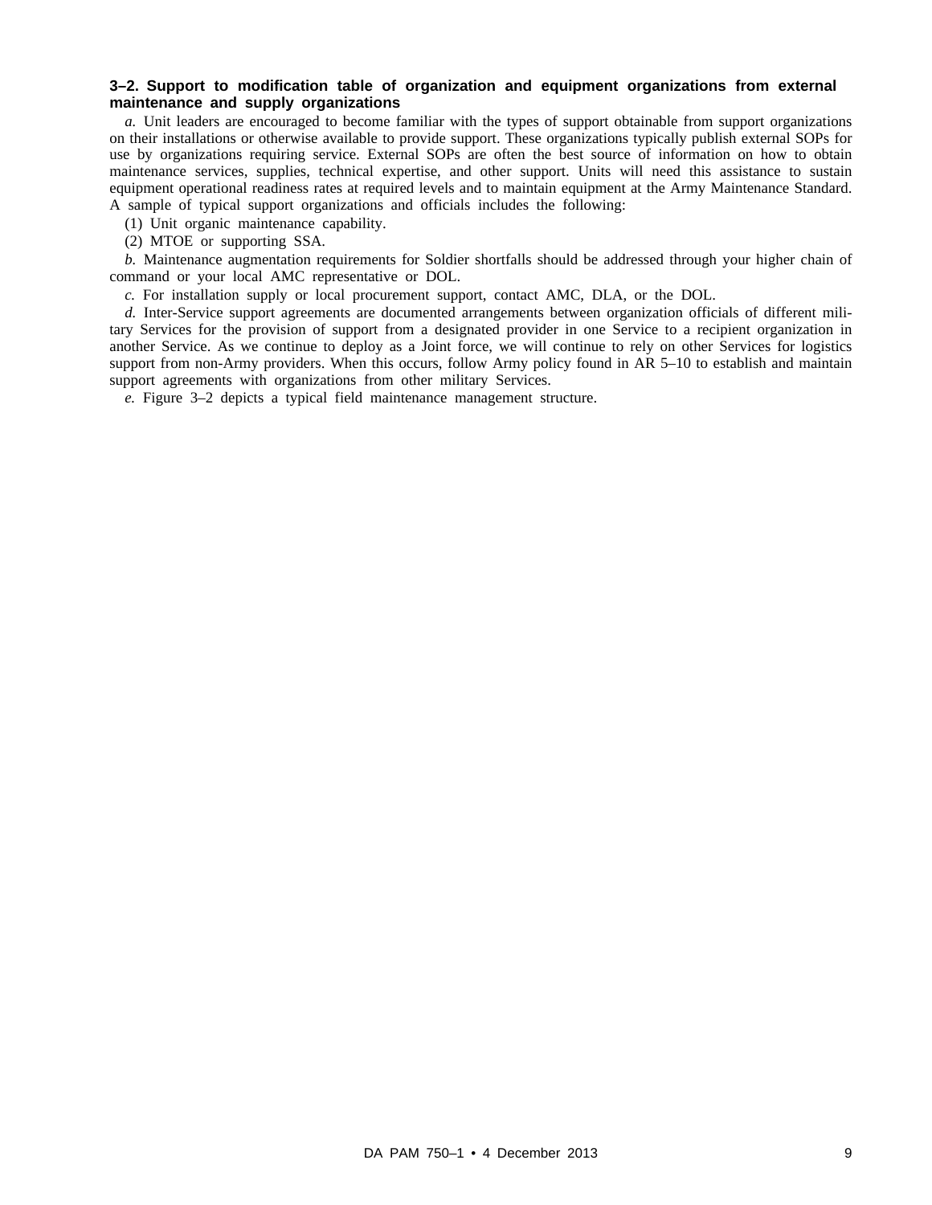### 3–2. Support to modification table of organization and equipment organizations from external maintenance and supply organizations

*a.* Unit leaders are encouraged to become familiar with the types of support obtainable from support organizations on their installations or otherwise available to provide support. These organizations typically publish external SOPs for use by organizations requiring service. External SOPs are often the best source of information on how to obtain maintenance services, supplies, technical expertise, and other support. Units will need this assistance to sustain equipment operational readiness rates at required levels and to maintain equipment at the Army Maintenance Standard. A sample of typical support organizations and officials includes the following:

(1) Unit organic maintenance capability.

(2) MTOE or supporting SSA.

*b.* Maintenance augmentation requirements for Soldier shortfalls should be addressed through your higher chain of command or your local AMC representative or DOL.

*c.* For installation supply or local procurement support, contact AMC, DLA, or the DOL.

*d.* Inter-Service support agreements are documented arrangements between organization officials of different military Services for the provision of support from a designated provider in one Service to a recipient organization in another Service. As we continue to deploy as a Joint force, we will continue to rely on other Services for logistics support from non-Army providers. When this occurs, follow Army policy found in AR 5–10 to establish and maintain support agreements with organizations from other military Services.

*e.* Figure 3–2 depicts a typical field maintenance management structure.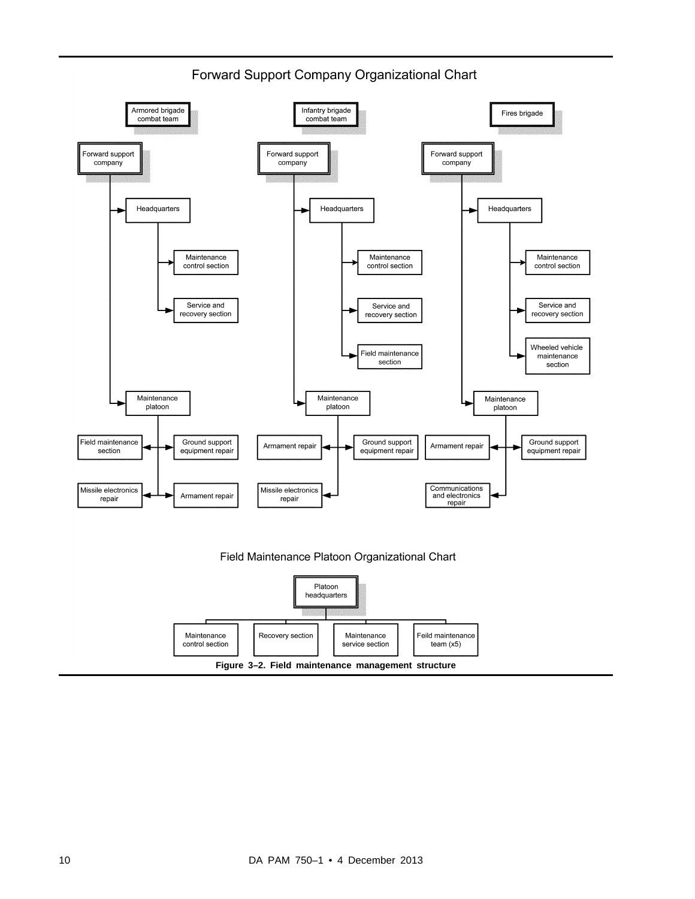## Forward Support Company Organizational Chart

**Armored brigade combat team**

- Forward support company
  - Headquarters
    - Maintenance control section
    - Service and recovery section
  - Maintenance platoon
    - Field maintenance section
    - Ground support equipment repair
    - Missile electronics repair
    - Armament repair

**Infantry brigade combat team**

- Forward support company
  - Headquarters
    - Maintenance control section
    - Service and recovery section
    - Field maintenance section
  - Maintenance platoon
    - Armament repair
    - Ground support equipment repair
    - Missile electronics repair

**Fires brigade**

- Forward support company
  - Headquarters
    - Maintenance control section
    - Service and recovery section
    - Wheeled vehicle maintenance section
  - Maintenance platoon
    - Armament repair
    - Ground support equipment repair
    - Communications and electronics repair

## Field Maintenance Platoon Organizational Chart

- Platoon headquarters
  - Maintenance control section
  - Recovery section
  - Maintenance service section
  - Feild maintenance team (x5)

**Figure 3–2. Field maintenance management structure**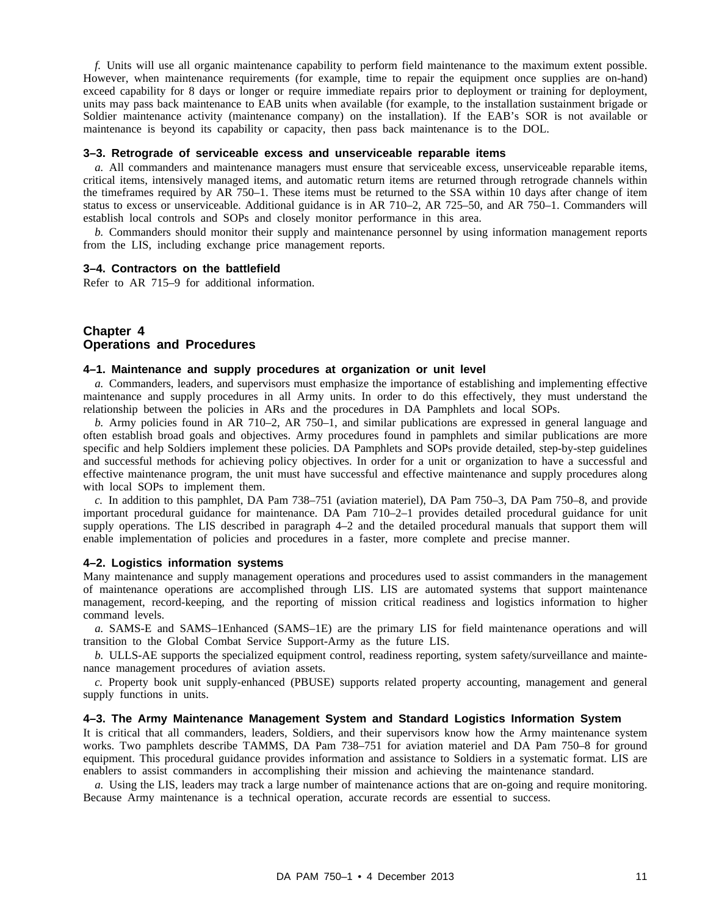*f.* Units will use all organic maintenance capability to perform field maintenance to the maximum extent possible. However, when maintenance requirements (for example, time to repair the equipment once supplies are on-hand) exceed capability for 8 days or longer or require immediate repairs prior to deployment or training for deployment, units may pass back maintenance to EAB units when available (for example, to the installation sustainment brigade or Soldier maintenance activity (maintenance company) on the installation). If the EAB's SOR is not available or maintenance is beyond its capability or capacity, then pass back maintenance is to the DOL.

### 3–3. Retrograde of serviceable excess and unserviceable reparable items

*a.* All commanders and maintenance managers must ensure that serviceable excess, unserviceable reparable items, critical items, intensively managed items, and automatic return items are returned through retrograde channels within the timeframes required by AR 750–1. These items must be returned to the SSA within 10 days after change of item status to excess or unserviceable. Additional guidance is in AR 710–2, AR 725–50, and AR 750–1. Commanders will establish local controls and SOPs and closely monitor performance in this area.

*b.* Commanders should monitor their supply and maintenance personnel by using information management reports from the LIS, including exchange price management reports.

### 3–4. Contractors on the battlefield

Refer to AR 715–9 for additional information.

## Chapter 4
## Operations and Procedures

### 4–1. Maintenance and supply procedures at organization or unit level

*a.* Commanders, leaders, and supervisors must emphasize the importance of establishing and implementing effective maintenance and supply procedures in all Army units. In order to do this effectively, they must understand the relationship between the policies in ARs and the procedures in DA Pamphlets and local SOPs.

*b.* Army policies found in AR 710–2, AR 750–1, and similar publications are expressed in general language and often establish broad goals and objectives. Army procedures found in pamphlets and similar publications are more specific and help Soldiers implement these policies. DA Pamphlets and SOPs provide detailed, step-by-step guidelines and successful methods for achieving policy objectives. In order for a unit or organization to have a successful and effective maintenance program, the unit must have successful and effective maintenance and supply procedures along with local SOPs to implement them.

*c.* In addition to this pamphlet, DA Pam 738–751 (aviation materiel), DA Pam 750–3, DA Pam 750–8, and provide important procedural guidance for maintenance. DA Pam 710–2–1 provides detailed procedural guidance for unit supply operations. The LIS described in paragraph 4–2 and the detailed procedural manuals that support them will enable implementation of policies and procedures in a faster, more complete and precise manner.

### 4–2. Logistics information systems

Many maintenance and supply management operations and procedures used to assist commanders in the management of maintenance operations are accomplished through LIS. LIS are automated systems that support maintenance management, record-keeping, and the reporting of mission critical readiness and logistics information to higher command levels.

*a.* SAMS-E and SAMS–1Enhanced (SAMS–1E) are the primary LIS for field maintenance operations and will transition to the Global Combat Service Support-Army as the future LIS.

*b.* ULLS-AE supports the specialized equipment control, readiness reporting, system safety/surveillance and maintenance management procedures of aviation assets.

*c.* Property book unit supply-enhanced (PBUSE) supports related property accounting, management and general supply functions in units.

### 4–3. The Army Maintenance Management System and Standard Logistics Information System

It is critical that all commanders, leaders, Soldiers, and their supervisors know how the Army maintenance system works. Two pamphlets describe TAMMS, DA Pam 738–751 for aviation materiel and DA Pam 750–8 for ground equipment. This procedural guidance provides information and assistance to Soldiers in a systematic format. LIS are enablers to assist commanders in accomplishing their mission and achieving the maintenance standard.

*a.* Using the LIS, leaders may track a large number of maintenance actions that are on-going and require monitoring. Because Army maintenance is a technical operation, accurate records are essential to success.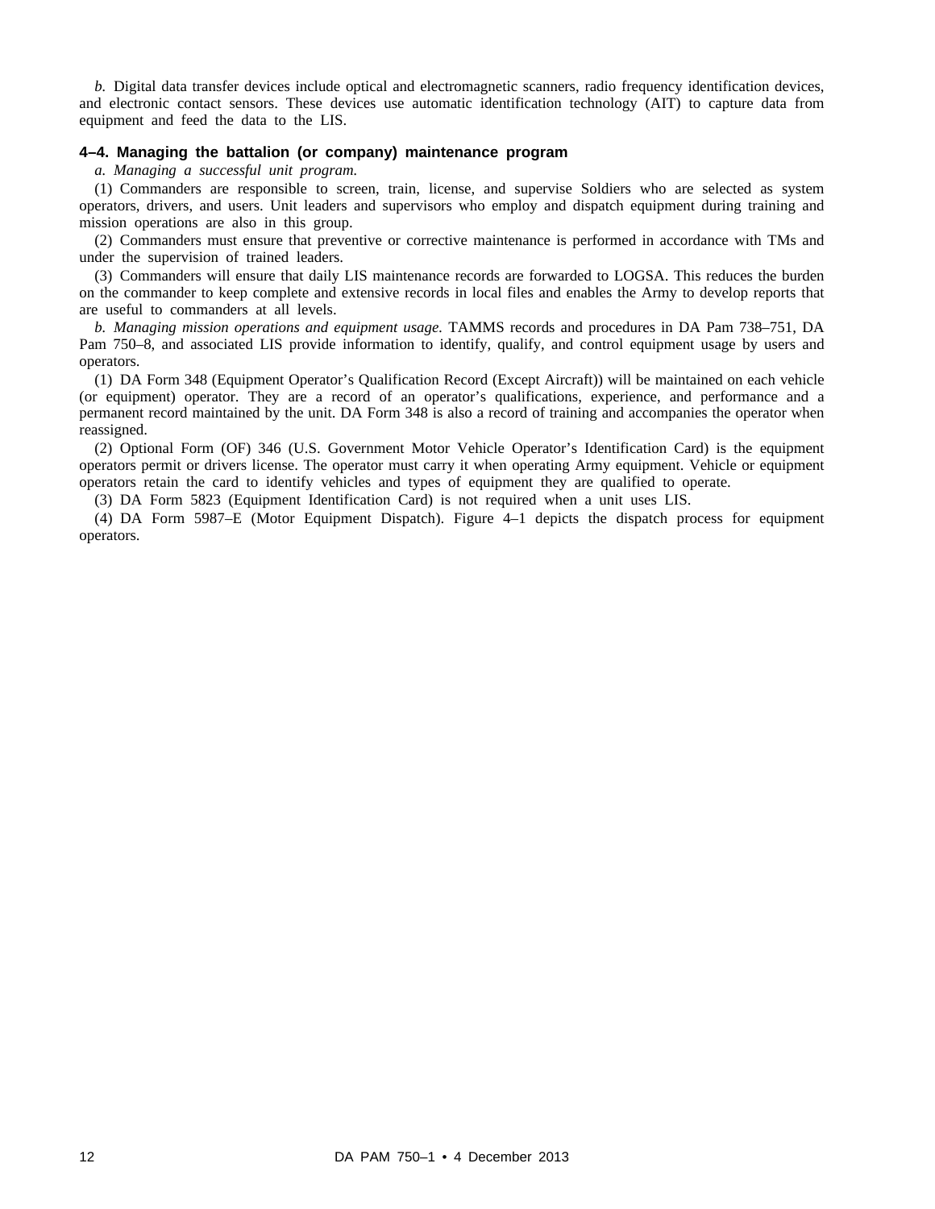*b.* Digital data transfer devices include optical and electromagnetic scanners, radio frequency identification devices, and electronic contact sensors. These devices use automatic identification technology (AIT) to capture data from equipment and feed the data to the LIS.

### 4–4. Managing the battalion (or company) maintenance program

*a. Managing a successful unit program.*

(1) Commanders are responsible to screen, train, license, and supervise Soldiers who are selected as system operators, drivers, and users. Unit leaders and supervisors who employ and dispatch equipment during training and mission operations are also in this group.

(2) Commanders must ensure that preventive or corrective maintenance is performed in accordance with TMs and under the supervision of trained leaders.

(3) Commanders will ensure that daily LIS maintenance records are forwarded to LOGSA. This reduces the burden on the commander to keep complete and extensive records in local files and enables the Army to develop reports that are useful to commanders at all levels.

*b. Managing mission operations and equipment usage.* TAMMS records and procedures in DA Pam 738–751, DA Pam 750–8, and associated LIS provide information to identify, qualify, and control equipment usage by users and operators.

(1) DA Form 348 (Equipment Operator's Qualification Record (Except Aircraft)) will be maintained on each vehicle (or equipment) operator. They are a record of an operator's qualifications, experience, and performance and a permanent record maintained by the unit. DA Form 348 is also a record of training and accompanies the operator when reassigned.

(2) Optional Form (OF) 346 (U.S. Government Motor Vehicle Operator's Identification Card) is the equipment operators permit or drivers license. The operator must carry it when operating Army equipment. Vehicle or equipment operators retain the card to identify vehicles and types of equipment they are qualified to operate.

(3) DA Form 5823 (Equipment Identification Card) is not required when a unit uses LIS.

(4) DA Form 5987–E (Motor Equipment Dispatch). Figure 4–1 depicts the dispatch process for equipment operators.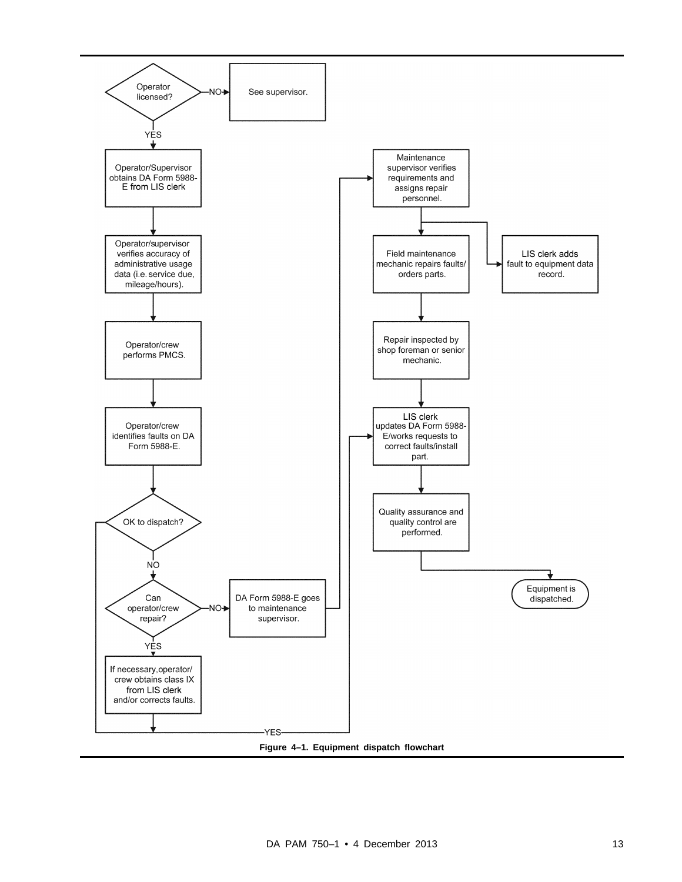Operator licensed?

NO → See supervisor.

YES ↓

Operator/Supervisor obtains DA Form 5988-E from LIS clerk

Operator/supervisor verifies accuracy of administrative usage data (i.e. service due, mileage/hours).

Operator/crew performs PMCS.

Operator/crew identifies faults on DA Form 5988-E.

OK to dispatch?

YES → LIS clerk updates DA Form 5988-E/works requests to correct faults/install part.

NO ↓

Can operator/crew repair?

NO → DA Form 5988-E goes to maintenance supervisor.

YES ↓

If necessary, operator/crew obtains class IX from LIS clerk and/or corrects faults.

DA Form 5988-E goes to maintenance supervisor. → Maintenance supervisor verifies requirements and assigns repair personnel.

Maintenance supervisor verifies requirements and assigns repair personnel. → Field maintenance mechanic repairs faults/orders parts. / LIS clerk adds fault to equipment data record.

Field maintenance mechanic repairs faults/orders parts.

Repair inspected by shop foreman or senior mechanic.

LIS clerk updates DA Form 5988-E/works requests to correct faults/install part.

Quality assurance and quality control are performed.

Equipment is dispatched.

**Figure 4–1. Equipment dispatch flowchart**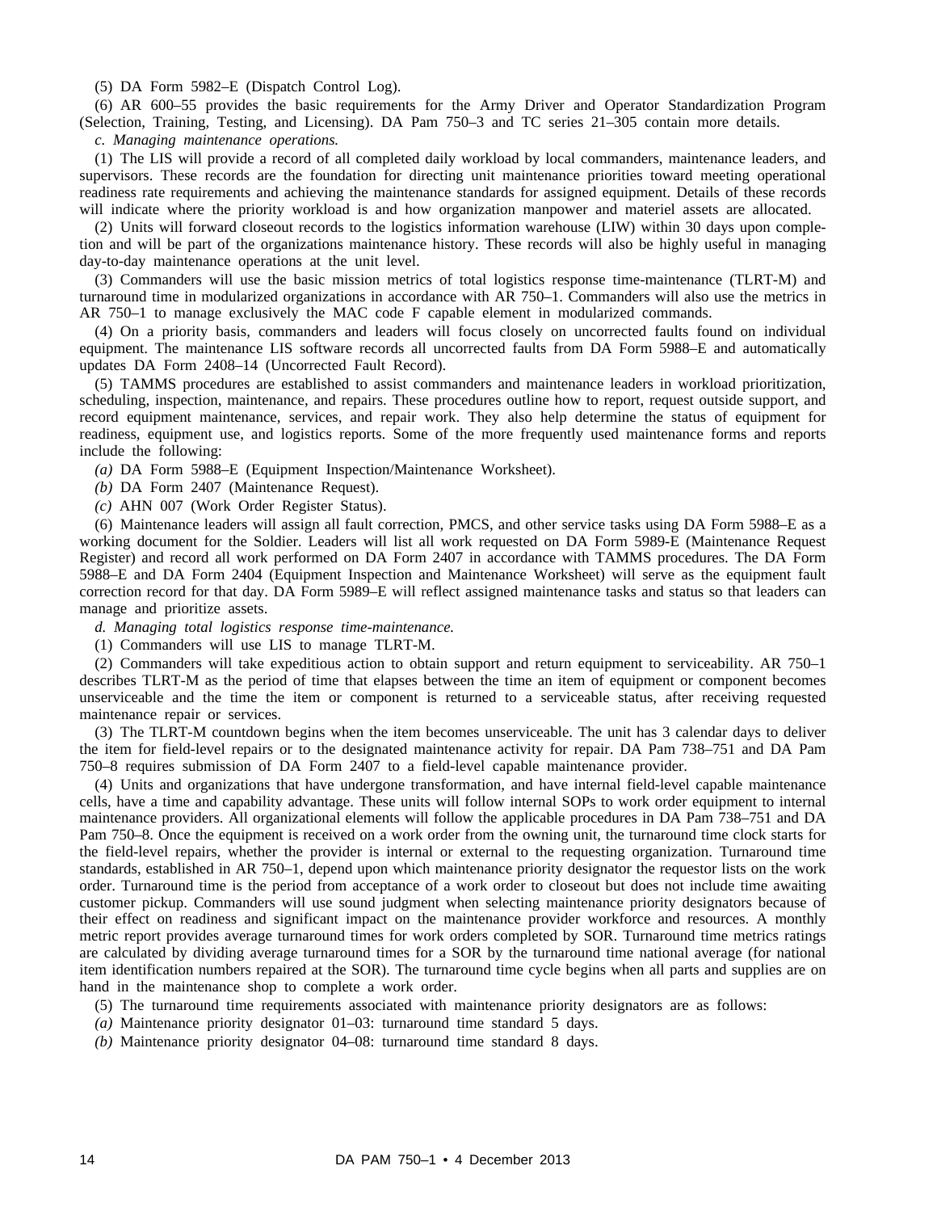(5) DA Form 5982–E (Dispatch Control Log).

(6) AR 600–55 provides the basic requirements for the Army Driver and Operator Standardization Program (Selection, Training, Testing, and Licensing). DA Pam 750–3 and TC series 21–305 contain more details.

*c. Managing maintenance operations.*

(1) The LIS will provide a record of all completed daily workload by local commanders, maintenance leaders, and supervisors. These records are the foundation for directing unit maintenance priorities toward meeting operational readiness rate requirements and achieving the maintenance standards for assigned equipment. Details of these records will indicate where the priority workload is and how organization manpower and materiel assets are allocated.

(2) Units will forward closeout records to the logistics information warehouse (LIW) within 30 days upon completion and will be part of the organizations maintenance history. These records will also be highly useful in managing day-to-day maintenance operations at the unit level.

(3) Commanders will use the basic mission metrics of total logistics response time-maintenance (TLRT-M) and turnaround time in modularized organizations in accordance with AR 750–1. Commanders will also use the metrics in AR 750–1 to manage exclusively the MAC code F capable element in modularized commands.

(4) On a priority basis, commanders and leaders will focus closely on uncorrected faults found on individual equipment. The maintenance LIS software records all uncorrected faults from DA Form 5988–E and automatically updates DA Form 2408–14 (Uncorrected Fault Record).

(5) TAMMS procedures are established to assist commanders and maintenance leaders in workload prioritization, scheduling, inspection, maintenance, and repairs. These procedures outline how to report, request outside support, and record equipment maintenance, services, and repair work. They also help determine the status of equipment for readiness, equipment use, and logistics reports. Some of the more frequently used maintenance forms and reports include the following:

*(a)* DA Form 5988–E (Equipment Inspection/Maintenance Worksheet).

*(b)* DA Form 2407 (Maintenance Request).

*(c)* AHN 007 (Work Order Register Status).

(6) Maintenance leaders will assign all fault correction, PMCS, and other service tasks using DA Form 5988–E as a working document for the Soldier. Leaders will list all work requested on DA Form 5989-E (Maintenance Request Register) and record all work performed on DA Form 2407 in accordance with TAMMS procedures. The DA Form 5988–E and DA Form 2404 (Equipment Inspection and Maintenance Worksheet) will serve as the equipment fault correction record for that day. DA Form 5989–E will reflect assigned maintenance tasks and status so that leaders can manage and prioritize assets.

*d. Managing total logistics response time-maintenance.*

(1) Commanders will use LIS to manage TLRT-M.

(2) Commanders will take expeditious action to obtain support and return equipment to serviceability. AR 750–1 describes TLRT-M as the period of time that elapses between the time an item of equipment or component becomes unserviceable and the time the item or component is returned to a serviceable status, after receiving requested maintenance repair or services.

(3) The TLRT-M countdown begins when the item becomes unserviceable. The unit has 3 calendar days to deliver the item for field-level repairs or to the designated maintenance activity for repair. DA Pam 738–751 and DA Pam 750–8 requires submission of DA Form 2407 to a field-level capable maintenance provider.

(4) Units and organizations that have undergone transformation, and have internal field-level capable maintenance cells, have a time and capability advantage. These units will follow internal SOPs to work order equipment to internal maintenance providers. All organizational elements will follow the applicable procedures in DA Pam 738–751 and DA Pam 750–8. Once the equipment is received on a work order from the owning unit, the turnaround time clock starts for the field-level repairs, whether the provider is internal or external to the requesting organization. Turnaround time standards, established in AR 750–1, depend upon which maintenance priority designator the requestor lists on the work order. Turnaround time is the period from acceptance of a work order to closeout but does not include time awaiting customer pickup. Commanders will use sound judgment when selecting maintenance priority designators because of their effect on readiness and significant impact on the maintenance provider workforce and resources. A monthly metric report provides average turnaround times for work orders completed by SOR. Turnaround time metrics ratings are calculated by dividing average turnaround times for a SOR by the turnaround time national average (for national item identification numbers repaired at the SOR). The turnaround time cycle begins when all parts and supplies are on hand in the maintenance shop to complete a work order.

(5) The turnaround time requirements associated with maintenance priority designators are as follows:

*(a)* Maintenance priority designator 01–03: turnaround time standard 5 days.

*(b)* Maintenance priority designator 04–08: turnaround time standard 8 days.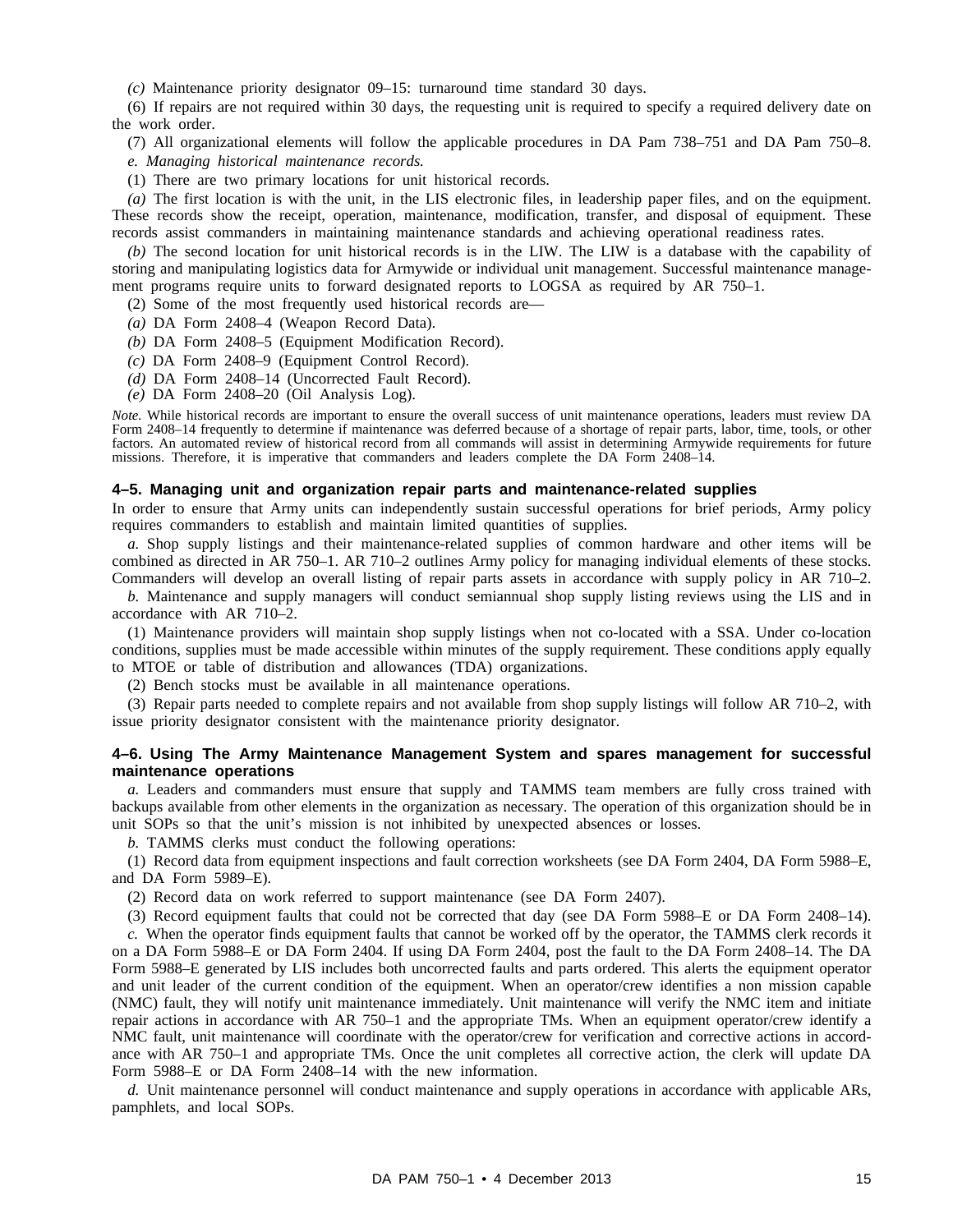*(c)* Maintenance priority designator 09–15: turnaround time standard 30 days.

(6) If repairs are not required within 30 days, the requesting unit is required to specify a required delivery date on the work order.

(7) All organizational elements will follow the applicable procedures in DA Pam 738–751 and DA Pam 750–8.

*e. Managing historical maintenance records.*

(1) There are two primary locations for unit historical records.

*(a)* The first location is with the unit, in the LIS electronic files, in leadership paper files, and on the equipment. These records show the receipt, operation, maintenance, modification, transfer, and disposal of equipment. These records assist commanders in maintaining maintenance standards and achieving operational readiness rates.

*(b)* The second location for unit historical records is in the LIW. The LIW is a database with the capability of storing and manipulating logistics data for Armywide or individual unit management. Successful maintenance management programs require units to forward designated reports to LOGSA as required by AR 750–1.

(2) Some of the most frequently used historical records are—

*(a)* DA Form 2408–4 (Weapon Record Data).

*(b)* DA Form 2408–5 (Equipment Modification Record).

*(c)* DA Form 2408–9 (Equipment Control Record).

*(d)* DA Form 2408–14 (Uncorrected Fault Record).

*(e)* DA Form 2408–20 (Oil Analysis Log).

*Note.* While historical records are important to ensure the overall success of unit maintenance operations, leaders must review DA Form 2408–14 frequently to determine if maintenance was deferred because of a shortage of repair parts, labor, time, tools, or other factors. An automated review of historical record from all commands will assist in determining Armywide requirements for future missions. Therefore, it is imperative that commanders and leaders complete the DA Form 2408–14.

### 4–5. Managing unit and organization repair parts and maintenance-related supplies

In order to ensure that Army units can independently sustain successful operations for brief periods, Army policy requires commanders to establish and maintain limited quantities of supplies.

*a.* Shop supply listings and their maintenance-related supplies of common hardware and other items will be combined as directed in AR 750–1. AR 710–2 outlines Army policy for managing individual elements of these stocks. Commanders will develop an overall listing of repair parts assets in accordance with supply policy in AR 710–2.

*b.* Maintenance and supply managers will conduct semiannual shop supply listing reviews using the LIS and in accordance with AR 710–2.

(1) Maintenance providers will maintain shop supply listings when not co-located with a SSA. Under co-location conditions, supplies must be made accessible within minutes of the supply requirement. These conditions apply equally to MTOE or table of distribution and allowances (TDA) organizations.

(2) Bench stocks must be available in all maintenance operations.

(3) Repair parts needed to complete repairs and not available from shop supply listings will follow AR 710–2, with issue priority designator consistent with the maintenance priority designator.

### 4–6. Using The Army Maintenance Management System and spares management for successful maintenance operations

*a.* Leaders and commanders must ensure that supply and TAMMS team members are fully cross trained with backups available from other elements in the organization as necessary. The operation of this organization should be in unit SOPs so that the unit's mission is not inhibited by unexpected absences or losses.

*b.* TAMMS clerks must conduct the following operations:

(1) Record data from equipment inspections and fault correction worksheets (see DA Form 2404, DA Form 5988–E, and DA Form 5989–E).

(2) Record data on work referred to support maintenance (see DA Form 2407).

(3) Record equipment faults that could not be corrected that day (see DA Form 5988–E or DA Form 2408–14).

*c.* When the operator finds equipment faults that cannot be worked off by the operator, the TAMMS clerk records it on a DA Form 5988–E or DA Form 2404. If using DA Form 2404, post the fault to the DA Form 2408–14. The DA Form 5988–E generated by LIS includes both uncorrected faults and parts ordered. This alerts the equipment operator and unit leader of the current condition of the equipment. When an operator/crew identifies a non mission capable (NMC) fault, they will notify unit maintenance immediately. Unit maintenance will verify the NMC item and initiate repair actions in accordance with AR 750–1 and the appropriate TMs. When an equipment operator/crew identify a NMC fault, unit maintenance will coordinate with the operator/crew for verification and corrective actions in accordance with AR 750–1 and appropriate TMs. Once the unit completes all corrective action, the clerk will update DA Form 5988–E or DA Form 2408–14 with the new information.

*d.* Unit maintenance personnel will conduct maintenance and supply operations in accordance with applicable ARs, pamphlets, and local SOPs.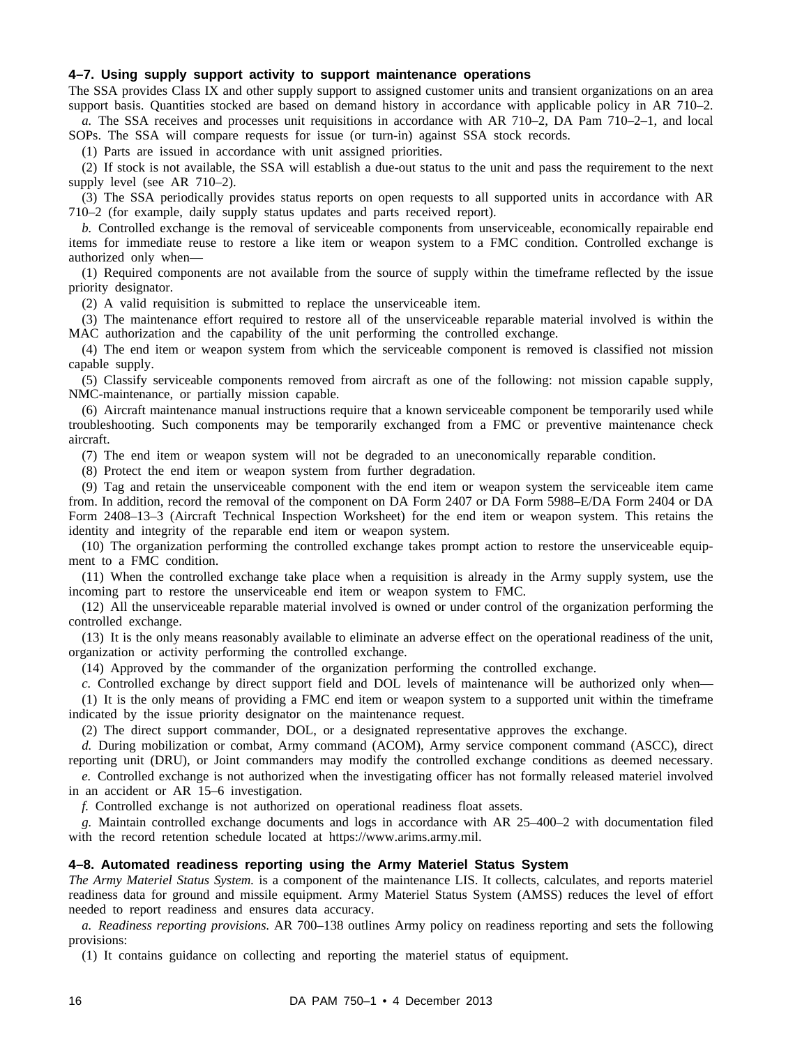### 4–7. Using supply support activity to support maintenance operations

The SSA provides Class IX and other supply support to assigned customer units and transient organizations on an area support basis. Quantities stocked are based on demand history in accordance with applicable policy in AR 710–2.

*a.* The SSA receives and processes unit requisitions in accordance with AR 710–2, DA Pam 710–2–1, and local SOPs. The SSA will compare requests for issue (or turn-in) against SSA stock records.

(1) Parts are issued in accordance with unit assigned priorities.

(2) If stock is not available, the SSA will establish a due-out status to the unit and pass the requirement to the next supply level (see AR 710–2).

(3) The SSA periodically provides status reports on open requests to all supported units in accordance with AR 710–2 (for example, daily supply status updates and parts received report).

*b.* Controlled exchange is the removal of serviceable components from unserviceable, economically repairable end items for immediate reuse to restore a like item or weapon system to a FMC condition. Controlled exchange is authorized only when—

(1) Required components are not available from the source of supply within the timeframe reflected by the issue priority designator.

(2) A valid requisition is submitted to replace the unserviceable item.

(3) The maintenance effort required to restore all of the unserviceable reparable material involved is within the MAC authorization and the capability of the unit performing the controlled exchange.

(4) The end item or weapon system from which the serviceable component is removed is classified not mission capable supply.

(5) Classify serviceable components removed from aircraft as one of the following: not mission capable supply, NMC-maintenance, or partially mission capable.

(6) Aircraft maintenance manual instructions require that a known serviceable component be temporarily used while troubleshooting. Such components may be temporarily exchanged from a FMC or preventive maintenance check aircraft.

(7) The end item or weapon system will not be degraded to an uneconomically reparable condition.

(8) Protect the end item or weapon system from further degradation.

(9) Tag and retain the unserviceable component with the end item or weapon system the serviceable item came from. In addition, record the removal of the component on DA Form 2407 or DA Form 5988–E/DA Form 2404 or DA Form 2408–13–3 (Aircraft Technical Inspection Worksheet) for the end item or weapon system. This retains the identity and integrity of the reparable end item or weapon system.

(10) The organization performing the controlled exchange takes prompt action to restore the unserviceable equipment to a FMC condition.

(11) When the controlled exchange take place when a requisition is already in the Army supply system, use the incoming part to restore the unserviceable end item or weapon system to FMC.

(12) All the unserviceable reparable material involved is owned or under control of the organization performing the controlled exchange.

(13) It is the only means reasonably available to eliminate an adverse effect on the operational readiness of the unit, organization or activity performing the controlled exchange.

(14) Approved by the commander of the organization performing the controlled exchange.

*c.* Controlled exchange by direct support field and DOL levels of maintenance will be authorized only when—

(1) It is the only means of providing a FMC end item or weapon system to a supported unit within the timeframe indicated by the issue priority designator on the maintenance request.

(2) The direct support commander, DOL, or a designated representative approves the exchange.

*d.* During mobilization or combat, Army command (ACOM), Army service component command (ASCC), direct reporting unit (DRU), or Joint commanders may modify the controlled exchange conditions as deemed necessary.

*e.* Controlled exchange is not authorized when the investigating officer has not formally released materiel involved in an accident or AR 15–6 investigation.

*f.* Controlled exchange is not authorized on operational readiness float assets.

*g.* Maintain controlled exchange documents and logs in accordance with AR 25–400–2 with documentation filed with the record retention schedule located at https://www.arims.army.mil.

### 4–8. Automated readiness reporting using the Army Materiel Status System

*The Army Materiel Status System.* is a component of the maintenance LIS. It collects, calculates, and reports materiel readiness data for ground and missile equipment. Army Materiel Status System (AMSS) reduces the level of effort needed to report readiness and ensures data accuracy.

*a. Readiness reporting provisions.* AR 700–138 outlines Army policy on readiness reporting and sets the following provisions:

(1) It contains guidance on collecting and reporting the materiel status of equipment.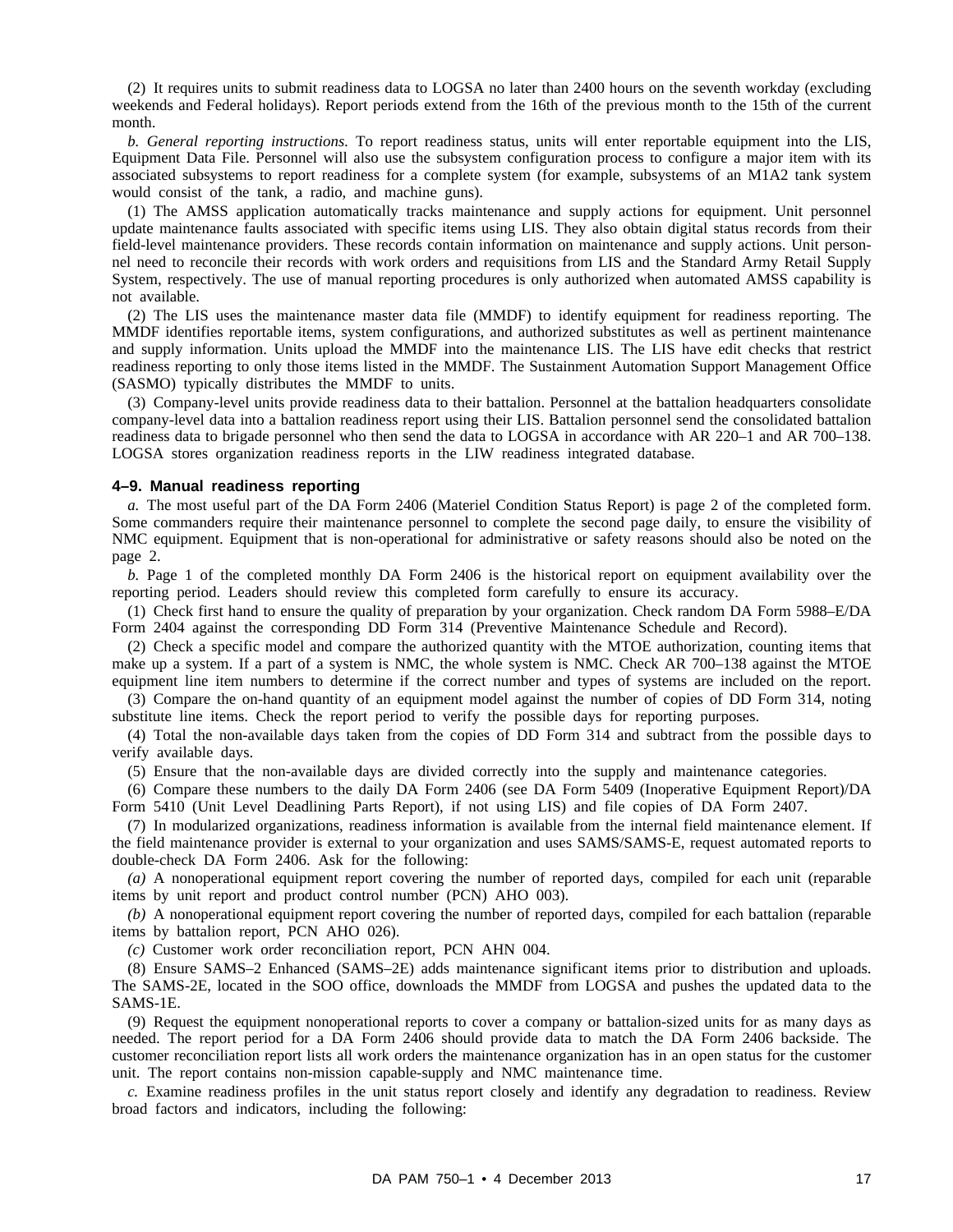(2) It requires units to submit readiness data to LOGSA no later than 2400 hours on the seventh workday (excluding weekends and Federal holidays). Report periods extend from the 16th of the previous month to the 15th of the current month.

*b. General reporting instructions.* To report readiness status, units will enter reportable equipment into the LIS, Equipment Data File. Personnel will also use the subsystem configuration process to configure a major item with its associated subsystems to report readiness for a complete system (for example, subsystems of an M1A2 tank system would consist of the tank, a radio, and machine guns).

(1) The AMSS application automatically tracks maintenance and supply actions for equipment. Unit personnel update maintenance faults associated with specific items using LIS. They also obtain digital status records from their field-level maintenance providers. These records contain information on maintenance and supply actions. Unit personnel need to reconcile their records with work orders and requisitions from LIS and the Standard Army Retail Supply System, respectively. The use of manual reporting procedures is only authorized when automated AMSS capability is not available.

(2) The LIS uses the maintenance master data file (MMDF) to identify equipment for readiness reporting. The MMDF identifies reportable items, system configurations, and authorized substitutes as well as pertinent maintenance and supply information. Units upload the MMDF into the maintenance LIS. The LIS have edit checks that restrict readiness reporting to only those items listed in the MMDF. The Sustainment Automation Support Management Office (SASMO) typically distributes the MMDF to units.

(3) Company-level units provide readiness data to their battalion. Personnel at the battalion headquarters consolidate company-level data into a battalion readiness report using their LIS. Battalion personnel send the consolidated battalion readiness data to brigade personnel who then send the data to LOGSA in accordance with AR 220–1 and AR 700–138. LOGSA stores organization readiness reports in the LIW readiness integrated database.

### 4–9. Manual readiness reporting

*a.* The most useful part of the DA Form 2406 (Materiel Condition Status Report) is page 2 of the completed form. Some commanders require their maintenance personnel to complete the second page daily, to ensure the visibility of NMC equipment. Equipment that is non-operational for administrative or safety reasons should also be noted on the page 2.

*b.* Page 1 of the completed monthly DA Form 2406 is the historical report on equipment availability over the reporting period. Leaders should review this completed form carefully to ensure its accuracy.

(1) Check first hand to ensure the quality of preparation by your organization. Check random DA Form 5988–E/DA Form 2404 against the corresponding DD Form 314 (Preventive Maintenance Schedule and Record).

(2) Check a specific model and compare the authorized quantity with the MTOE authorization, counting items that make up a system. If a part of a system is NMC, the whole system is NMC. Check AR 700–138 against the MTOE equipment line item numbers to determine if the correct number and types of systems are included on the report.

(3) Compare the on-hand quantity of an equipment model against the number of copies of DD Form 314, noting substitute line items. Check the report period to verify the possible days for reporting purposes.

(4) Total the non-available days taken from the copies of DD Form 314 and subtract from the possible days to verify available days.

(5) Ensure that the non-available days are divided correctly into the supply and maintenance categories.

(6) Compare these numbers to the daily DA Form 2406 (see DA Form 5409 (Inoperative Equipment Report)/DA Form 5410 (Unit Level Deadlining Parts Report), if not using LIS) and file copies of DA Form 2407.

(7) In modularized organizations, readiness information is available from the internal field maintenance element. If the field maintenance provider is external to your organization and uses SAMS/SAMS-E, request automated reports to double-check DA Form 2406. Ask for the following:

*(a)* A nonoperational equipment report covering the number of reported days, compiled for each unit (reparable items by unit report and product control number (PCN) AHO 003).

*(b)* A nonoperational equipment report covering the number of reported days, compiled for each battalion (reparable items by battalion report, PCN AHO 026).

*(c)* Customer work order reconciliation report, PCN AHN 004.

(8) Ensure SAMS–2 Enhanced (SAMS–2E) adds maintenance significant items prior to distribution and uploads. The SAMS-2E, located in the SOO office, downloads the MMDF from LOGSA and pushes the updated data to the SAMS-1E.

(9) Request the equipment nonoperational reports to cover a company or battalion-sized units for as many days as needed. The report period for a DA Form 2406 should provide data to match the DA Form 2406 backside. The customer reconciliation report lists all work orders the maintenance organization has in an open status for the customer unit. The report contains non-mission capable-supply and NMC maintenance time.

*c.* Examine readiness profiles in the unit status report closely and identify any degradation to readiness. Review broad factors and indicators, including the following: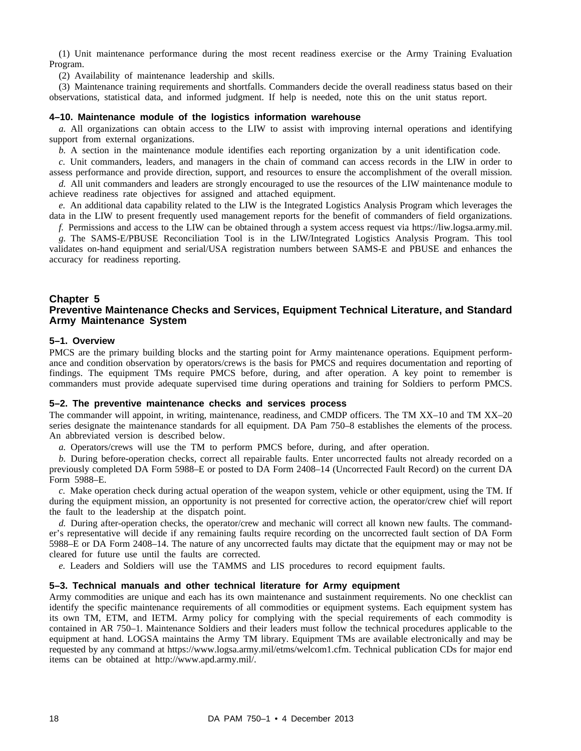(1) Unit maintenance performance during the most recent readiness exercise or the Army Training Evaluation Program.

(2) Availability of maintenance leadership and skills.

(3) Maintenance training requirements and shortfalls. Commanders decide the overall readiness status based on their observations, statistical data, and informed judgment. If help is needed, note this on the unit status report.

### 4–10. Maintenance module of the logistics information warehouse

*a.* All organizations can obtain access to the LIW to assist with improving internal operations and identifying support from external organizations.

*b.* A section in the maintenance module identifies each reporting organization by a unit identification code.

*c.* Unit commanders, leaders, and managers in the chain of command can access records in the LIW in order to assess performance and provide direction, support, and resources to ensure the accomplishment of the overall mission.

*d.* All unit commanders and leaders are strongly encouraged to use the resources of the LIW maintenance module to achieve readiness rate objectives for assigned and attached equipment.

*e.* An additional data capability related to the LIW is the Integrated Logistics Analysis Program which leverages the data in the LIW to present frequently used management reports for the benefit of commanders of field organizations.

*f.* Permissions and access to the LIW can be obtained through a system access request via https://liw.logsa.army.mil.

*g.* The SAMS-E/PBUSE Reconciliation Tool is in the LIW/Integrated Logistics Analysis Program. This tool validates on-hand equipment and serial/USA registration numbers between SAMS-E and PBUSE and enhances the accuracy for readiness reporting.

## Chapter 5
## Preventive Maintenance Checks and Services, Equipment Technical Literature, and Standard Army Maintenance System

### 5–1. Overview

PMCS are the primary building blocks and the starting point for Army maintenance operations. Equipment performance and condition observation by operators/crews is the basis for PMCS and requires documentation and reporting of findings. The equipment TMs require PMCS before, during, and after operation. A key point to remember is commanders must provide adequate supervised time during operations and training for Soldiers to perform PMCS.

### 5–2. The preventive maintenance checks and services process

The commander will appoint, in writing, maintenance, readiness, and CMDP officers. The TM XX–10 and TM XX–20 series designate the maintenance standards for all equipment. DA Pam 750–8 establishes the elements of the process. An abbreviated version is described below.

*a.* Operators/crews will use the TM to perform PMCS before, during, and after operation.

*b.* During before-operation checks, correct all repairable faults. Enter uncorrected faults not already recorded on a previously completed DA Form 5988–E or posted to DA Form 2408–14 (Uncorrected Fault Record) on the current DA Form 5988–E.

*c.* Make operation check during actual operation of the weapon system, vehicle or other equipment, using the TM. If during the equipment mission, an opportunity is not presented for corrective action, the operator/crew chief will report the fault to the leadership at the dispatch point.

*d.* During after-operation checks, the operator/crew and mechanic will correct all known new faults. The commander's representative will decide if any remaining faults require recording on the uncorrected fault section of DA Form 5988–E or DA Form 2408–14. The nature of any uncorrected faults may dictate that the equipment may or may not be cleared for future use until the faults are corrected.

*e.* Leaders and Soldiers will use the TAMMS and LIS procedures to record equipment faults.

### 5–3. Technical manuals and other technical literature for Army equipment

Army commodities are unique and each has its own maintenance and sustainment requirements. No one checklist can identify the specific maintenance requirements of all commodities or equipment systems. Each equipment system has its own TM, ETM, and IETM. Army policy for complying with the special requirements of each commodity is contained in AR 750–1. Maintenance Soldiers and their leaders must follow the technical procedures applicable to the equipment at hand. LOGSA maintains the Army TM library. Equipment TMs are available electronically and may be requested by any command at https://www.logsa.army.mil/etms/welcom1.cfm. Technical publication CDs for major end items can be obtained at http://www.apd.army.mil/.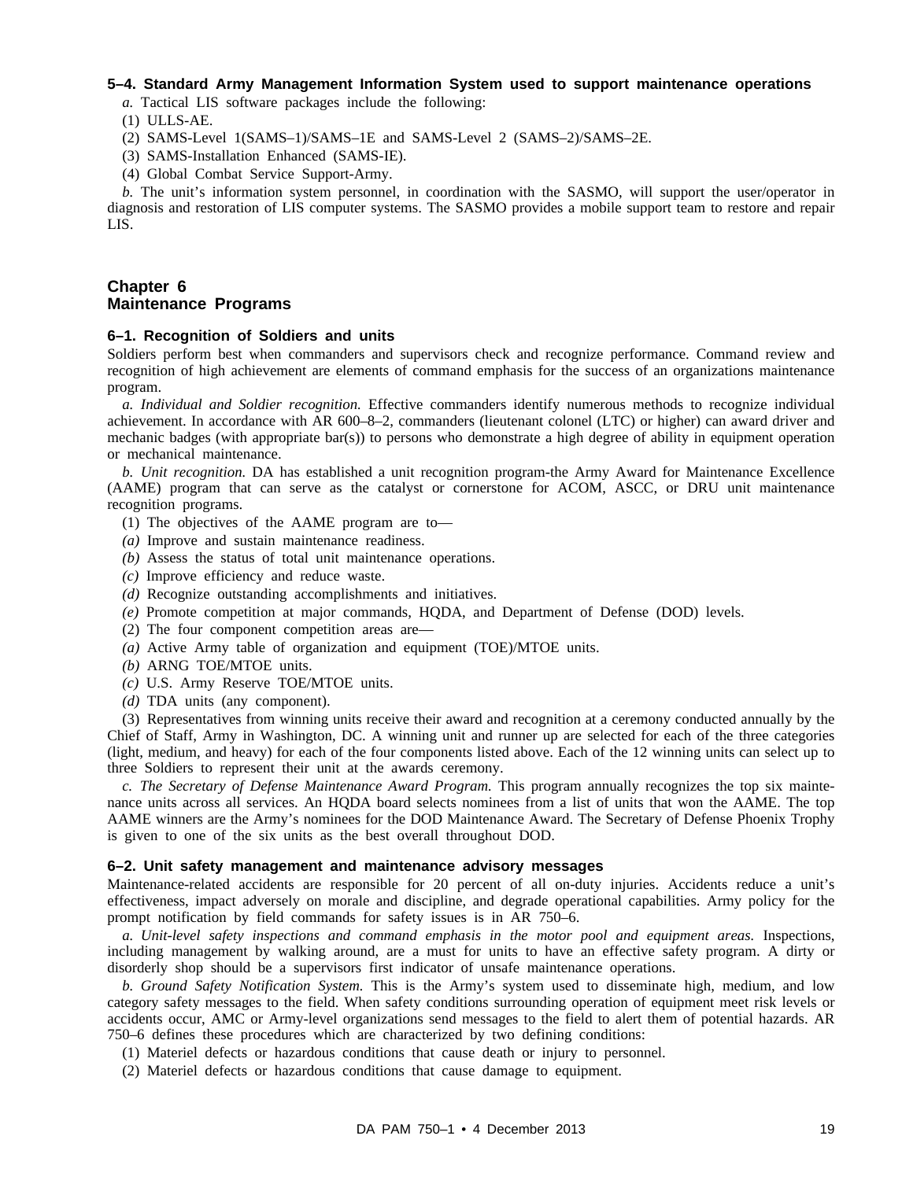### 5–4. Standard Army Management Information System used to support maintenance operations

*a.* Tactical LIS software packages include the following:

(1) ULLS-AE.

(2) SAMS-Level 1(SAMS–1)/SAMS–1E and SAMS-Level 2 (SAMS–2)/SAMS–2E.

(3) SAMS-Installation Enhanced (SAMS-IE).

(4) Global Combat Service Support-Army.

*b.* The unit's information system personnel, in coordination with the SASMO, will support the user/operator in diagnosis and restoration of LIS computer systems. The SASMO provides a mobile support team to restore and repair LIS.

# Chapter 6
# Maintenance Programs

### 6–1. Recognition of Soldiers and units

Soldiers perform best when commanders and supervisors check and recognize performance. Command review and recognition of high achievement are elements of command emphasis for the success of an organizations maintenance program.

*a. Individual and Soldier recognition.* Effective commanders identify numerous methods to recognize individual achievement. In accordance with AR 600–8–2, commanders (lieutenant colonel (LTC) or higher) can award driver and mechanic badges (with appropriate bar(s)) to persons who demonstrate a high degree of ability in equipment operation or mechanical maintenance.

*b. Unit recognition.* DA has established a unit recognition program-the Army Award for Maintenance Excellence (AAME) program that can serve as the catalyst or cornerstone for ACOM, ASCC, or DRU unit maintenance recognition programs.

(1) The objectives of the AAME program are to—

*(a)* Improve and sustain maintenance readiness.

*(b)* Assess the status of total unit maintenance operations.

*(c)* Improve efficiency and reduce waste.

*(d)* Recognize outstanding accomplishments and initiatives.

*(e)* Promote competition at major commands, HQDA, and Department of Defense (DOD) levels.

(2) The four component competition areas are—

*(a)* Active Army table of organization and equipment (TOE)/MTOE units.

*(b)* ARNG TOE/MTOE units.

*(c)* U.S. Army Reserve TOE/MTOE units.

*(d)* TDA units (any component).

(3) Representatives from winning units receive their award and recognition at a ceremony conducted annually by the Chief of Staff, Army in Washington, DC. A winning unit and runner up are selected for each of the three categories (light, medium, and heavy) for each of the four components listed above. Each of the 12 winning units can select up to three Soldiers to represent their unit at the awards ceremony.

*c. The Secretary of Defense Maintenance Award Program.* This program annually recognizes the top six maintenance units across all services. An HQDA board selects nominees from a list of units that won the AAME. The top AAME winners are the Army's nominees for the DOD Maintenance Award. The Secretary of Defense Phoenix Trophy is given to one of the six units as the best overall throughout DOD.

### 6–2. Unit safety management and maintenance advisory messages

Maintenance-related accidents are responsible for 20 percent of all on-duty injuries. Accidents reduce a unit's effectiveness, impact adversely on morale and discipline, and degrade operational capabilities. Army policy for the prompt notification by field commands for safety issues is in AR 750–6.

*a. Unit-level safety inspections and command emphasis in the motor pool and equipment areas.* Inspections, including management by walking around, are a must for units to have an effective safety program. A dirty or disorderly shop should be a supervisors first indicator of unsafe maintenance operations.

*b. Ground Safety Notification System.* This is the Army's system used to disseminate high, medium, and low category safety messages to the field. When safety conditions surrounding operation of equipment meet risk levels or accidents occur, AMC or Army-level organizations send messages to the field to alert them of potential hazards. AR 750–6 defines these procedures which are characterized by two defining conditions:

(1) Materiel defects or hazardous conditions that cause death or injury to personnel.

(2) Materiel defects or hazardous conditions that cause damage to equipment.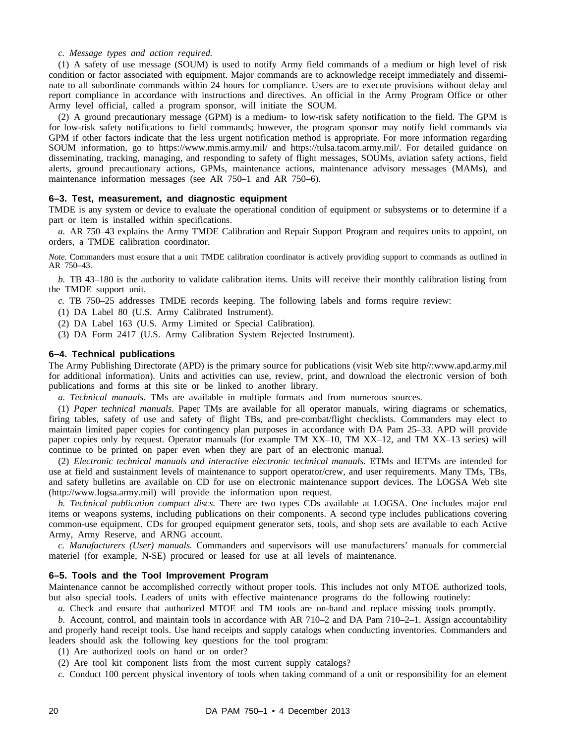*c. Message types and action required.*

(1) A safety of use message (SOUM) is used to notify Army field commands of a medium or high level of risk condition or factor associated with equipment. Major commands are to acknowledge receipt immediately and disseminate to all subordinate commands within 24 hours for compliance. Users are to execute provisions without delay and report compliance in accordance with instructions and directives. An official in the Army Program Office or other Army level official, called a program sponsor, will initiate the SOUM.

(2) A ground precautionary message (GPM) is a medium- to low-risk safety notification to the field. The GPM is for low-risk safety notifications to field commands; however, the program sponsor may notify field commands via GPM if other factors indicate that the less urgent notification method is appropriate. For more information regarding SOUM information, go to https://www.mmis.army.mil/ and https://tulsa.tacom.army.mil/. For detailed guidance on disseminating, tracking, managing, and responding to safety of flight messages, SOUMs, aviation safety actions, field alerts, ground precautionary actions, GPMs, maintenance actions, maintenance advisory messages (MAMs), and maintenance information messages (see AR 750–1 and AR 750–6).

### 6–3. Test, measurement, and diagnostic equipment

TMDE is any system or device to evaluate the operational condition of equipment or subsystems or to determine if a part or item is installed within specifications.

*a.* AR 750–43 explains the Army TMDE Calibration and Repair Support Program and requires units to appoint, on orders, a TMDE calibration coordinator.

*Note.* Commanders must ensure that a unit TMDE calibration coordinator is actively providing support to commands as outlined in AR 750–43.

*b.* TB 43–180 is the authority to validate calibration items. Units will receive their monthly calibration listing from the TMDE support unit.

*c.* TB 750–25 addresses TMDE records keeping. The following labels and forms require review:

(1) DA Label 80 (U.S. Army Calibrated Instrument).

(2) DA Label 163 (U.S. Army Limited or Special Calibration).

(3) DA Form 2417 (U.S. Army Calibration System Rejected Instrument).

### 6–4. Technical publications

The Army Publishing Directorate (APD) is the primary source for publications (visit Web site http//:www.apd.army.mil for additional information). Units and activities can use, review, print, and download the electronic version of both publications and forms at this site or be linked to another library.

*a. Technical manuals.* TMs are available in multiple formats and from numerous sources.

(1) *Paper technical manuals.* Paper TMs are available for all operator manuals, wiring diagrams or schematics, firing tables, safety of use and safety of flight TBs, and pre-combat/flight checklists. Commanders may elect to maintain limited paper copies for contingency plan purposes in accordance with DA Pam 25–33. APD will provide paper copies only by request. Operator manuals (for example TM XX–10, TM XX–12, and TM XX–13 series) will continue to be printed on paper even when they are part of an electronic manual.

(2) *Electronic technical manuals and interactive electronic technical manuals.* ETMs and IETMs are intended for use at field and sustainment levels of maintenance to support operator/crew, and user requirements. Many TMs, TBs, and safety bulletins are available on CD for use on electronic maintenance support devices. The LOGSA Web site (http://www.logsa.army.mil) will provide the information upon request.

*b. Technical publication compact discs.* There are two types CDs available at LOGSA. One includes major end items or weapons systems, including publications on their components. A second type includes publications covering common-use equipment. CDs for grouped equipment generator sets, tools, and shop sets are available to each Active Army, Army Reserve, and ARNG account.

*c. Manufacturers (User) manuals.* Commanders and supervisors will use manufacturers' manuals for commercial materiel (for example, N-SE) procured or leased for use at all levels of maintenance.

### 6–5. Tools and the Tool Improvement Program

Maintenance cannot be accomplished correctly without proper tools. This includes not only MTOE authorized tools, but also special tools. Leaders of units with effective maintenance programs do the following routinely:

*a.* Check and ensure that authorized MTOE and TM tools are on-hand and replace missing tools promptly.

*b.* Account, control, and maintain tools in accordance with AR 710–2 and DA Pam 710–2–1. Assign accountability and properly hand receipt tools. Use hand receipts and supply catalogs when conducting inventories. Commanders and leaders should ask the following key questions for the tool program:

(1) Are authorized tools on hand or on order?

(2) Are tool kit component lists from the most current supply catalogs?

*c.* Conduct 100 percent physical inventory of tools when taking command of a unit or responsibility for an element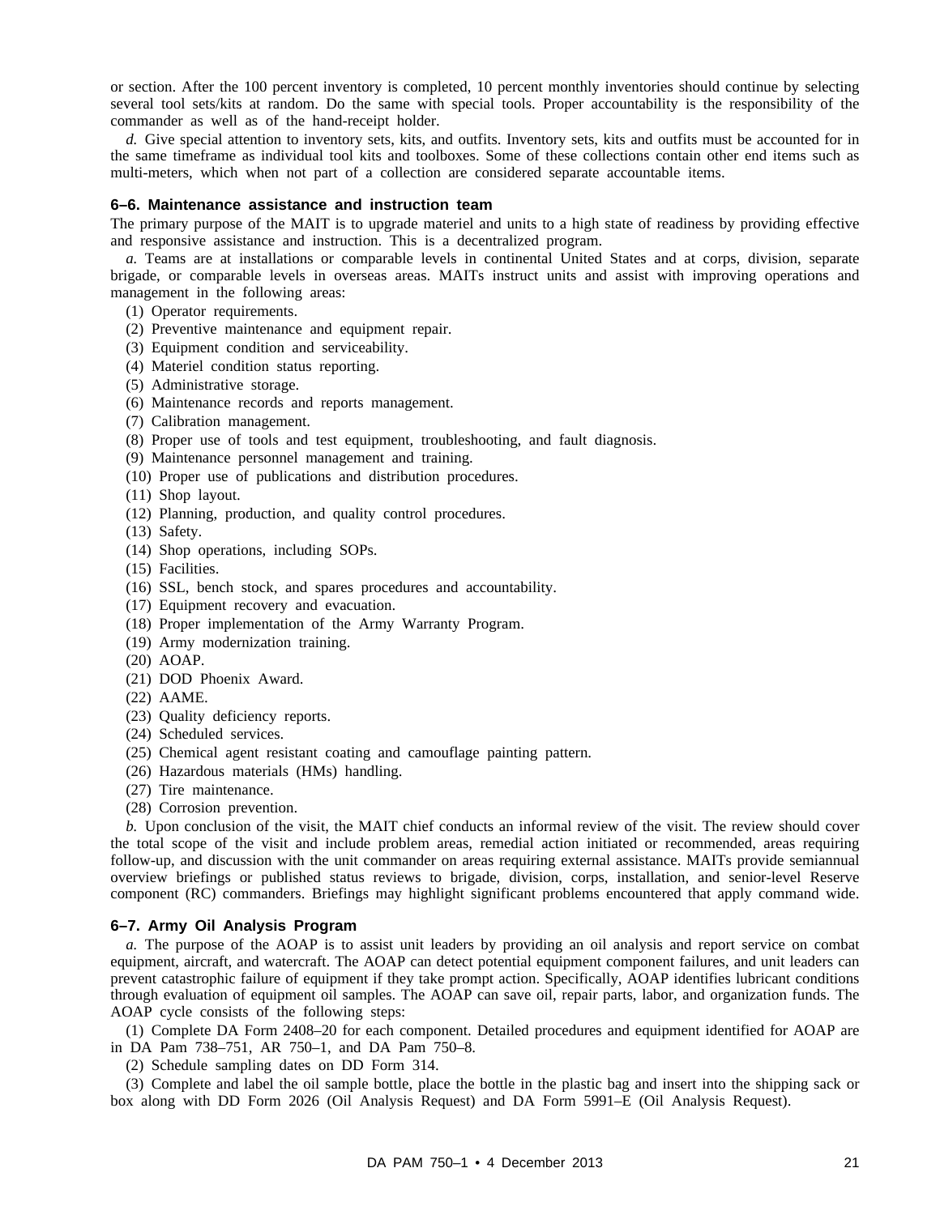or section. After the 100 percent inventory is completed, 10 percent monthly inventories should continue by selecting several tool sets/kits at random. Do the same with special tools. Proper accountability is the responsibility of the commander as well as of the hand-receipt holder.

*d.* Give special attention to inventory sets, kits, and outfits. Inventory sets, kits and outfits must be accounted for in the same timeframe as individual tool kits and toolboxes. Some of these collections contain other end items such as multi-meters, which when not part of a collection are considered separate accountable items.

### 6–6. Maintenance assistance and instruction team

The primary purpose of the MAIT is to upgrade materiel and units to a high state of readiness by providing effective and responsive assistance and instruction. This is a decentralized program.

*a.* Teams are at installations or comparable levels in continental United States and at corps, division, separate brigade, or comparable levels in overseas areas. MAITs instruct units and assist with improving operations and management in the following areas:

(1) Operator requirements.

(2) Preventive maintenance and equipment repair.

(3) Equipment condition and serviceability.

(4) Materiel condition status reporting.

(5) Administrative storage.

(6) Maintenance records and reports management.

(7) Calibration management.

(8) Proper use of tools and test equipment, troubleshooting, and fault diagnosis.

(9) Maintenance personnel management and training.

(10) Proper use of publications and distribution procedures.

(11) Shop layout.

(12) Planning, production, and quality control procedures.

(13) Safety.

(14) Shop operations, including SOPs.

(15) Facilities.

(16) SSL, bench stock, and spares procedures and accountability.

(17) Equipment recovery and evacuation.

(18) Proper implementation of the Army Warranty Program.

(19) Army modernization training.

(20) AOAP.

(21) DOD Phoenix Award.

(22) AAME.

(23) Quality deficiency reports.

(24) Scheduled services.

(25) Chemical agent resistant coating and camouflage painting pattern.

(26) Hazardous materials (HMs) handling.

(27) Tire maintenance.

(28) Corrosion prevention.

*b.* Upon conclusion of the visit, the MAIT chief conducts an informal review of the visit. The review should cover the total scope of the visit and include problem areas, remedial action initiated or recommended, areas requiring follow-up, and discussion with the unit commander on areas requiring external assistance. MAITs provide semiannual overview briefings or published status reviews to brigade, division, corps, installation, and senior-level Reserve component (RC) commanders. Briefings may highlight significant problems encountered that apply command wide.

### 6–7. Army Oil Analysis Program

*a.* The purpose of the AOAP is to assist unit leaders by providing an oil analysis and report service on combat equipment, aircraft, and watercraft. The AOAP can detect potential equipment component failures, and unit leaders can prevent catastrophic failure of equipment if they take prompt action. Specifically, AOAP identifies lubricant conditions through evaluation of equipment oil samples. The AOAP can save oil, repair parts, labor, and organization funds. The AOAP cycle consists of the following steps:

(1) Complete DA Form 2408–20 for each component. Detailed procedures and equipment identified for AOAP are in DA Pam 738–751, AR 750–1, and DA Pam 750–8.

(2) Schedule sampling dates on DD Form 314.

(3) Complete and label the oil sample bottle, place the bottle in the plastic bag and insert into the shipping sack or box along with DD Form 2026 (Oil Analysis Request) and DA Form 5991–E (Oil Analysis Request).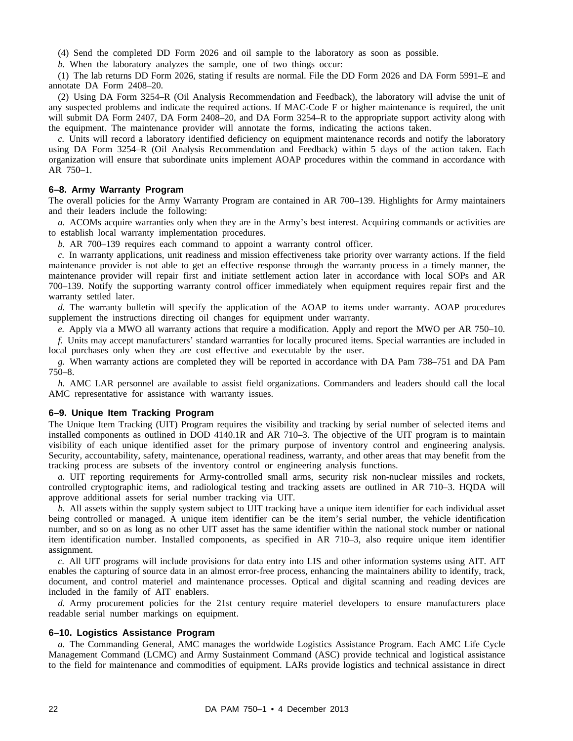(4) Send the completed DD Form 2026 and oil sample to the laboratory as soon as possible.

*b.* When the laboratory analyzes the sample, one of two things occur:

(1) The lab returns DD Form 2026, stating if results are normal. File the DD Form 2026 and DA Form 5991–E and annotate DA Form 2408–20.

(2) Using DA Form 3254–R (Oil Analysis Recommendation and Feedback), the laboratory will advise the unit of any suspected problems and indicate the required actions. If MAC-Code F or higher maintenance is required, the unit will submit DA Form 2407, DA Form 2408–20, and DA Form 3254–R to the appropriate support activity along with the equipment. The maintenance provider will annotate the forms, indicating the actions taken.

*c.* Units will record a laboratory identified deficiency on equipment maintenance records and notify the laboratory using DA Form 3254–R (Oil Analysis Recommendation and Feedback) within 5 days of the action taken. Each organization will ensure that subordinate units implement AOAP procedures within the command in accordance with AR 750–1.

### 6–8. Army Warranty Program

The overall policies for the Army Warranty Program are contained in AR 700–139. Highlights for Army maintainers and their leaders include the following:

*a.* ACOMs acquire warranties only when they are in the Army's best interest. Acquiring commands or activities are to establish local warranty implementation procedures.

*b.* AR 700–139 requires each command to appoint a warranty control officer.

*c.* In warranty applications, unit readiness and mission effectiveness take priority over warranty actions. If the field maintenance provider is not able to get an effective response through the warranty process in a timely manner, the maintenance provider will repair first and initiate settlement action later in accordance with local SOPs and AR 700–139. Notify the supporting warranty control officer immediately when equipment requires repair first and the warranty settled later.

*d.* The warranty bulletin will specify the application of the AOAP to items under warranty. AOAP procedures supplement the instructions directing oil changes for equipment under warranty.

*e.* Apply via a MWO all warranty actions that require a modification. Apply and report the MWO per AR 750–10.

*f.* Units may accept manufacturers' standard warranties for locally procured items. Special warranties are included in local purchases only when they are cost effective and executable by the user.

*g.* When warranty actions are completed they will be reported in accordance with DA Pam 738–751 and DA Pam 750–8.

*h.* AMC LAR personnel are available to assist field organizations. Commanders and leaders should call the local AMC representative for assistance with warranty issues.

### 6–9. Unique Item Tracking Program

The Unique Item Tracking (UIT) Program requires the visibility and tracking by serial number of selected items and installed components as outlined in DOD 4140.1R and AR 710–3. The objective of the UIT program is to maintain visibility of each unique identified asset for the primary purpose of inventory control and engineering analysis. Security, accountability, safety, maintenance, operational readiness, warranty, and other areas that may benefit from the tracking process are subsets of the inventory control or engineering analysis functions.

*a.* UIT reporting requirements for Army-controlled small arms, security risk non-nuclear missiles and rockets, controlled cryptographic items, and radiological testing and tracking assets are outlined in AR 710–3. HQDA will approve additional assets for serial number tracking via UIT.

*b.* All assets within the supply system subject to UIT tracking have a unique item identifier for each individual asset being controlled or managed. A unique item identifier can be the item's serial number, the vehicle identification number, and so on as long as no other UIT asset has the same identifier within the national stock number or national item identification number. Installed components, as specified in AR 710–3, also require unique item identifier assignment.

*c.* All UIT programs will include provisions for data entry into LIS and other information systems using AIT. AIT enables the capturing of source data in an almost error-free process, enhancing the maintainers ability to identify, track, document, and control materiel and maintenance processes. Optical and digital scanning and reading devices are included in the family of AIT enablers.

*d.* Army procurement policies for the 21st century require materiel developers to ensure manufacturers place readable serial number markings on equipment.

### 6–10. Logistics Assistance Program

*a.* The Commanding General, AMC manages the worldwide Logistics Assistance Program. Each AMC Life Cycle Management Command (LCMC) and Army Sustainment Command (ASC) provide technical and logistical assistance to the field for maintenance and commodities of equipment. LARs provide logistics and technical assistance in direct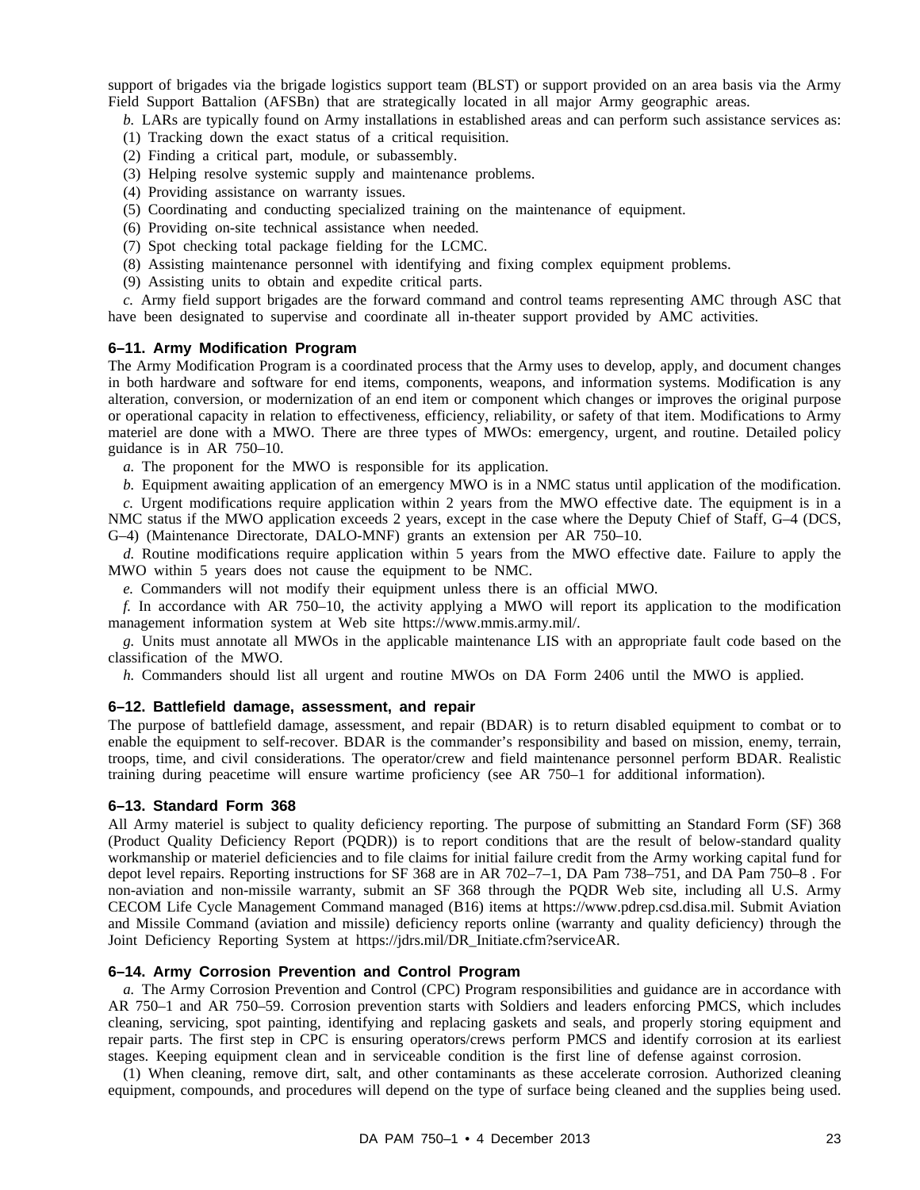support of brigades via the brigade logistics support team (BLST) or support provided on an area basis via the Army Field Support Battalion (AFSBn) that are strategically located in all major Army geographic areas.

*b.* LARs are typically found on Army installations in established areas and can perform such assistance services as:

(1) Tracking down the exact status of a critical requisition.

(2) Finding a critical part, module, or subassembly.

(3) Helping resolve systemic supply and maintenance problems.

(4) Providing assistance on warranty issues.

(5) Coordinating and conducting specialized training on the maintenance of equipment.

(6) Providing on-site technical assistance when needed.

(7) Spot checking total package fielding for the LCMC.

(8) Assisting maintenance personnel with identifying and fixing complex equipment problems.

(9) Assisting units to obtain and expedite critical parts.

*c.* Army field support brigades are the forward command and control teams representing AMC through ASC that have been designated to supervise and coordinate all in-theater support provided by AMC activities.

### 6–11. Army Modification Program

The Army Modification Program is a coordinated process that the Army uses to develop, apply, and document changes in both hardware and software for end items, components, weapons, and information systems. Modification is any alteration, conversion, or modernization of an end item or component which changes or improves the original purpose or operational capacity in relation to effectiveness, efficiency, reliability, or safety of that item. Modifications to Army materiel are done with a MWO. There are three types of MWOs: emergency, urgent, and routine. Detailed policy guidance is in AR 750–10.

*a.* The proponent for the MWO is responsible for its application.

*b.* Equipment awaiting application of an emergency MWO is in a NMC status until application of the modification.

*c.* Urgent modifications require application within 2 years from the MWO effective date. The equipment is in a NMC status if the MWO application exceeds 2 years, except in the case where the Deputy Chief of Staff, G–4 (DCS, G–4) (Maintenance Directorate, DALO-MNF) grants an extension per AR 750–10.

*d.* Routine modifications require application within 5 years from the MWO effective date. Failure to apply the MWO within 5 years does not cause the equipment to be NMC.

*e.* Commanders will not modify their equipment unless there is an official MWO.

*f.* In accordance with AR 750–10, the activity applying a MWO will report its application to the modification management information system at Web site https://www.mmis.army.mil/.

*g.* Units must annotate all MWOs in the applicable maintenance LIS with an appropriate fault code based on the classification of the MWO.

*h.* Commanders should list all urgent and routine MWOs on DA Form 2406 until the MWO is applied.

### 6–12. Battlefield damage, assessment, and repair

The purpose of battlefield damage, assessment, and repair (BDAR) is to return disabled equipment to combat or to enable the equipment to self-recover. BDAR is the commander's responsibility and based on mission, enemy, terrain, troops, time, and civil considerations. The operator/crew and field maintenance personnel perform BDAR. Realistic training during peacetime will ensure wartime proficiency (see AR 750–1 for additional information).

### 6–13. Standard Form 368

All Army materiel is subject to quality deficiency reporting. The purpose of submitting an Standard Form (SF) 368 (Product Quality Deficiency Report (PQDR)) is to report conditions that are the result of below-standard quality workmanship or materiel deficiencies and to file claims for initial failure credit from the Army working capital fund for depot level repairs. Reporting instructions for SF 368 are in AR 702–7–1, DA Pam 738–751, and DA Pam 750–8 . For non-aviation and non-missile warranty, submit an SF 368 through the PQDR Web site, including all U.S. Army CECOM Life Cycle Management Command managed (B16) items at https://www.pdrep.csd.disa.mil. Submit Aviation and Missile Command (aviation and missile) deficiency reports online (warranty and quality deficiency) through the Joint Deficiency Reporting System at https://jdrs.mil/DR_Initiate.cfm?serviceAR.

### 6–14. Army Corrosion Prevention and Control Program

*a.* The Army Corrosion Prevention and Control (CPC) Program responsibilities and guidance are in accordance with AR 750–1 and AR 750–59. Corrosion prevention starts with Soldiers and leaders enforcing PMCS, which includes cleaning, servicing, spot painting, identifying and replacing gaskets and seals, and properly storing equipment and repair parts. The first step in CPC is ensuring operators/crews perform PMCS and identify corrosion at its earliest stages. Keeping equipment clean and in serviceable condition is the first line of defense against corrosion.

(1) When cleaning, remove dirt, salt, and other contaminants as these accelerate corrosion. Authorized cleaning equipment, compounds, and procedures will depend on the type of surface being cleaned and the supplies being used.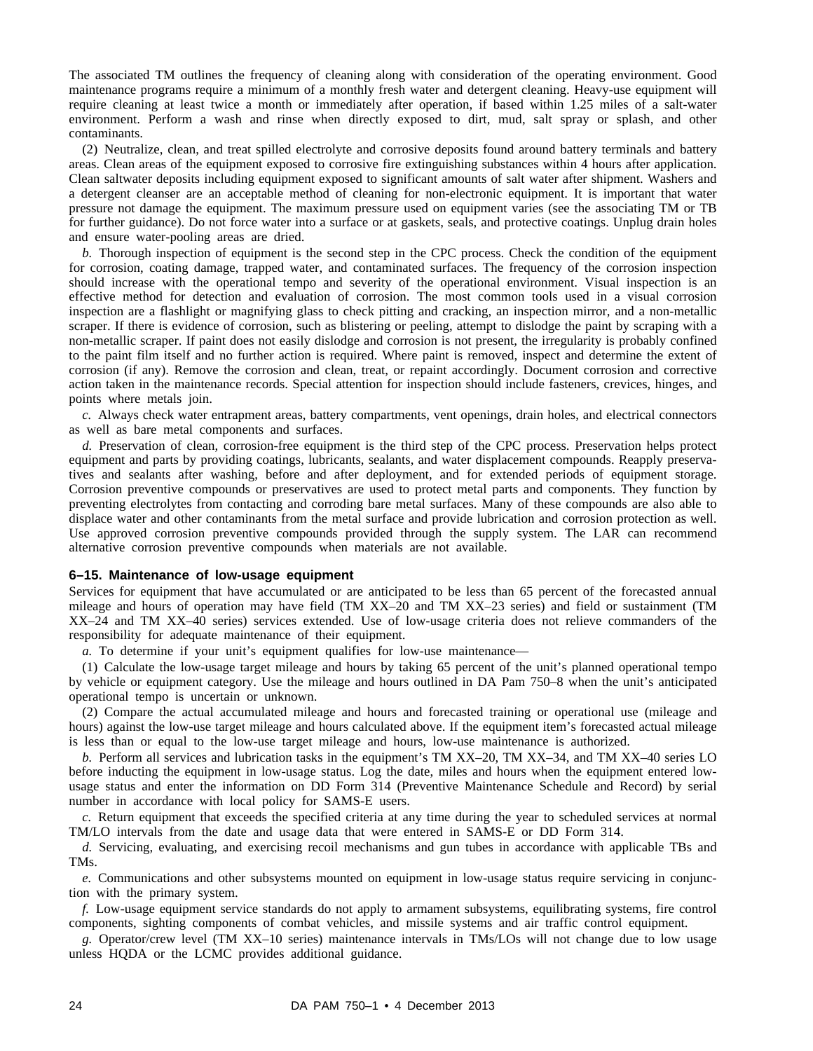The associated TM outlines the frequency of cleaning along with consideration of the operating environment. Good maintenance programs require a minimum of a monthly fresh water and detergent cleaning. Heavy-use equipment will require cleaning at least twice a month or immediately after operation, if based within 1.25 miles of a salt-water environment. Perform a wash and rinse when directly exposed to dirt, mud, salt spray or splash, and other contaminants.

(2) Neutralize, clean, and treat spilled electrolyte and corrosive deposits found around battery terminals and battery areas. Clean areas of the equipment exposed to corrosive fire extinguishing substances within 4 hours after application. Clean saltwater deposits including equipment exposed to significant amounts of salt water after shipment. Washers and a detergent cleanser are an acceptable method of cleaning for non-electronic equipment. It is important that water pressure not damage the equipment. The maximum pressure used on equipment varies (see the associating TM or TB for further guidance). Do not force water into a surface or at gaskets, seals, and protective coatings. Unplug drain holes and ensure water-pooling areas are dried.

*b.* Thorough inspection of equipment is the second step in the CPC process. Check the condition of the equipment for corrosion, coating damage, trapped water, and contaminated surfaces. The frequency of the corrosion inspection should increase with the operational tempo and severity of the operational environment. Visual inspection is an effective method for detection and evaluation of corrosion. The most common tools used in a visual corrosion inspection are a flashlight or magnifying glass to check pitting and cracking, an inspection mirror, and a non-metallic scraper. If there is evidence of corrosion, such as blistering or peeling, attempt to dislodge the paint by scraping with a non-metallic scraper. If paint does not easily dislodge and corrosion is not present, the irregularity is probably confined to the paint film itself and no further action is required. Where paint is removed, inspect and determine the extent of corrosion (if any). Remove the corrosion and clean, treat, or repaint accordingly. Document corrosion and corrective action taken in the maintenance records. Special attention for inspection should include fasteners, crevices, hinges, and points where metals join.

*c.* Always check water entrapment areas, battery compartments, vent openings, drain holes, and electrical connectors as well as bare metal components and surfaces.

*d.* Preservation of clean, corrosion-free equipment is the third step of the CPC process. Preservation helps protect equipment and parts by providing coatings, lubricants, sealants, and water displacement compounds. Reapply preservatives and sealants after washing, before and after deployment, and for extended periods of equipment storage. Corrosion preventive compounds or preservatives are used to protect metal parts and components. They function by preventing electrolytes from contacting and corroding bare metal surfaces. Many of these compounds are also able to displace water and other contaminants from the metal surface and provide lubrication and corrosion protection as well. Use approved corrosion preventive compounds provided through the supply system. The LAR can recommend alternative corrosion preventive compounds when materials are not available.

### 6–15. Maintenance of low-usage equipment

Services for equipment that have accumulated or are anticipated to be less than 65 percent of the forecasted annual mileage and hours of operation may have field (TM XX–20 and TM XX–23 series) and field or sustainment (TM XX–24 and TM XX–40 series) services extended. Use of low-usage criteria does not relieve commanders of the responsibility for adequate maintenance of their equipment.

*a.* To determine if your unit's equipment qualifies for low-use maintenance—

(1) Calculate the low-usage target mileage and hours by taking 65 percent of the unit's planned operational tempo by vehicle or equipment category. Use the mileage and hours outlined in DA Pam 750–8 when the unit's anticipated operational tempo is uncertain or unknown.

(2) Compare the actual accumulated mileage and hours and forecasted training or operational use (mileage and hours) against the low-use target mileage and hours calculated above. If the equipment item's forecasted actual mileage is less than or equal to the low-use target mileage and hours, low-use maintenance is authorized.

*b.* Perform all services and lubrication tasks in the equipment's TM XX–20, TM XX–34, and TM XX–40 series LO before inducting the equipment in low-usage status. Log the date, miles and hours when the equipment entered low-usage status and enter the information on DD Form 314 (Preventive Maintenance Schedule and Record) by serial number in accordance with local policy for SAMS-E users.

*c.* Return equipment that exceeds the specified criteria at any time during the year to scheduled services at normal TM/LO intervals from the date and usage data that were entered in SAMS-E or DD Form 314.

*d.* Servicing, evaluating, and exercising recoil mechanisms and gun tubes in accordance with applicable TBs and TMs.

*e.* Communications and other subsystems mounted on equipment in low-usage status require servicing in conjunction with the primary system.

*f.* Low-usage equipment service standards do not apply to armament subsystems, equilibrating systems, fire control components, sighting components of combat vehicles, and missile systems and air traffic control equipment.

*g.* Operator/crew level (TM XX–10 series) maintenance intervals in TMs/LOs will not change due to low usage unless HQDA or the LCMC provides additional guidance.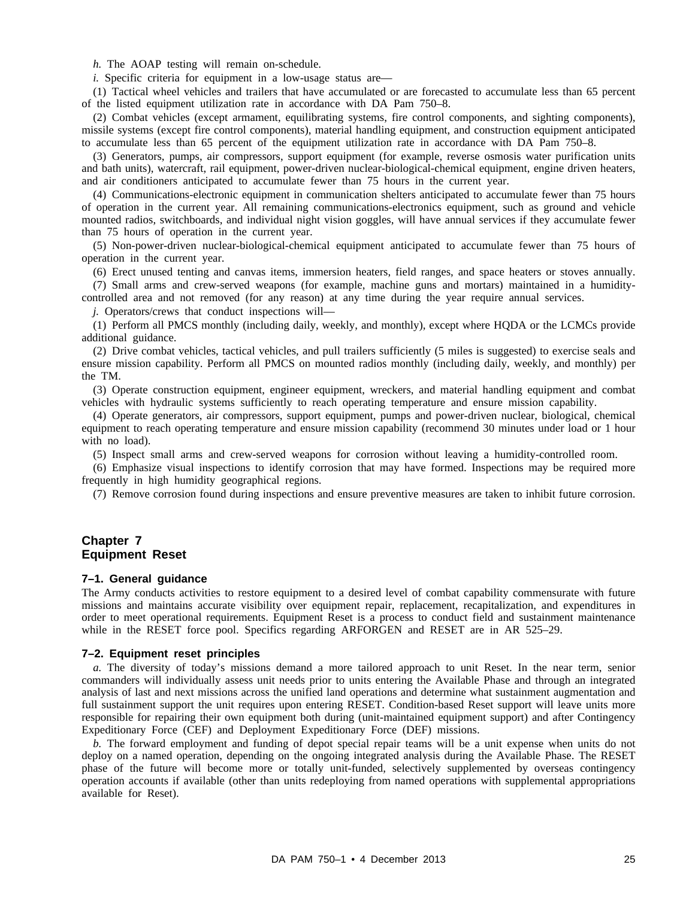*h.* The AOAP testing will remain on-schedule.

*i.* Specific criteria for equipment in a low-usage status are—

(1) Tactical wheel vehicles and trailers that have accumulated or are forecasted to accumulate less than 65 percent of the listed equipment utilization rate in accordance with DA Pam 750–8.

(2) Combat vehicles (except armament, equilibrating systems, fire control components, and sighting components), missile systems (except fire control components), material handling equipment, and construction equipment anticipated to accumulate less than 65 percent of the equipment utilization rate in accordance with DA Pam 750–8.

(3) Generators, pumps, air compressors, support equipment (for example, reverse osmosis water purification units and bath units), watercraft, rail equipment, power-driven nuclear-biological-chemical equipment, engine driven heaters, and air conditioners anticipated to accumulate fewer than 75 hours in the current year.

(4) Communications-electronic equipment in communication shelters anticipated to accumulate fewer than 75 hours of operation in the current year. All remaining communications-electronics equipment, such as ground and vehicle mounted radios, switchboards, and individual night vision goggles, will have annual services if they accumulate fewer than 75 hours of operation in the current year.

(5) Non-power-driven nuclear-biological-chemical equipment anticipated to accumulate fewer than 75 hours of operation in the current year.

(6) Erect unused tenting and canvas items, immersion heaters, field ranges, and space heaters or stoves annually.

(7) Small arms and crew-served weapons (for example, machine guns and mortars) maintained in a humidity-controlled area and not removed (for any reason) at any time during the year require annual services.

*j.* Operators/crews that conduct inspections will—

(1) Perform all PMCS monthly (including daily, weekly, and monthly), except where HQDA or the LCMCs provide additional guidance.

(2) Drive combat vehicles, tactical vehicles, and pull trailers sufficiently (5 miles is suggested) to exercise seals and ensure mission capability. Perform all PMCS on mounted radios monthly (including daily, weekly, and monthly) per the TM.

(3) Operate construction equipment, engineer equipment, wreckers, and material handling equipment and combat vehicles with hydraulic systems sufficiently to reach operating temperature and ensure mission capability.

(4) Operate generators, air compressors, support equipment, pumps and power-driven nuclear, biological, chemical equipment to reach operating temperature and ensure mission capability (recommend 30 minutes under load or 1 hour with no load).

(5) Inspect small arms and crew-served weapons for corrosion without leaving a humidity-controlled room.

(6) Emphasize visual inspections to identify corrosion that may have formed. Inspections may be required more frequently in high humidity geographical regions.

(7) Remove corrosion found during inspections and ensure preventive measures are taken to inhibit future corrosion.

## Chapter 7
## Equipment Reset

### 7–1. General guidance

The Army conducts activities to restore equipment to a desired level of combat capability commensurate with future missions and maintains accurate visibility over equipment repair, replacement, recapitalization, and expenditures in order to meet operational requirements. Equipment Reset is a process to conduct field and sustainment maintenance while in the RESET force pool. Specifics regarding ARFORGEN and RESET are in AR 525–29.

### 7–2. Equipment reset principles

*a.* The diversity of today's missions demand a more tailored approach to unit Reset. In the near term, senior commanders will individually assess unit needs prior to units entering the Available Phase and through an integrated analysis of last and next missions across the unified land operations and determine what sustainment augmentation and full sustainment support the unit requires upon entering RESET. Condition-based Reset support will leave units more responsible for repairing their own equipment both during (unit-maintained equipment support) and after Contingency Expeditionary Force (CEF) and Deployment Expeditionary Force (DEF) missions.

*b.* The forward employment and funding of depot special repair teams will be a unit expense when units do not deploy on a named operation, depending on the ongoing integrated analysis during the Available Phase. The RESET phase of the future will become more or totally unit-funded, selectively supplemented by overseas contingency operation accounts if available (other than units redeploying from named operations with supplemental appropriations available for Reset).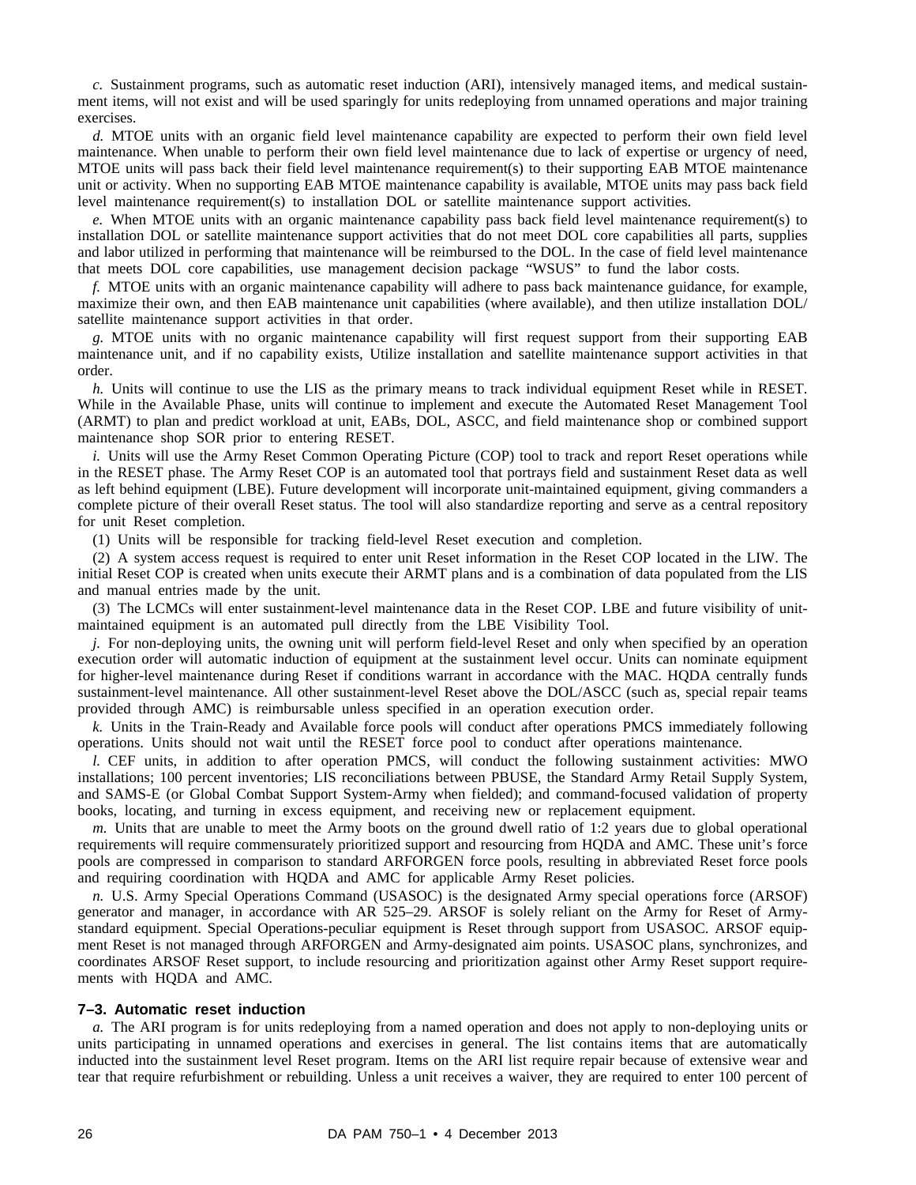*c.* Sustainment programs, such as automatic reset induction (ARI), intensively managed items, and medical sustainment items, will not exist and will be used sparingly for units redeploying from unnamed operations and major training exercises.

*d.* MTOE units with an organic field level maintenance capability are expected to perform their own field level maintenance. When unable to perform their own field level maintenance due to lack of expertise or urgency of need, MTOE units will pass back their field level maintenance requirement(s) to their supporting EAB MTOE maintenance unit or activity. When no supporting EAB MTOE maintenance capability is available, MTOE units may pass back field level maintenance requirement(s) to installation DOL or satellite maintenance support activities.

*e.* When MTOE units with an organic maintenance capability pass back field level maintenance requirement(s) to installation DOL or satellite maintenance support activities that do not meet DOL core capabilities all parts, supplies and labor utilized in performing that maintenance will be reimbursed to the DOL. In the case of field level maintenance that meets DOL core capabilities, use management decision package "WSUS" to fund the labor costs.

*f.* MTOE units with an organic maintenance capability will adhere to pass back maintenance guidance, for example, maximize their own, and then EAB maintenance unit capabilities (where available), and then utilize installation DOL/ satellite maintenance support activities in that order.

*g.* MTOE units with no organic maintenance capability will first request support from their supporting EAB maintenance unit, and if no capability exists, Utilize installation and satellite maintenance support activities in that order.

*h.* Units will continue to use the LIS as the primary means to track individual equipment Reset while in RESET. While in the Available Phase, units will continue to implement and execute the Automated Reset Management Tool (ARMT) to plan and predict workload at unit, EABs, DOL, ASCC, and field maintenance shop or combined support maintenance shop SOR prior to entering RESET.

*i.* Units will use the Army Reset Common Operating Picture (COP) tool to track and report Reset operations while in the RESET phase. The Army Reset COP is an automated tool that portrays field and sustainment Reset data as well as left behind equipment (LBE). Future development will incorporate unit-maintained equipment, giving commanders a complete picture of their overall Reset status. The tool will also standardize reporting and serve as a central repository for unit Reset completion.

(1) Units will be responsible for tracking field-level Reset execution and completion.

(2) A system access request is required to enter unit Reset information in the Reset COP located in the LIW. The initial Reset COP is created when units execute their ARMT plans and is a combination of data populated from the LIS and manual entries made by the unit.

(3) The LCMCs will enter sustainment-level maintenance data in the Reset COP. LBE and future visibility of unit-maintained equipment is an automated pull directly from the LBE Visibility Tool.

*j.* For non-deploying units, the owning unit will perform field-level Reset and only when specified by an operation execution order will automatic induction of equipment at the sustainment level occur. Units can nominate equipment for higher-level maintenance during Reset if conditions warrant in accordance with the MAC. HQDA centrally funds sustainment-level maintenance. All other sustainment-level Reset above the DOL/ASCC (such as, special repair teams provided through AMC) is reimbursable unless specified in an operation execution order.

*k.* Units in the Train-Ready and Available force pools will conduct after operations PMCS immediately following operations. Units should not wait until the RESET force pool to conduct after operations maintenance.

*l.* CEF units, in addition to after operation PMCS, will conduct the following sustainment activities: MWO installations; 100 percent inventories; LIS reconciliations between PBUSE, the Standard Army Retail Supply System, and SAMS-E (or Global Combat Support System-Army when fielded); and command-focused validation of property books, locating, and turning in excess equipment, and receiving new or replacement equipment.

*m.* Units that are unable to meet the Army boots on the ground dwell ratio of 1:2 years due to global operational requirements will require commensurately prioritized support and resourcing from HQDA and AMC. These unit's force pools are compressed in comparison to standard ARFORGEN force pools, resulting in abbreviated Reset force pools and requiring coordination with HQDA and AMC for applicable Army Reset policies.

*n.* U.S. Army Special Operations Command (USASOC) is the designated Army special operations force (ARSOF) generator and manager, in accordance with AR 525–29. ARSOF is solely reliant on the Army for Reset of Army-standard equipment. Special Operations-peculiar equipment is Reset through support from USASOC. ARSOF equipment Reset is not managed through ARFORGEN and Army-designated aim points. USASOC plans, synchronizes, and coordinates ARSOF Reset support, to include resourcing and prioritization against other Army Reset support requirements with HQDA and AMC.

### 7–3. Automatic reset induction

*a.* The ARI program is for units redeploying from a named operation and does not apply to non-deploying units or units participating in unnamed operations and exercises in general. The list contains items that are automatically inducted into the sustainment level Reset program. Items on the ARI list require repair because of extensive wear and tear that require refurbishment or rebuilding. Unless a unit receives a waiver, they are required to enter 100 percent of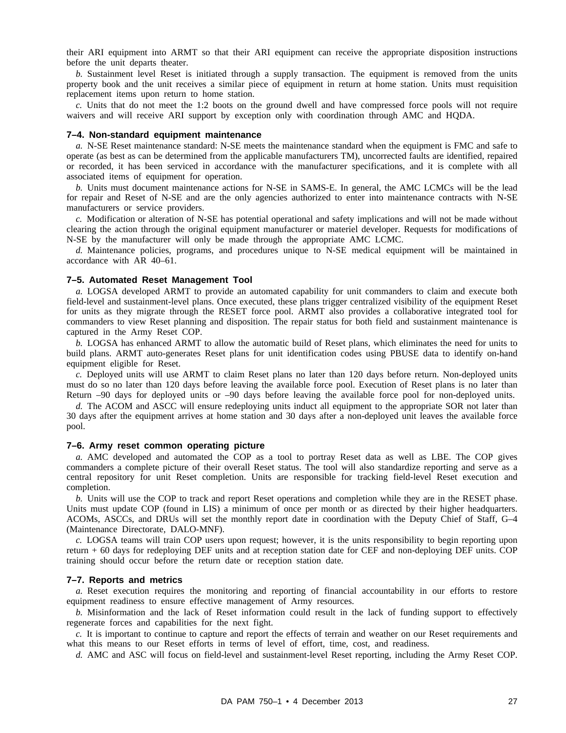their ARI equipment into ARMT so that their ARI equipment can receive the appropriate disposition instructions before the unit departs theater.

*b.* Sustainment level Reset is initiated through a supply transaction. The equipment is removed from the units property book and the unit receives a similar piece of equipment in return at home station. Units must requisition replacement items upon return to home station.

*c.* Units that do not meet the 1:2 boots on the ground dwell and have compressed force pools will not require waivers and will receive ARI support by exception only with coordination through AMC and HQDA.

### 7–4. Non-standard equipment maintenance

*a.* N-SE Reset maintenance standard: N-SE meets the maintenance standard when the equipment is FMC and safe to operate (as best as can be determined from the applicable manufacturers TM), uncorrected faults are identified, repaired or recorded, it has been serviced in accordance with the manufacturer specifications, and it is complete with all associated items of equipment for operation.

*b.* Units must document maintenance actions for N-SE in SAMS-E. In general, the AMC LCMCs will be the lead for repair and Reset of N-SE and are the only agencies authorized to enter into maintenance contracts with N-SE manufacturers or service providers.

*c.* Modification or alteration of N-SE has potential operational and safety implications and will not be made without clearing the action through the original equipment manufacturer or materiel developer. Requests for modifications of N-SE by the manufacturer will only be made through the appropriate AMC LCMC.

*d.* Maintenance policies, programs, and procedures unique to N-SE medical equipment will be maintained in accordance with AR 40–61.

### 7–5. Automated Reset Management Tool

*a.* LOGSA developed ARMT to provide an automated capability for unit commanders to claim and execute both field-level and sustainment-level plans. Once executed, these plans trigger centralized visibility of the equipment Reset for units as they migrate through the RESET force pool. ARMT also provides a collaborative integrated tool for commanders to view Reset planning and disposition. The repair status for both field and sustainment maintenance is captured in the Army Reset COP.

*b.* LOGSA has enhanced ARMT to allow the automatic build of Reset plans, which eliminates the need for units to build plans. ARMT auto-generates Reset plans for unit identification codes using PBUSE data to identify on-hand equipment eligible for Reset.

*c.* Deployed units will use ARMT to claim Reset plans no later than 120 days before return. Non-deployed units must do so no later than 120 days before leaving the available force pool. Execution of Reset plans is no later than Return –90 days for deployed units or –90 days before leaving the available force pool for non-deployed units.

*d.* The ACOM and ASCC will ensure redeploying units induct all equipment to the appropriate SOR not later than 30 days after the equipment arrives at home station and 30 days after a non-deployed unit leaves the available force pool.

### 7–6. Army reset common operating picture

*a.* AMC developed and automated the COP as a tool to portray Reset data as well as LBE. The COP gives commanders a complete picture of their overall Reset status. The tool will also standardize reporting and serve as a central repository for unit Reset completion. Units are responsible for tracking field-level Reset execution and completion.

*b.* Units will use the COP to track and report Reset operations and completion while they are in the RESET phase. Units must update COP (found in LIS) a minimum of once per month or as directed by their higher headquarters. ACOMs, ASCCs, and DRUs will set the monthly report date in coordination with the Deputy Chief of Staff, G–4 (Maintenance Directorate, DALO-MNF).

*c.* LOGSA teams will train COP users upon request; however, it is the units responsibility to begin reporting upon return + 60 days for redeploying DEF units and at reception station date for CEF and non-deploying DEF units. COP training should occur before the return date or reception station date.

### 7–7. Reports and metrics

*a.* Reset execution requires the monitoring and reporting of financial accountability in our efforts to restore equipment readiness to ensure effective management of Army resources.

*b.* Misinformation and the lack of Reset information could result in the lack of funding support to effectively regenerate forces and capabilities for the next fight.

*c.* It is important to continue to capture and report the effects of terrain and weather on our Reset requirements and what this means to our Reset efforts in terms of level of effort, time, cost, and readiness.

*d.* AMC and ASC will focus on field-level and sustainment-level Reset reporting, including the Army Reset COP.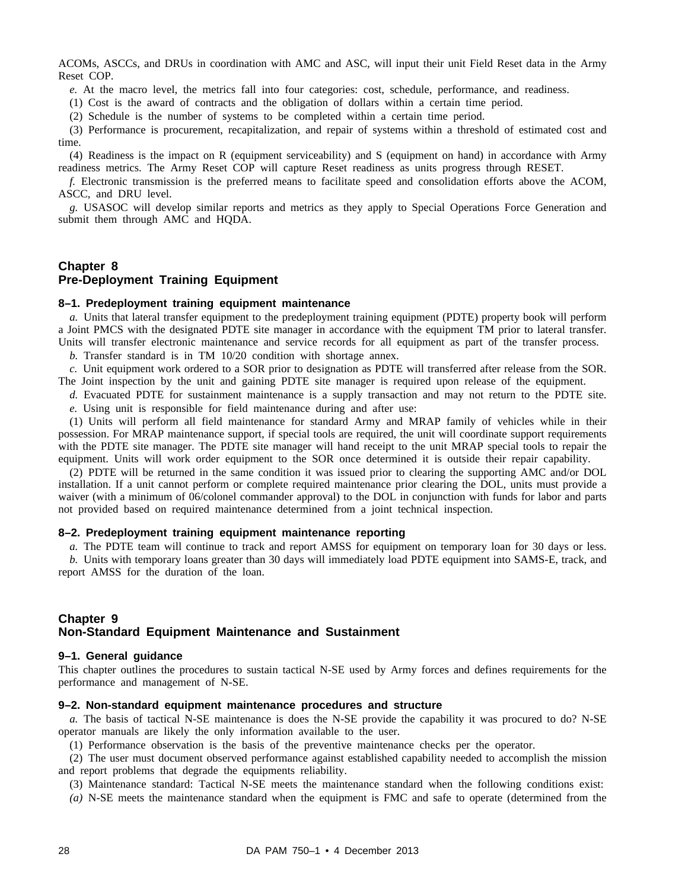ACOMs, ASCCs, and DRUs in coordination with AMC and ASC, will input their unit Field Reset data in the Army Reset COP.

*e.* At the macro level, the metrics fall into four categories: cost, schedule, performance, and readiness.

(1) Cost is the award of contracts and the obligation of dollars within a certain time period.

(2) Schedule is the number of systems to be completed within a certain time period.

(3) Performance is procurement, recapitalization, and repair of systems within a threshold of estimated cost and time.

(4) Readiness is the impact on R (equipment serviceability) and S (equipment on hand) in accordance with Army readiness metrics. The Army Reset COP will capture Reset readiness as units progress through RESET.

*f.* Electronic transmission is the preferred means to facilitate speed and consolidation efforts above the ACOM, ASCC, and DRU level.

*g.* USASOC will develop similar reports and metrics as they apply to Special Operations Force Generation and submit them through AMC and HQDA.

## Chapter 8
## Pre-Deployment Training Equipment

### 8–1. Predeployment training equipment maintenance

*a.* Units that lateral transfer equipment to the predeployment training equipment (PDTE) property book will perform a Joint PMCS with the designated PDTE site manager in accordance with the equipment TM prior to lateral transfer. Units will transfer electronic maintenance and service records for all equipment as part of the transfer process.

*b.* Transfer standard is in TM 10/20 condition with shortage annex.

*c.* Unit equipment work ordered to a SOR prior to designation as PDTE will transferred after release from the SOR. The Joint inspection by the unit and gaining PDTE site manager is required upon release of the equipment.

*d.* Evacuated PDTE for sustainment maintenance is a supply transaction and may not return to the PDTE site.

*e.* Using unit is responsible for field maintenance during and after use:

(1) Units will perform all field maintenance for standard Army and MRAP family of vehicles while in their possession. For MRAP maintenance support, if special tools are required, the unit will coordinate support requirements with the PDTE site manager. The PDTE site manager will hand receipt to the unit MRAP special tools to repair the equipment. Units will work order equipment to the SOR once determined it is outside their repair capability.

(2) PDTE will be returned in the same condition it was issued prior to clearing the supporting AMC and/or DOL installation. If a unit cannot perform or complete required maintenance prior clearing the DOL, units must provide a waiver (with a minimum of 06/colonel commander approval) to the DOL in conjunction with funds for labor and parts not provided based on required maintenance determined from a joint technical inspection.

### 8–2. Predeployment training equipment maintenance reporting

*a.* The PDTE team will continue to track and report AMSS for equipment on temporary loan for 30 days or less.

*b.* Units with temporary loans greater than 30 days will immediately load PDTE equipment into SAMS-E, track, and report AMSS for the duration of the loan.

## Chapter 9
## Non-Standard Equipment Maintenance and Sustainment

### 9–1. General guidance

This chapter outlines the procedures to sustain tactical N-SE used by Army forces and defines requirements for the performance and management of N-SE.

### 9–2. Non-standard equipment maintenance procedures and structure

*a.* The basis of tactical N-SE maintenance is does the N-SE provide the capability it was procured to do? N-SE operator manuals are likely the only information available to the user.

(1) Performance observation is the basis of the preventive maintenance checks per the operator.

(2) The user must document observed performance against established capability needed to accomplish the mission and report problems that degrade the equipments reliability.

(3) Maintenance standard: Tactical N-SE meets the maintenance standard when the following conditions exist:

*(a)* N-SE meets the maintenance standard when the equipment is FMC and safe to operate (determined from the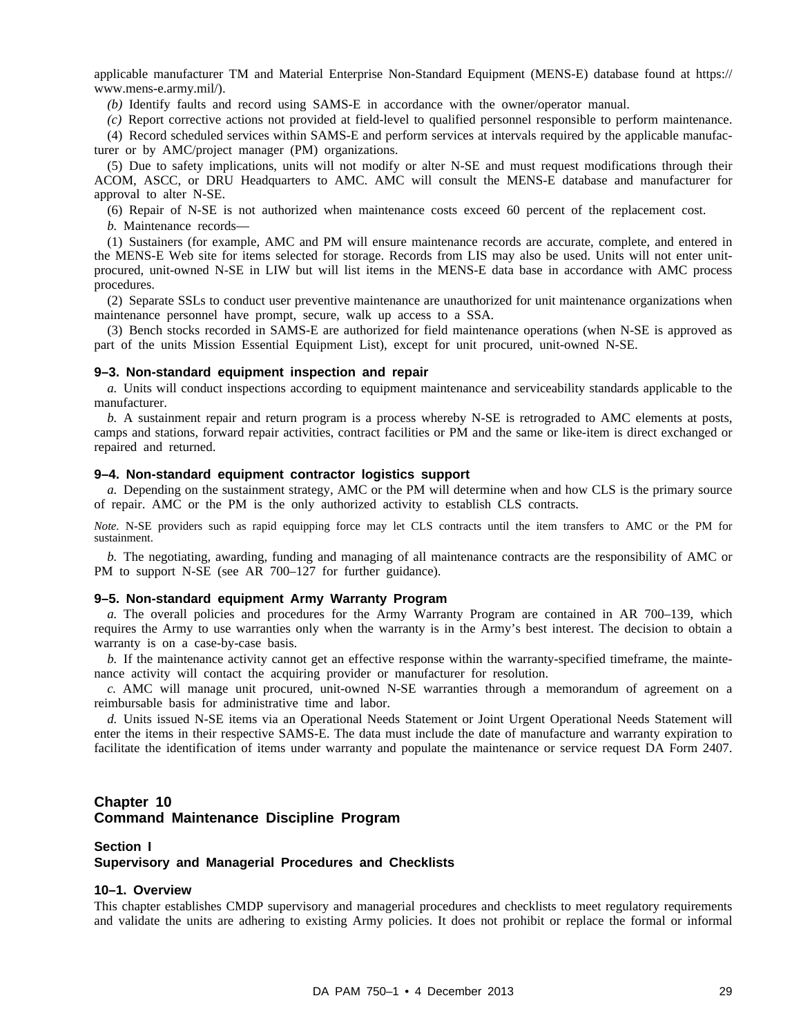applicable manufacturer TM and Material Enterprise Non-Standard Equipment (MENS-E) database found at https://www.mens-e.army.mil/).

*(b)* Identify faults and record using SAMS-E in accordance with the owner/operator manual.

*(c)* Report corrective actions not provided at field-level to qualified personnel responsible to perform maintenance.

(4) Record scheduled services within SAMS-E and perform services at intervals required by the applicable manufacturer or by AMC/project manager (PM) organizations.

(5) Due to safety implications, units will not modify or alter N-SE and must request modifications through their ACOM, ASCC, or DRU Headquarters to AMC. AMC will consult the MENS-E database and manufacturer for approval to alter N-SE.

(6) Repair of N-SE is not authorized when maintenance costs exceed 60 percent of the replacement cost.

*b.* Maintenance records—

(1) Sustainers (for example, AMC and PM will ensure maintenance records are accurate, complete, and entered in the MENS-E Web site for items selected for storage. Records from LIS may also be used. Units will not enter unit-procured, unit-owned N-SE in LIW but will list items in the MENS-E data base in accordance with AMC process procedures.

(2) Separate SSLs to conduct user preventive maintenance are unauthorized for unit maintenance organizations when maintenance personnel have prompt, secure, walk up access to a SSA.

(3) Bench stocks recorded in SAMS-E are authorized for field maintenance operations (when N-SE is approved as part of the units Mission Essential Equipment List), except for unit procured, unit-owned N-SE.

### 9–3. Non-standard equipment inspection and repair

*a.* Units will conduct inspections according to equipment maintenance and serviceability standards applicable to the manufacturer.

*b.* A sustainment repair and return program is a process whereby N-SE is retrograded to AMC elements at posts, camps and stations, forward repair activities, contract facilities or PM and the same or like-item is direct exchanged or repaired and returned.

### 9–4. Non-standard equipment contractor logistics support

*a.* Depending on the sustainment strategy, AMC or the PM will determine when and how CLS is the primary source of repair. AMC or the PM is the only authorized activity to establish CLS contracts.

*Note.* N-SE providers such as rapid equipping force may let CLS contracts until the item transfers to AMC or the PM for sustainment.

*b.* The negotiating, awarding, funding and managing of all maintenance contracts are the responsibility of AMC or PM to support N-SE (see AR 700–127 for further guidance).

### 9–5. Non-standard equipment Army Warranty Program

*a.* The overall policies and procedures for the Army Warranty Program are contained in AR 700–139, which requires the Army to use warranties only when the warranty is in the Army's best interest. The decision to obtain a warranty is on a case-by-case basis.

*b.* If the maintenance activity cannot get an effective response within the warranty-specified timeframe, the maintenance activity will contact the acquiring provider or manufacturer for resolution.

*c.* AMC will manage unit procured, unit-owned N-SE warranties through a memorandum of agreement on a reimbursable basis for administrative time and labor.

*d.* Units issued N-SE items via an Operational Needs Statement or Joint Urgent Operational Needs Statement will enter the items in their respective SAMS-E. The data must include the date of manufacture and warranty expiration to facilitate the identification of items under warranty and populate the maintenance or service request DA Form 2407.

# Chapter 10
# Command Maintenance Discipline Program

## Section I
## Supervisory and Managerial Procedures and Checklists

### 10–1. Overview

This chapter establishes CMDP supervisory and managerial procedures and checklists to meet regulatory requirements and validate the units are adhering to existing Army policies. It does not prohibit or replace the formal or informal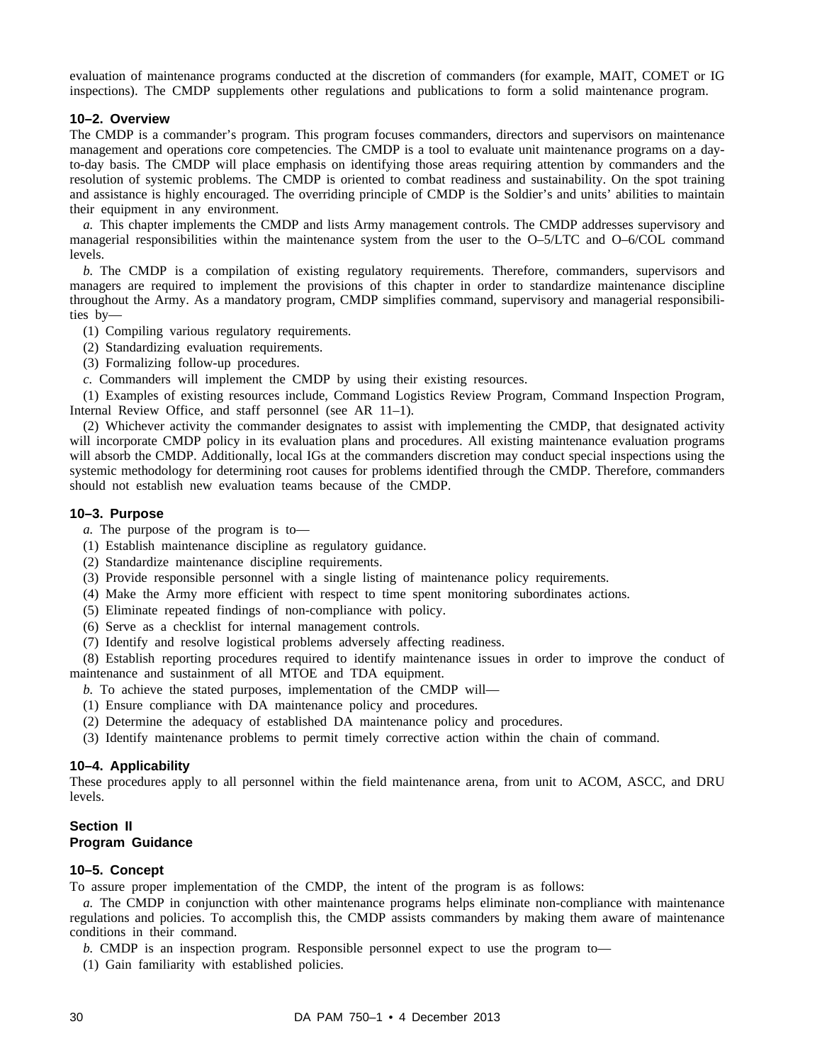evaluation of maintenance programs conducted at the discretion of commanders (for example, MAIT, COMET or IG inspections). The CMDP supplements other regulations and publications to form a solid maintenance program.

### 10–2. Overview

The CMDP is a commander's program. This program focuses commanders, directors and supervisors on maintenance management and operations core competencies. The CMDP is a tool to evaluate unit maintenance programs on a day-to-day basis. The CMDP will place emphasis on identifying those areas requiring attention by commanders and the resolution of systemic problems. The CMDP is oriented to combat readiness and sustainability. On the spot training and assistance is highly encouraged. The overriding principle of CMDP is the Soldier's and units' abilities to maintain their equipment in any environment.

*a.* This chapter implements the CMDP and lists Army management controls. The CMDP addresses supervisory and managerial responsibilities within the maintenance system from the user to the O–5/LTC and O–6/COL command levels.

*b.* The CMDP is a compilation of existing regulatory requirements. Therefore, commanders, supervisors and managers are required to implement the provisions of this chapter in order to standardize maintenance discipline throughout the Army. As a mandatory program, CMDP simplifies command, supervisory and managerial responsibilities by—

(1) Compiling various regulatory requirements.

(2) Standardizing evaluation requirements.

(3) Formalizing follow-up procedures.

*c.* Commanders will implement the CMDP by using their existing resources.

(1) Examples of existing resources include, Command Logistics Review Program, Command Inspection Program, Internal Review Office, and staff personnel (see AR 11–1).

(2) Whichever activity the commander designates to assist with implementing the CMDP, that designated activity will incorporate CMDP policy in its evaluation plans and procedures. All existing maintenance evaluation programs will absorb the CMDP. Additionally, local IGs at the commanders discretion may conduct special inspections using the systemic methodology for determining root causes for problems identified through the CMDP. Therefore, commanders should not establish new evaluation teams because of the CMDP.

### 10–3. Purpose

*a.* The purpose of the program is to—

(1) Establish maintenance discipline as regulatory guidance.

(2) Standardize maintenance discipline requirements.

(3) Provide responsible personnel with a single listing of maintenance policy requirements.

(4) Make the Army more efficient with respect to time spent monitoring subordinates actions.

(5) Eliminate repeated findings of non-compliance with policy.

(6) Serve as a checklist for internal management controls.

(7) Identify and resolve logistical problems adversely affecting readiness.

(8) Establish reporting procedures required to identify maintenance issues in order to improve the conduct of maintenance and sustainment of all MTOE and TDA equipment.

*b.* To achieve the stated purposes, implementation of the CMDP will—

(1) Ensure compliance with DA maintenance policy and procedures.

(2) Determine the adequacy of established DA maintenance policy and procedures.

(3) Identify maintenance problems to permit timely corrective action within the chain of command.

### 10–4. Applicability

These procedures apply to all personnel within the field maintenance arena, from unit to ACOM, ASCC, and DRU levels.

## Section II
## Program Guidance

### 10–5. Concept

To assure proper implementation of the CMDP, the intent of the program is as follows:

*a.* The CMDP in conjunction with other maintenance programs helps eliminate non-compliance with maintenance regulations and policies. To accomplish this, the CMDP assists commanders by making them aware of maintenance conditions in their command.

*b.* CMDP is an inspection program. Responsible personnel expect to use the program to—

(1) Gain familiarity with established policies.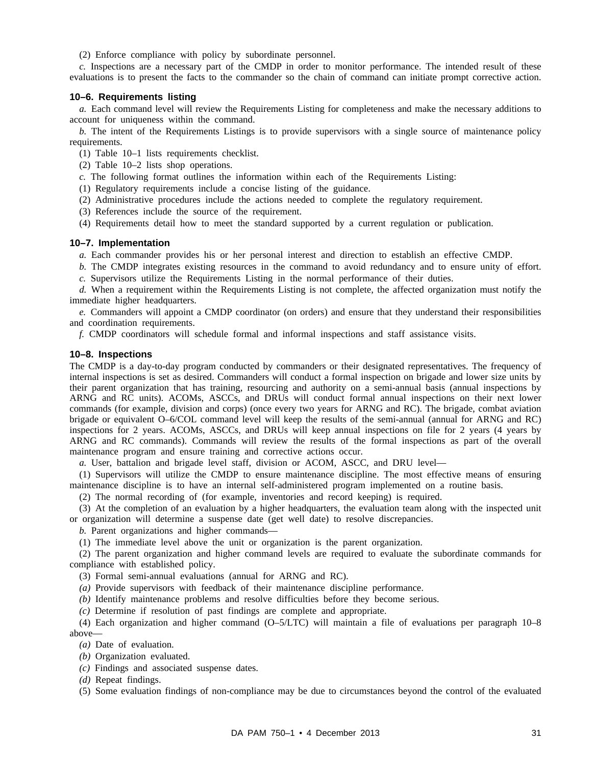(2) Enforce compliance with policy by subordinate personnel.

*c.* Inspections are a necessary part of the CMDP in order to monitor performance. The intended result of these evaluations is to present the facts to the commander so the chain of command can initiate prompt corrective action.

### 10–6. Requirements listing

*a.* Each command level will review the Requirements Listing for completeness and make the necessary additions to account for uniqueness within the command.

*b.* The intent of the Requirements Listings is to provide supervisors with a single source of maintenance policy requirements.

(1) Table 10–1 lists requirements checklist.

(2) Table 10–2 lists shop operations.

*c.* The following format outlines the information within each of the Requirements Listing:

(1) Regulatory requirements include a concise listing of the guidance.

(2) Administrative procedures include the actions needed to complete the regulatory requirement.

(3) References include the source of the requirement.

(4) Requirements detail how to meet the standard supported by a current regulation or publication.

### 10–7. Implementation

*a.* Each commander provides his or her personal interest and direction to establish an effective CMDP.

*b.* The CMDP integrates existing resources in the command to avoid redundancy and to ensure unity of effort.

*c.* Supervisors utilize the Requirements Listing in the normal performance of their duties.

*d.* When a requirement within the Requirements Listing is not complete, the affected organization must notify the immediate higher headquarters.

*e.* Commanders will appoint a CMDP coordinator (on orders) and ensure that they understand their responsibilities and coordination requirements.

*f.* CMDP coordinators will schedule formal and informal inspections and staff assistance visits.

### 10–8. Inspections

The CMDP is a day-to-day program conducted by commanders or their designated representatives. The frequency of internal inspections is set as desired. Commanders will conduct a formal inspection on brigade and lower size units by their parent organization that has training, resourcing and authority on a semi-annual basis (annual inspections by ARNG and RC units). ACOMs, ASCCs, and DRUs will conduct formal annual inspections on their next lower commands (for example, division and corps) (once every two years for ARNG and RC). The brigade, combat aviation brigade or equivalent O–6/COL command level will keep the results of the semi-annual (annual for ARNG and RC) inspections for 2 years. ACOMs, ASCCs, and DRUs will keep annual inspections on file for 2 years (4 years by ARNG and RC commands). Commands will review the results of the formal inspections as part of the overall maintenance program and ensure training and corrective actions occur.

*a.* User, battalion and brigade level staff, division or ACOM, ASCC, and DRU level—

(1) Supervisors will utilize the CMDP to ensure maintenance discipline. The most effective means of ensuring maintenance discipline is to have an internal self-administered program implemented on a routine basis.

(2) The normal recording of (for example, inventories and record keeping) is required.

(3) At the completion of an evaluation by a higher headquarters, the evaluation team along with the inspected unit or organization will determine a suspense date (get well date) to resolve discrepancies.

*b.* Parent organizations and higher commands—

(1) The immediate level above the unit or organization is the parent organization.

(2) The parent organization and higher command levels are required to evaluate the subordinate commands for compliance with established policy.

(3) Formal semi-annual evaluations (annual for ARNG and RC).

*(a)* Provide supervisors with feedback of their maintenance discipline performance.

*(b)* Identify maintenance problems and resolve difficulties before they become serious.

*(c)* Determine if resolution of past findings are complete and appropriate.

(4) Each organization and higher command (O–5/LTC) will maintain a file of evaluations per paragraph 10–8 above—

*(a)* Date of evaluation.

*(b)* Organization evaluated.

*(c)* Findings and associated suspense dates.

*(d)* Repeat findings.

(5) Some evaluation findings of non-compliance may be due to circumstances beyond the control of the evaluated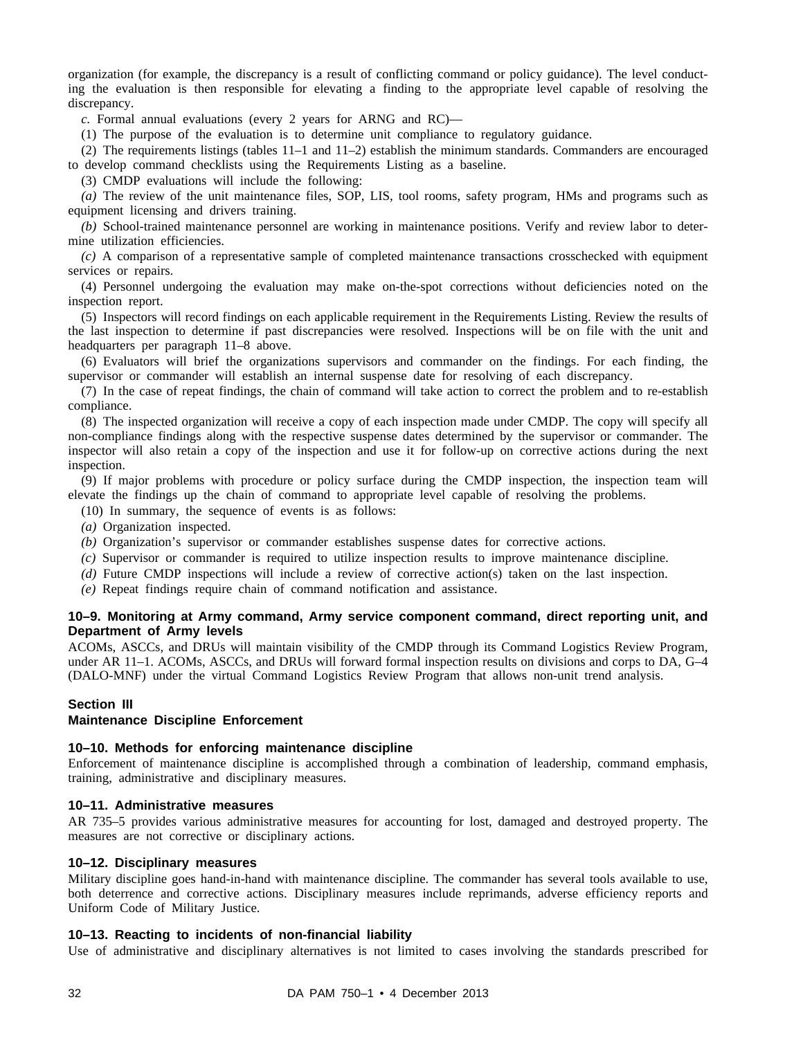organization (for example, the discrepancy is a result of conflicting command or policy guidance). The level conducting the evaluation is then responsible for elevating a finding to the appropriate level capable of resolving the discrepancy.

*c.* Formal annual evaluations (every 2 years for ARNG and RC)—

(1) The purpose of the evaluation is to determine unit compliance to regulatory guidance.

(2) The requirements listings (tables 11–1 and 11–2) establish the minimum standards. Commanders are encouraged to develop command checklists using the Requirements Listing as a baseline.

(3) CMDP evaluations will include the following:

*(a)* The review of the unit maintenance files, SOP, LIS, tool rooms, safety program, HMs and programs such as equipment licensing and drivers training.

*(b)* School-trained maintenance personnel are working in maintenance positions. Verify and review labor to determine utilization efficiencies.

*(c)* A comparison of a representative sample of completed maintenance transactions crosschecked with equipment services or repairs.

(4) Personnel undergoing the evaluation may make on-the-spot corrections without deficiencies noted on the inspection report.

(5) Inspectors will record findings on each applicable requirement in the Requirements Listing. Review the results of the last inspection to determine if past discrepancies were resolved. Inspections will be on file with the unit and headquarters per paragraph 11–8 above.

(6) Evaluators will brief the organizations supervisors and commander on the findings. For each finding, the supervisor or commander will establish an internal suspense date for resolving of each discrepancy.

(7) In the case of repeat findings, the chain of command will take action to correct the problem and to re-establish compliance.

(8) The inspected organization will receive a copy of each inspection made under CMDP. The copy will specify all non-compliance findings along with the respective suspense dates determined by the supervisor or commander. The inspector will also retain a copy of the inspection and use it for follow-up on corrective actions during the next inspection.

(9) If major problems with procedure or policy surface during the CMDP inspection, the inspection team will elevate the findings up the chain of command to appropriate level capable of resolving the problems.

(10) In summary, the sequence of events is as follows:

*(a)* Organization inspected.

*(b)* Organization's supervisor or commander establishes suspense dates for corrective actions.

*(c)* Supervisor or commander is required to utilize inspection results to improve maintenance discipline.

*(d)* Future CMDP inspections will include a review of corrective action(s) taken on the last inspection.

*(e)* Repeat findings require chain of command notification and assistance.

### 10–9. Monitoring at Army command, Army service component command, direct reporting unit, and Department of Army levels

ACOMs, ASCCs, and DRUs will maintain visibility of the CMDP through its Command Logistics Review Program, under AR 11–1. ACOMs, ASCCs, and DRUs will forward formal inspection results on divisions and corps to DA, G–4 (DALO-MNF) under the virtual Command Logistics Review Program that allows non-unit trend analysis.

## Section III
## Maintenance Discipline Enforcement

### 10–10. Methods for enforcing maintenance discipline

Enforcement of maintenance discipline is accomplished through a combination of leadership, command emphasis, training, administrative and disciplinary measures.

### 10–11. Administrative measures

AR 735–5 provides various administrative measures for accounting for lost, damaged and destroyed property. The measures are not corrective or disciplinary actions.

### 10–12. Disciplinary measures

Military discipline goes hand-in-hand with maintenance discipline. The commander has several tools available to use, both deterrence and corrective actions. Disciplinary measures include reprimands, adverse efficiency reports and Uniform Code of Military Justice.

### 10–13. Reacting to incidents of non-financial liability

Use of administrative and disciplinary alternatives is not limited to cases involving the standards prescribed for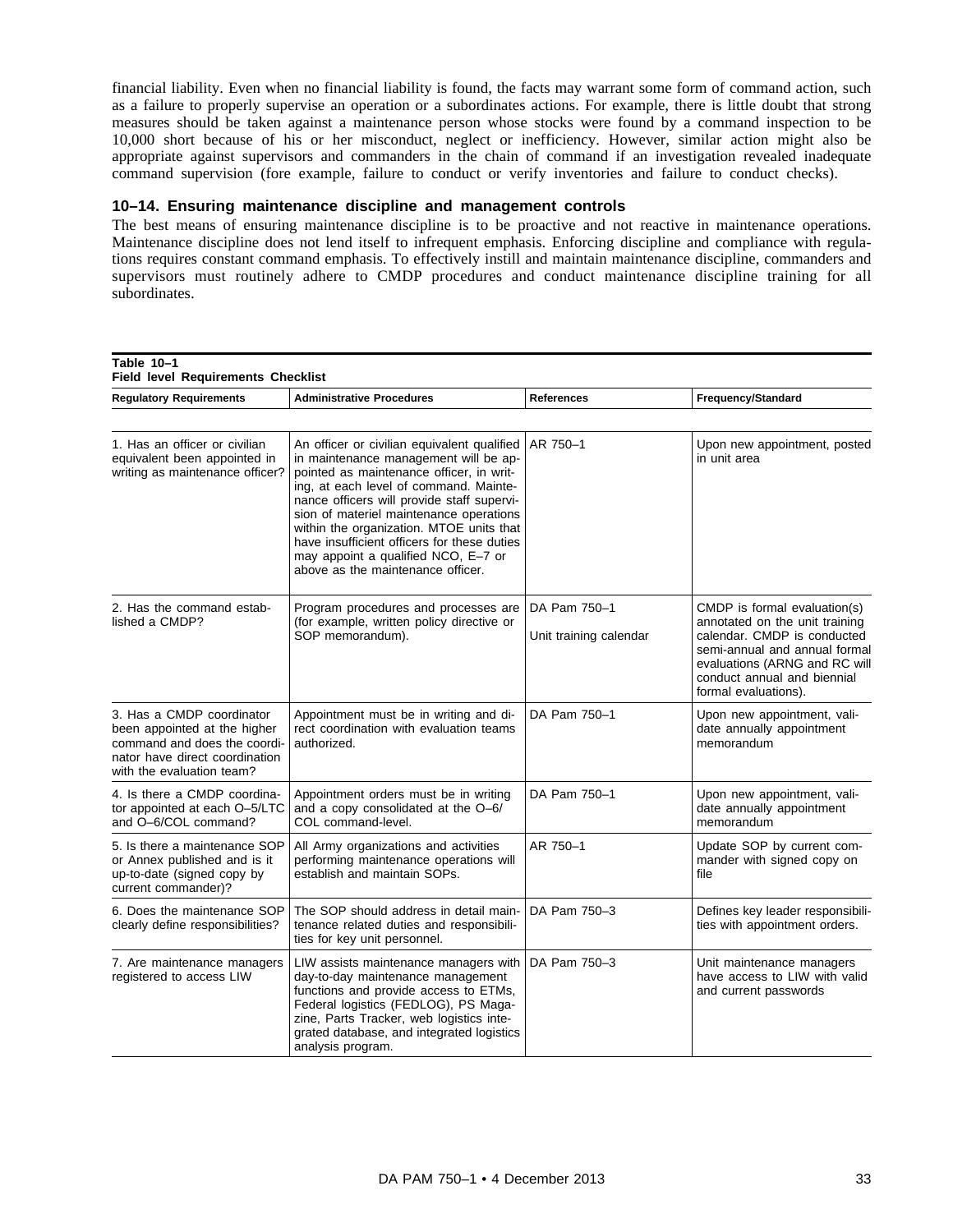financial liability. Even when no financial liability is found, the facts may warrant some form of command action, such as a failure to properly supervise an operation or a subordinates actions. For example, there is little doubt that strong measures should be taken against a maintenance person whose stocks were found by a command inspection to be 10,000 short because of his or her misconduct, neglect or inefficiency. However, similar action might also be appropriate against supervisors and commanders in the chain of command if an investigation revealed inadequate command supervision (fore example, failure to conduct or verify inventories and failure to conduct checks).

### 10–14. Ensuring maintenance discipline and management controls

The best means of ensuring maintenance discipline is to be proactive and not reactive in maintenance operations. Maintenance discipline does not lend itself to infrequent emphasis. Enforcing discipline and compliance with regulations requires constant command emphasis. To effectively instill and maintain maintenance discipline, commanders and supervisors must routinely adhere to CMDP procedures and conduct maintenance discipline training for all subordinates.

**Table 10–1**
**Field level Requirements Checklist**

| Regulatory Requirements | Administrative Procedures | References | Frequency/Standard |
|---|---|---|---|
| 1. Has an officer or civilian equivalent been appointed in writing as maintenance officer? | An officer or civilian equivalent qualified in maintenance management will be appointed as maintenance officer, in writing, at each level of command. Maintenance officers will provide staff supervision of materiel maintenance operations within the organization. MTOE units that have insufficient officers for these duties may appoint a qualified NCO, E–7 or above as the maintenance officer. | AR 750–1 | Upon new appointment, posted in unit area |
| 2. Has the command established a CMDP? | Program procedures and processes are (for example, written policy directive or SOP memorandum). | DA Pam 750–1<br>Unit training calendar | CMDP is formal evaluation(s) annotated on the unit training calendar. CMDP is conducted semi-annual and annual formal evaluations (ARNG and RC will conduct annual and biennial formal evaluations). |
| 3. Has a CMDP coordinator been appointed at the higher command and does the coordinator have direct coordination with the evaluation team? | Appointment must be in writing and direct coordination with evaluation teams authorized. | DA Pam 750–1 | Upon new appointment, validate annually appointment memorandum |
| 4. Is there a CMDP coordinator appointed at each O–5/LTC and O–6/COL command? | Appointment orders must be in writing and a copy consolidated at the O–6/COL command-level. | DA Pam 750–1 | Upon new appointment, validate annually appointment memorandum |
| 5. Is there a maintenance SOP or Annex published and is it up-to-date (signed copy by current commander)? | All Army organizations and activities performing maintenance operations will establish and maintain SOPs. | AR 750–1 | Update SOP by current commander with signed copy on file |
| 6. Does the maintenance SOP clearly define responsibilities? | The SOP should address in detail maintenance related duties and responsibilities for key unit personnel. | DA Pam 750–3 | Defines key leader responsibilities with appointment orders. |
| 7. Are maintenance managers registered to access LIW | LIW assists maintenance managers with day-to-day maintenance management functions and provide access to ETMs, Federal logistics (FEDLOG), PS Magazine, Parts Tracker, web logistics integrated database, and integrated logistics analysis program. | DA Pam 750–3 | Unit maintenance managers have access to LIW with valid and current passwords |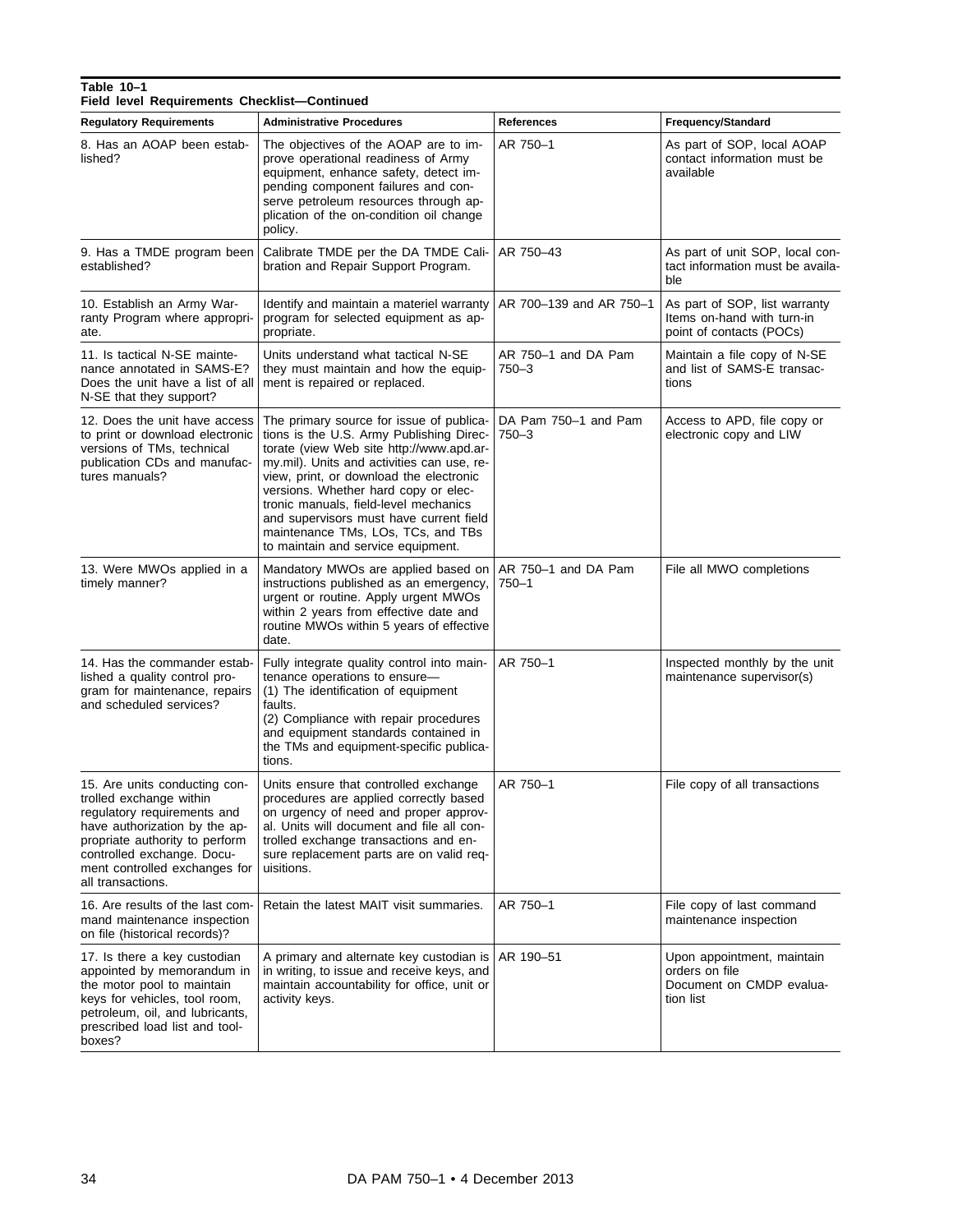**Table 10–1**
**Field level Requirements Checklist—Continued**

| Regulatory Requirements | Administrative Procedures | References | Frequency/Standard |
|---|---|---|---|
| 8. Has an AOAP been established? | The objectives of the AOAP are to improve operational readiness of Army equipment, enhance safety, detect impending component failures and conserve petroleum resources through application of the on-condition oil change policy. | AR 750–1 | As part of SOP, local AOAP contact information must be available |
| 9. Has a TMDE program been established? | Calibrate TMDE per the DA TMDE Calibration and Repair Support Program. | AR 750–43 | As part of unit SOP, local contact information must be available |
| 10. Establish an Army Warranty Program where appropriate. | Identify and maintain a materiel warranty program for selected equipment as appropriate. | AR 700–139 and AR 750–1 | As part of SOP, list warranty Items on-hand with turn-in point of contacts (POCs) |
| 11. Is tactical N-SE maintenance annotated in SAMS-E? Does the unit have a list of all N-SE that they support? | Units understand what tactical N-SE they must maintain and how the equipment is repaired or replaced. | AR 750–1 and DA Pam 750–3 | Maintain a file copy of N-SE and list of SAMS-E transactions |
| 12. Does the unit have access to print or download electronic versions of TMs, technical publication CDs and manufactures manuals? | The primary source for issue of publications is the U.S. Army Publishing Directorate (view Web site http://www.apd.army.mil). Units and activities can use, review, print, or download the electronic versions. Whether hard copy or electronic manuals, field-level mechanics and supervisors must have current field maintenance TMs, LOs, TCs, and TBs to maintain and service equipment. | DA Pam 750–1 and Pam 750–3 | Access to APD, file copy or electronic copy and LIW |
| 13. Were MWOs applied in a timely manner? | Mandatory MWOs are applied based on instructions published as an emergency, urgent or routine. Apply urgent MWOs within 2 years from effective date and routine MWOs within 5 years of effective date. | AR 750–1 and DA Pam 750–1 | File all MWO completions |
| 14. Has the commander established a quality control program for maintenance, repairs and scheduled services? | Fully integrate quality control into maintenance operations to ensure—<br>(1) The identification of equipment faults.<br>(2) Compliance with repair procedures and equipment standards contained in the TMs and equipment-specific publications. | AR 750–1 | Inspected monthly by the unit maintenance supervisor(s) |
| 15. Are units conducting controlled exchange within regulatory requirements and have authorization by the appropriate authority to perform controlled exchange. Document controlled exchanges for all transactions. | Units ensure that controlled exchange procedures are applied correctly based on urgency of need and proper approval. Units will document and file all controlled exchange transactions and ensure replacement parts are on valid requisitions. | AR 750–1 | File copy of all transactions |
| 16. Are results of the last command maintenance inspection on file (historical records)? | Retain the latest MAIT visit summaries. | AR 750–1 | File copy of last command maintenance inspection |
| 17. Is there a key custodian appointed by memorandum in the motor pool to maintain keys for vehicles, tool room, petroleum, oil, and lubricants, prescribed load list and toolboxes? | A primary and alternate key custodian is in writing, to issue and receive keys, and maintain accountability for office, unit or activity keys. | AR 190–51 | Upon appointment, maintain orders on file<br>Document on CMDP evaluation list |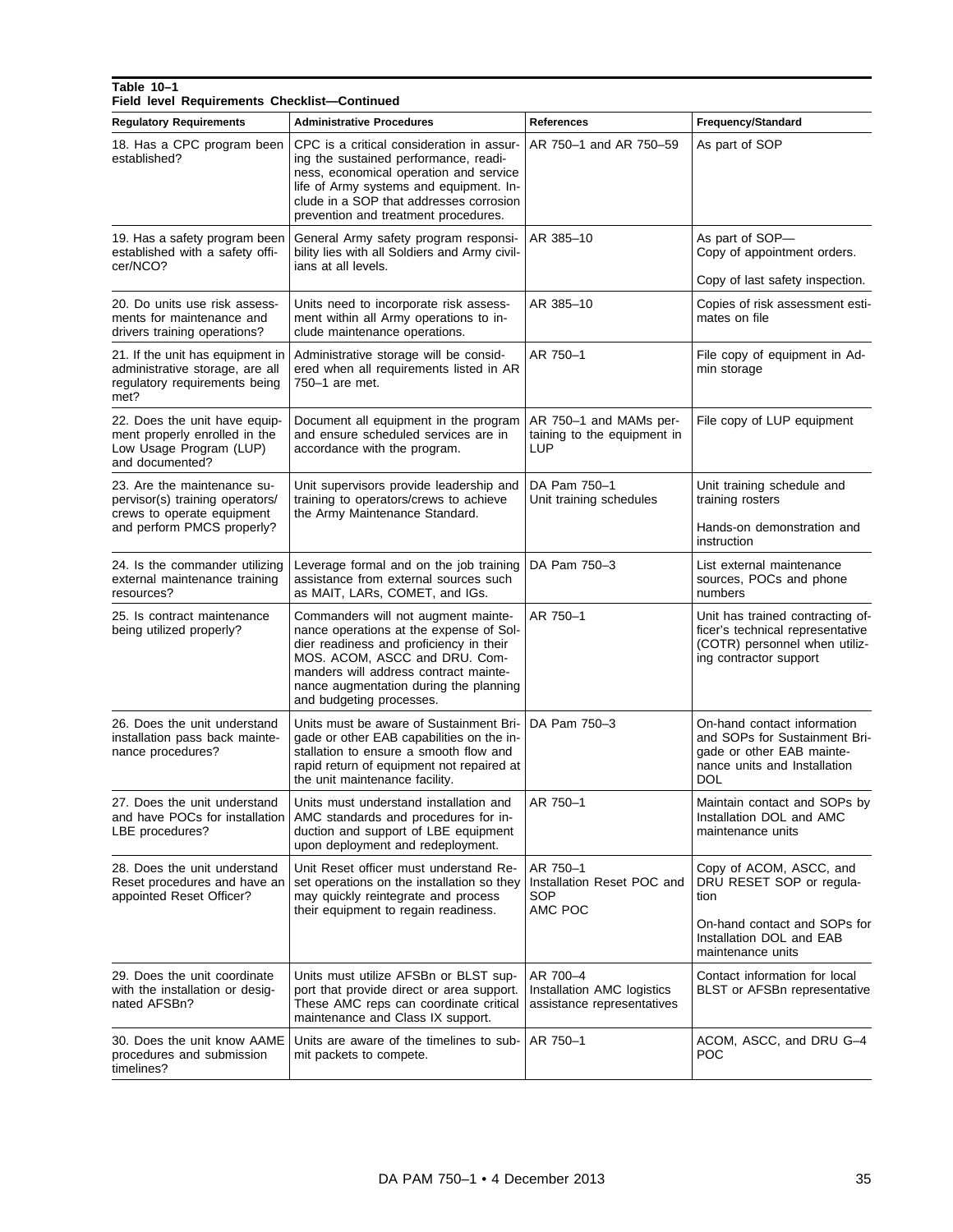**Table 10–1**
**Field level Requirements Checklist—Continued**

| Regulatory Requirements | Administrative Procedures | References | Frequency/Standard |
|---|---|---|---|
| 18. Has a CPC program been established? | CPC is a critical consideration in assuring the sustained performance, readiness, economical operation and service life of Army systems and equipment. Include in a SOP that addresses corrosion prevention and treatment procedures. | AR 750–1 and AR 750–59 | As part of SOP |
| 19. Has a safety program been established with a safety officer/NCO? | General Army safety program responsibility lies with all Soldiers and Army civilians at all levels. | AR 385–10 | As part of SOP— Copy of appointment orders.<br><br>Copy of last safety inspection. |
| 20. Do units use risk assessments for maintenance and drivers training operations? | Units need to incorporate risk assessment within all Army operations to include maintenance operations. | AR 385–10 | Copies of risk assessment estimates on file |
| 21. If the unit has equipment in administrative storage, are all regulatory requirements being met? | Administrative storage will be considered when all requirements listed in AR 750–1 are met. | AR 750–1 | File copy of equipment in Admin storage |
| 22. Does the unit have equipment properly enrolled in the Low Usage Program (LUP) and documented? | Document all equipment in the program and ensure scheduled services are in accordance with the program. | AR 750–1 and MAMs pertaining to the equipment in LUP | File copy of LUP equipment |
| 23. Are the maintenance supervisor(s) training operators/crews to operate equipment and perform PMCS properly? | Unit supervisors provide leadership and training to operators/crews to achieve the Army Maintenance Standard. | DA Pam 750–1<br>Unit training schedules | Unit training schedule and training rosters<br><br>Hands-on demonstration and instruction |
| 24. Is the commander utilizing external maintenance training resources? | Leverage formal and on the job training assistance from external sources such as MAIT, LARs, COMET, and IGs. | DA Pam 750–3 | List external maintenance sources, POCs and phone numbers |
| 25. Is contract maintenance being utilized properly? | Commanders will not augment maintenance operations at the expense of Soldier readiness and proficiency in their MOS. ACOM, ASCC and DRU. Commanders will address contract maintenance augmentation during the planning and budgeting processes. | AR 750–1 | Unit has trained contracting officer's technical representative (COTR) personnel when utilizing contractor support |
| 26. Does the unit understand installation pass back maintenance procedures? | Units must be aware of Sustainment Brigade or other EAB capabilities on the installation to ensure a smooth flow and rapid return of equipment not repaired at the unit maintenance facility. | DA Pam 750–3 | On-hand contact information and SOPs for Sustainment Brigade or other EAB maintenance units and Installation DOL |
| 27. Does the unit understand and have POCs for installation LBE procedures? | Units must understand installation and AMC standards and procedures for induction and support of LBE equipment upon deployment and redeployment. | AR 750–1 | Maintain contact and SOPs by Installation DOL and AMC maintenance units |
| 28. Does the unit understand Reset procedures and have an appointed Reset Officer? | Unit Reset officer must understand Reset operations on the installation so they may quickly reintegrate and process their equipment to regain readiness. | AR 750–1<br>Installation Reset POC and SOP<br>AMC POC | Copy of ACOM, ASCC, and DRU RESET SOP or regulation<br><br>On-hand contact and SOPs for Installation DOL and EAB maintenance units |
| 29. Does the unit coordinate with the installation or designated AFSBn? | Units must utilize AFSBn or BLST support that provide direct or area support. These AMC reps can coordinate critical maintenance and Class IX support. | AR 700–4<br>Installation AMC logistics assistance representatives | Contact information for local BLST or AFSBn representative |
| 30. Does the unit know AAME procedures and submission timelines? | Units are aware of the timelines to submit packets to compete. | AR 750–1 | ACOM, ASCC, and DRU G–4 POC |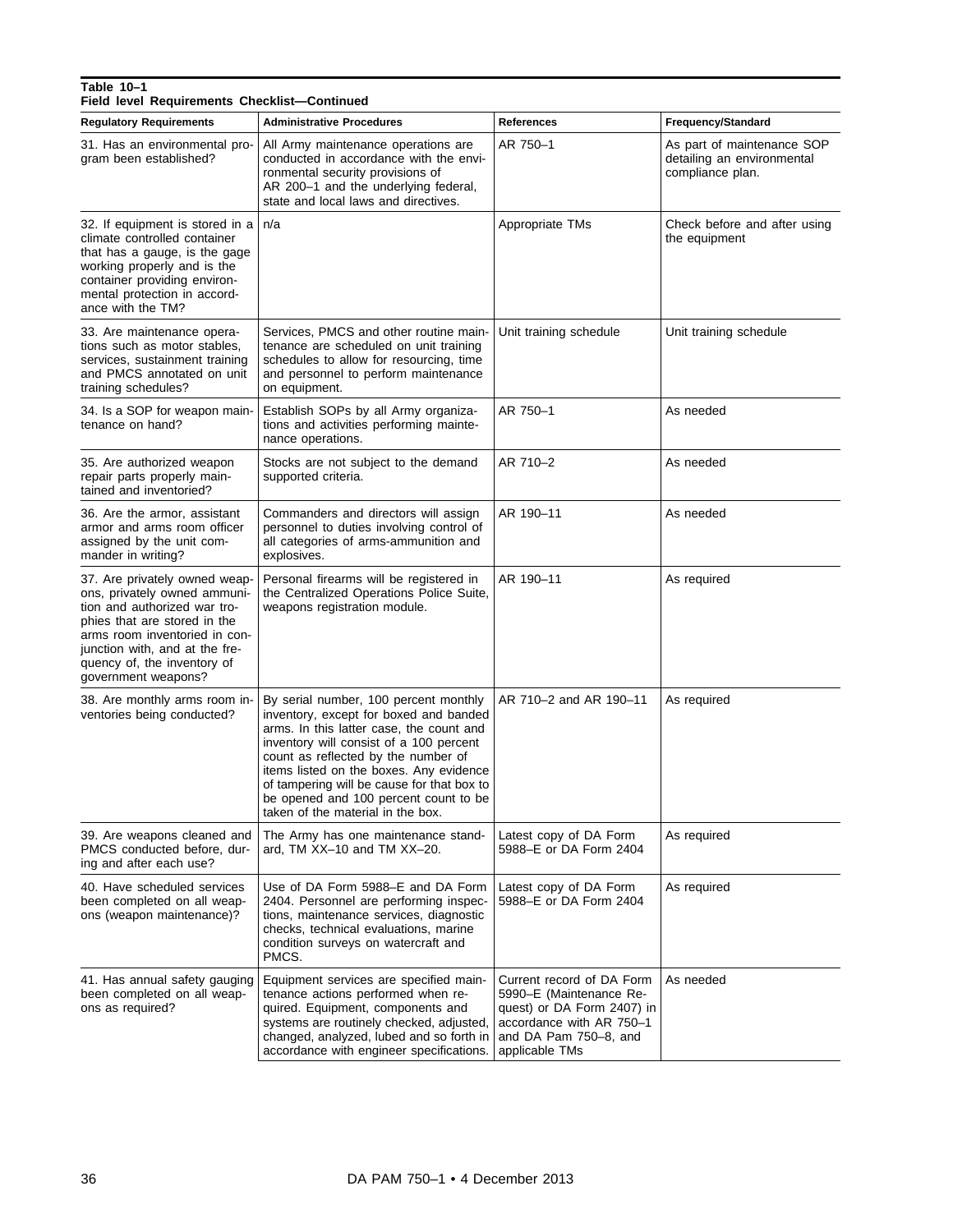**Table 10–1**
**Field level Requirements Checklist—Continued**

| Regulatory Requirements | Administrative Procedures | References | Frequency/Standard |
|---|---|---|---|
| 31. Has an environmental program been established? | All Army maintenance operations are conducted in accordance with the environmental security provisions of AR 200–1 and the underlying federal, state and local laws and directives. | AR 750–1 | As part of maintenance SOP detailing an environmental compliance plan. |
| 32. If equipment is stored in a climate controlled container that has a gauge, is the gage working properly and is the container providing environmental protection in accordance with the TM? | n/a | Appropriate TMs | Check before and after using the equipment |
| 33. Are maintenance operations such as motor stables, services, sustainment training and PMCS annotated on unit training schedules? | Services, PMCS and other routine maintenance are scheduled on unit training schedules to allow for resourcing, time and personnel to perform maintenance on equipment. | Unit training schedule | Unit training schedule |
| 34. Is a SOP for weapon maintenance on hand? | Establish SOPs by all Army organizations and activities performing maintenance operations. | AR 750–1 | As needed |
| 35. Are authorized weapon repair parts properly maintained and inventoried? | Stocks are not subject to the demand supported criteria. | AR 710–2 | As needed |
| 36. Are the armor, assistant armor and arms room officer assigned by the unit commander in writing? | Commanders and directors will assign personnel to duties involving control of all categories of arms-ammunition and explosives. | AR 190–11 | As needed |
| 37. Are privately owned weapons, privately owned ammunition and authorized war trophies that are stored in the arms room inventoried in conjunction with, and at the frequency of, the inventory of government weapons? | Personal firearms will be registered in the Centralized Operations Police Suite, weapons registration module. | AR 190–11 | As required |
| 38. Are monthly arms room inventories being conducted? | By serial number, 100 percent monthly inventory, except for boxed and banded arms. In this latter case, the count and inventory will consist of a 100 percent count as reflected by the number of items listed on the boxes. Any evidence of tampering will be cause for that box to be opened and 100 percent count to be taken of the material in the box. | AR 710–2 and AR 190–11 | As required |
| 39. Are weapons cleaned and PMCS conducted before, during and after each use? | The Army has one maintenance standard, TM XX–10 and TM XX–20. | Latest copy of DA Form 5988–E or DA Form 2404 | As required |
| 40. Have scheduled services been completed on all weapons (weapon maintenance)? | Use of DA Form 5988–E and DA Form 2404. Personnel are performing inspections, maintenance services, diagnostic checks, technical evaluations, marine condition surveys on watercraft and PMCS. | Latest copy of DA Form 5988–E or DA Form 2404 | As required |
| 41. Has annual safety gauging been completed on all weapons as required? | Equipment services are specified maintenance actions performed when required. Equipment, components and systems are routinely checked, adjusted, changed, analyzed, lubed and so forth in accordance with engineer specifications. | Current record of DA Form 5990–E (Maintenance Request) or DA Form 2407) in accordance with AR 750–1 and DA Pam 750–8, and applicable TMs | As needed |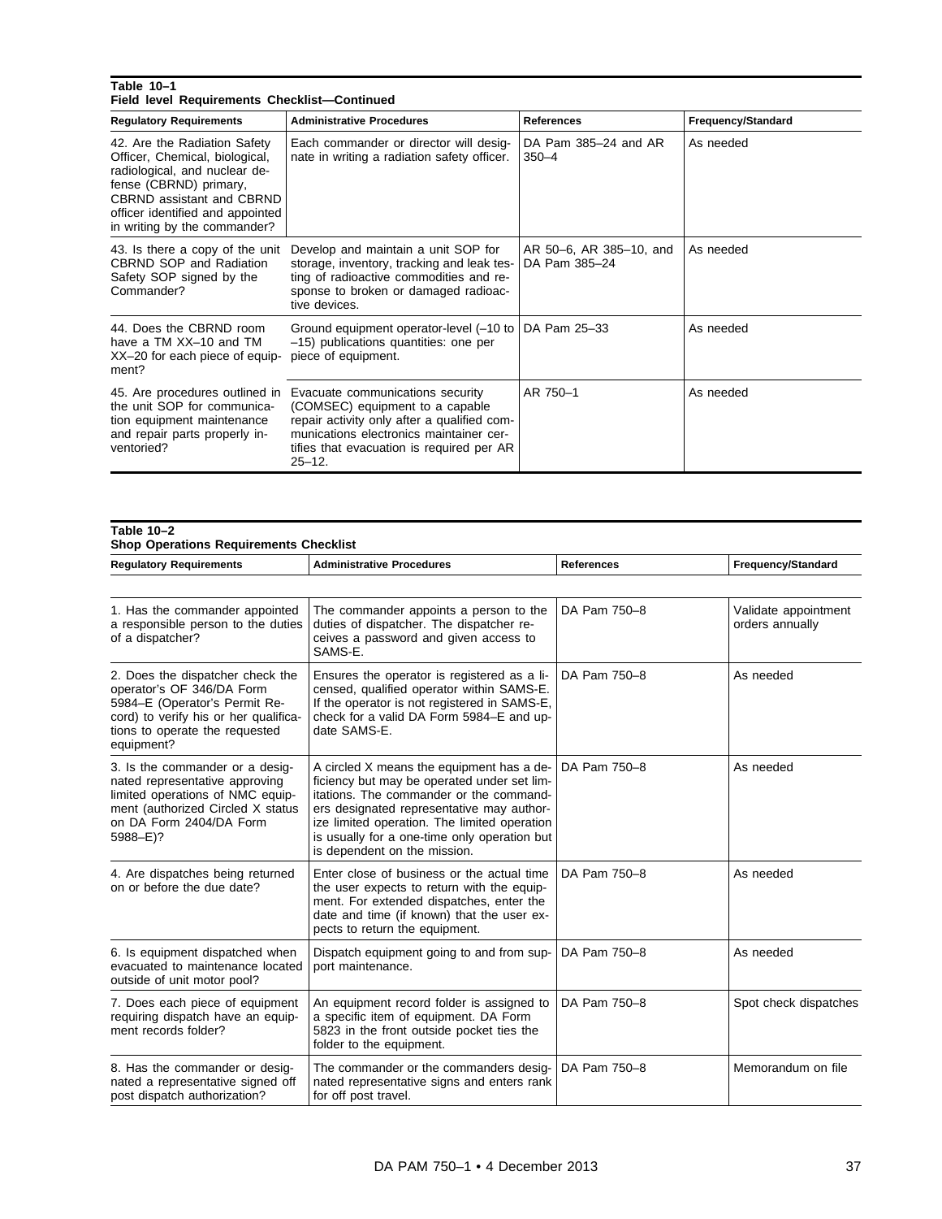**Table 10–1**
**Field level Requirements Checklist—Continued**

| Regulatory Requirements | Administrative Procedures | References | Frequency/Standard |
|---|---|---|---|
| 42. Are the Radiation Safety Officer, Chemical, biological, radiological, and nuclear defense (CBRND) primary, CBRND assistant and CBRND officer identified and appointed in writing by the commander? | Each commander or director will designate in writing a radiation safety officer. | DA Pam 385–24 and AR 350–4 | As needed |
| 43. Is there a copy of the unit CBRND SOP and Radiation Safety SOP signed by the Commander? | Develop and maintain a unit SOP for storage, inventory, tracking and leak testing of radioactive commodities and response to broken or damaged radioactive devices. | AR 50–6, AR 385–10, and DA Pam 385–24 | As needed |
| 44. Does the CBRND room have a TM XX–10 and TM XX–20 for each piece of equipment? | Ground equipment operator-level (–10 to –15) publications quantities: one per piece of equipment. | DA Pam 25–33 | As needed |
| 45. Are procedures outlined in the unit SOP for communication equipment maintenance and repair parts properly inventoried? | Evacuate communications security (COMSEC) equipment to a capable repair activity only after a qualified communications electronics maintainer certifies that evacuation is required per AR 25–12. | AR 750–1 | As needed |

**Table 10–2**
**Shop Operations Requirements Checklist**

| Regulatory Requirements | Administrative Procedures | References | Frequency/Standard |
|---|---|---|---|
| 1. Has the commander appointed a responsible person to the duties of a dispatcher? | The commander appoints a person to the duties of dispatcher. The dispatcher receives a password and given access to SAMS-E. | DA Pam 750–8 | Validate appointment orders annually |
| 2. Does the dispatcher check the operator's OF 346/DA Form 5984–E (Operator's Permit Record) to verify his or her qualifications to operate the requested equipment? | Ensures the operator is registered as a licensed, qualified operator within SAMS-E. If the operator is not registered in SAMS-E, check for a valid DA Form 5984–E and update SAMS-E. | DA Pam 750–8 | As needed |
| 3. Is the commander or a designated representative approving limited operations of NMC equipment (authorized Circled X status on DA Form 2404/DA Form 5988–E)? | A circled X means the equipment has a deficiency but may be operated under set limitations. The commander or the commanders designated representative may authorize limited operation. The limited operation is usually for a one-time only operation but is dependent on the mission. | DA Pam 750–8 | As needed |
| 4. Are dispatches being returned on or before the due date? | Enter close of business or the actual time the user expects to return with the equipment. For extended dispatches, enter the date and time (if known) that the user expects to return the equipment. | DA Pam 750–8 | As needed |
| 6. Is equipment dispatched when evacuated to maintenance located outside of unit motor pool? | Dispatch equipment going to and from support maintenance. | DA Pam 750–8 | As needed |
| 7. Does each piece of equipment requiring dispatch have an equipment records folder? | An equipment record folder is assigned to a specific item of equipment. DA Form 5823 in the front outside pocket ties the folder to the equipment. | DA Pam 750–8 | Spot check dispatches |
| 8. Has the commander or designated a representative signed off post dispatch authorization? | The commander or the commanders designated representative signs and enters rank for off post travel. | DA Pam 750–8 | Memorandum on file |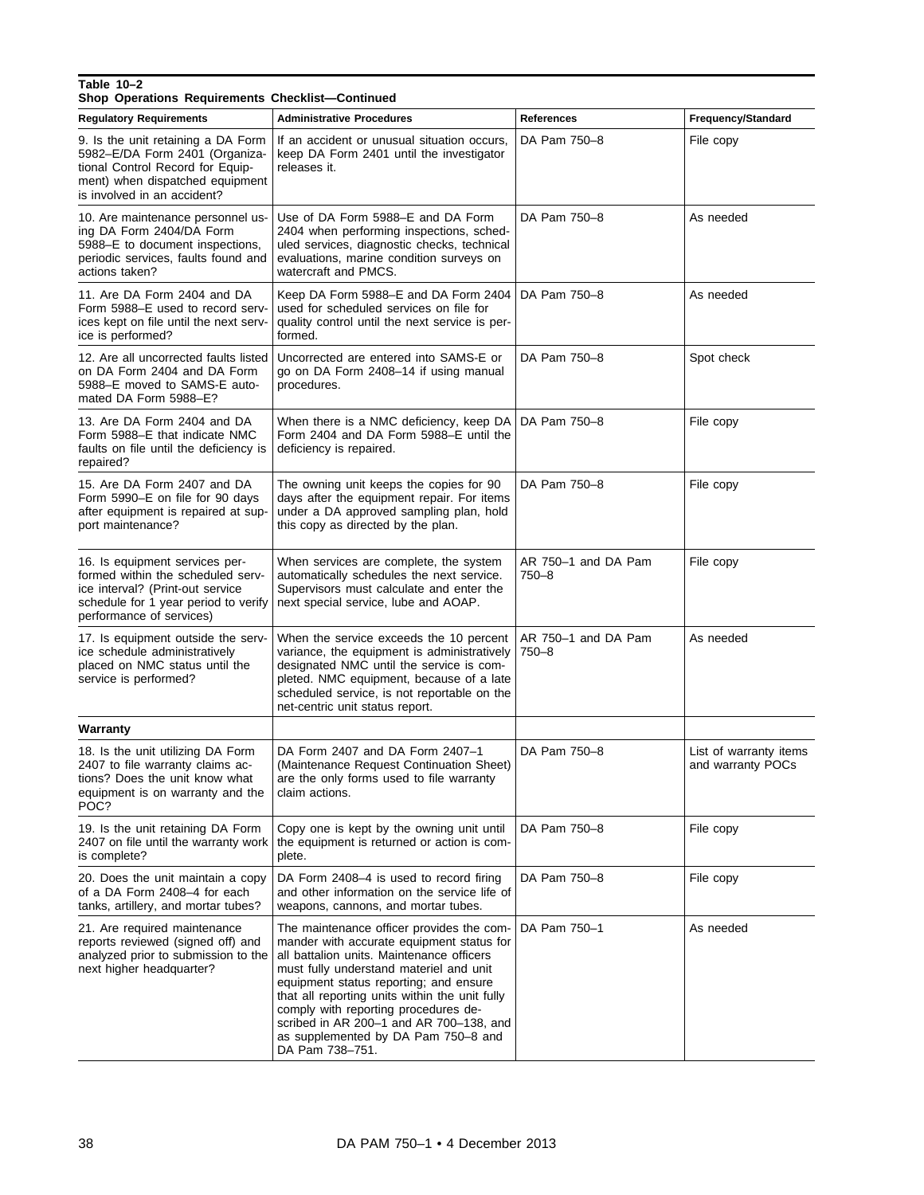**Table 10–2**
**Shop Operations Requirements Checklist—Continued**

| Regulatory Requirements | Administrative Procedures | References | Frequency/Standard |
|---|---|---|---|
| 9. Is the unit retaining a DA Form 5982–E/DA Form 2401 (Organizational Control Record for Equipment) when dispatched equipment is involved in an accident? | If an accident or unusual situation occurs, keep DA Form 2401 until the investigator releases it. | DA Pam 750–8 | File copy |
| 10. Are maintenance personnel using DA Form 2404/DA Form 5988–E to document inspections, periodic services, faults found and actions taken? | Use of DA Form 5988–E and DA Form 2404 when performing inspections, scheduled services, diagnostic checks, technical evaluations, marine condition surveys on watercraft and PMCS. | DA Pam 750–8 | As needed |
| 11. Are DA Form 2404 and DA Form 5988–E used to record services kept on file until the next service is performed? | Keep DA Form 5988–E and DA Form 2404 used for scheduled services on file for quality control until the next service is performed. | DA Pam 750–8 | As needed |
| 12. Are all uncorrected faults listed on DA Form 2404 and DA Form 5988–E moved to SAMS-E automated DA Form 5988–E? | Uncorrected are entered into SAMS-E or go on DA Form 2408–14 if using manual procedures. | DA Pam 750–8 | Spot check |
| 13. Are DA Form 2404 and DA Form 5988–E that indicate NMC faults on file until the deficiency is repaired? | When there is a NMC deficiency, keep DA Form 2404 and DA Form 5988–E until the deficiency is repaired. | DA Pam 750–8 | File copy |
| 15. Are DA Form 2407 and DA Form 5990–E on file for 90 days after equipment is repaired at support maintenance? | The owning unit keeps the copies for 90 days after the equipment repair. For items under a DA approved sampling plan, hold this copy as directed by the plan. | DA Pam 750–8 | File copy |
| 16. Is equipment services performed within the scheduled service interval? (Print-out service schedule for 1 year period to verify performance of services) | When services are complete, the system automatically schedules the next service. Supervisors must calculate and enter the next special service, lube and AOAP. | AR 750–1 and DA Pam 750–8 | File copy |
| 17. Is equipment outside the service schedule administratively placed on NMC status until the service is performed? | When the service exceeds the 10 percent variance, the equipment is administratively designated NMC until the service is completed. NMC equipment, because of a late scheduled service, is not reportable on the net-centric unit status report. | AR 750–1 and DA Pam 750–8 | As needed |
| **Warranty** | | | |
| 18. Is the unit utilizing DA Form 2407 to file warranty claims actions? Does the unit know what equipment is on warranty and the POC? | DA Form 2407 and DA Form 2407–1 (Maintenance Request Continuation Sheet) are the only forms used to file warranty claim actions. | DA Pam 750–8 | List of warranty items and warranty POCs |
| 19. Is the unit retaining DA Form 2407 on file until the warranty work is complete? | Copy one is kept by the owning unit until the equipment is returned or action is complete. | DA Pam 750–8 | File copy |
| 20. Does the unit maintain a copy of a DA Form 2408–4 for each tanks, artillery, and mortar tubes? | DA Form 2408–4 is used to record firing and other information on the service life of weapons, cannons, and mortar tubes. | DA Pam 750–8 | File copy |
| 21. Are required maintenance reports reviewed (signed off) and analyzed prior to submission to the next higher headquarter? | The maintenance officer provides the commander with accurate equipment status for all battalion units. Maintenance officers must fully understand materiel and unit equipment status reporting; and ensure that all reporting units within the unit fully comply with reporting procedures described in AR 200–1 and AR 700–138, and as supplemented by DA Pam 750–8 and DA Pam 738–751. | DA Pam 750–1 | As needed |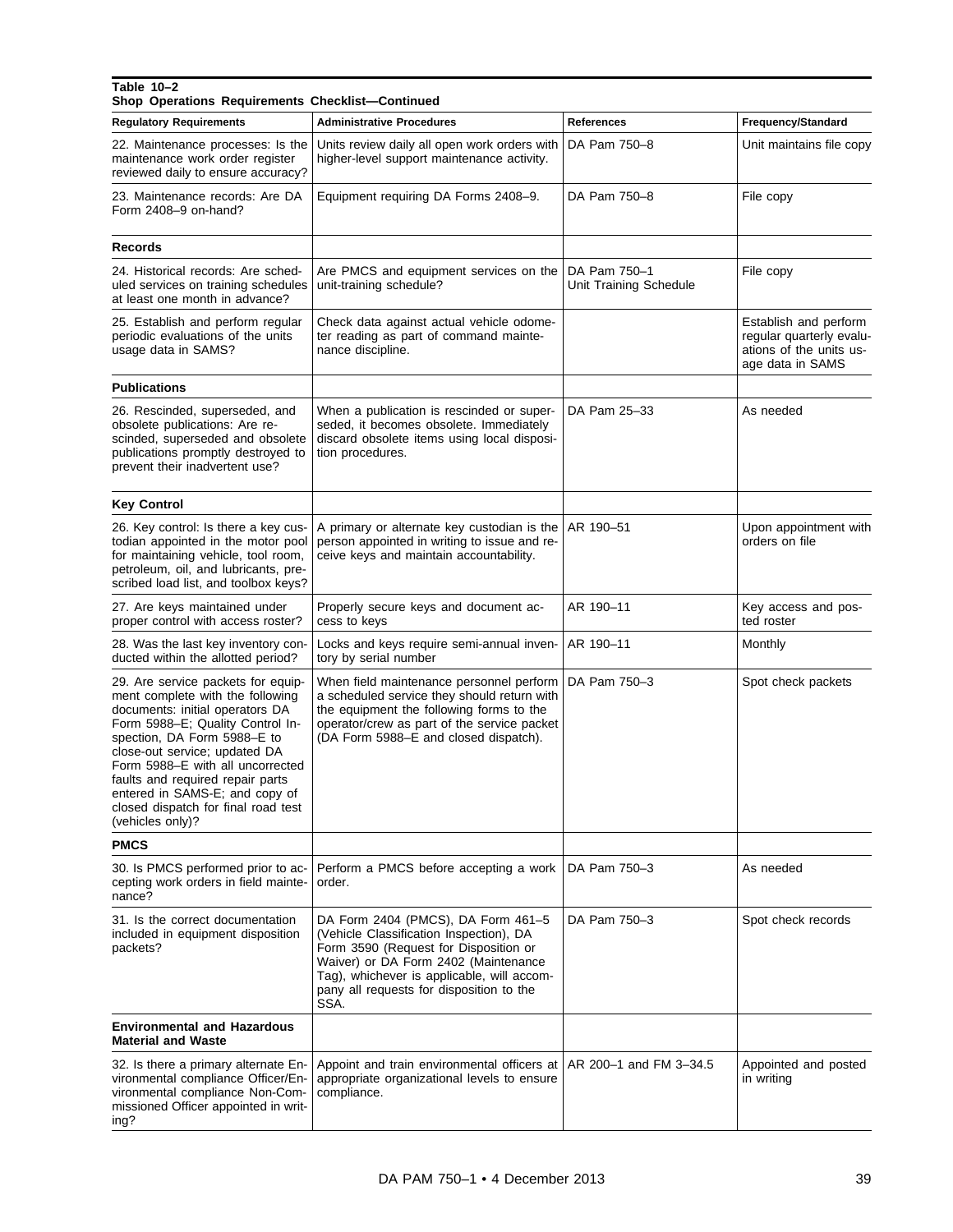**Table 10–2**
**Shop Operations Requirements Checklist—Continued**

| Regulatory Requirements | Administrative Procedures | References | Frequency/Standard |
|---|---|---|---|
| 22. Maintenance processes: Is the maintenance work order register reviewed daily to ensure accuracy? | Units review daily all open work orders with higher-level support maintenance activity. | DA Pam 750–8 | Unit maintains file copy |
| 23. Maintenance records: Are DA Form 2408–9 on-hand? | Equipment requiring DA Forms 2408–9. | DA Pam 750–8 | File copy |
| **Records** | | | |
| 24. Historical records: Are scheduled services on training schedules at least one month in advance? | Are PMCS and equipment services on the unit-training schedule? | DA Pam 750–1 Unit Training Schedule | File copy |
| 25. Establish and perform regular periodic evaluations of the units usage data in SAMS? | Check data against actual vehicle odometer reading as part of command maintenance discipline. | | Establish and perform regular quarterly evaluations of the units usage data in SAMS |
| **Publications** | | | |
| 26. Rescinded, superseded, and obsolete publications: Are rescinded, superseded and obsolete publications promptly destroyed to prevent their inadvertent use? | When a publication is rescinded or superseded, it becomes obsolete. Immediately discard obsolete items using local disposition procedures. | DA Pam 25–33 | As needed |
| **Key Control** | | | |
| 26. Key control: Is there a key custodian appointed in the motor pool for maintaining vehicle, tool room, petroleum, oil, and lubricants, prescribed load list, and toolbox keys? | A primary or alternate key custodian is the person appointed in writing to issue and receive keys and maintain accountability. | AR 190–51 | Upon appointment with orders on file |
| 27. Are keys maintained under proper control with access roster? | Properly secure keys and document access to keys | AR 190–11 | Key access and posted roster |
| 28. Was the last key inventory conducted within the allotted period? | Locks and keys require semi-annual inventory by serial number | AR 190–11 | Monthly |
| 29. Are service packets for equipment complete with the following documents: initial operators DA Form 5988–E; Quality Control Inspection, DA Form 5988–E to close-out service; updated DA Form 5988–E with all uncorrected faults and required repair parts entered in SAMS-E; and copy of closed dispatch for final road test (vehicles only)? | When field maintenance personnel perform a scheduled service they should return with the equipment the following forms to the operator/crew as part of the service packet (DA Form 5988–E and closed dispatch). | DA Pam 750–3 | Spot check packets |
| **PMCS** | | | |
| 30. Is PMCS performed prior to accepting work orders in field maintenance? | Perform a PMCS before accepting a work order. | DA Pam 750–3 | As needed |
| 31. Is the correct documentation included in equipment disposition packets? | DA Form 2404 (PMCS), DA Form 461–5 (Vehicle Classification Inspection), DA Form 3590 (Request for Disposition or Waiver) or DA Form 2402 (Maintenance Tag), whichever is applicable, will accompany all requests for disposition to the SSA. | DA Pam 750–3 | Spot check records |
| **Environmental and Hazardous Material and Waste** | | | |
| 32. Is there a primary alternate Environmental compliance Officer/Environmental compliance Non-Commissioned Officer appointed in writing? | Appoint and train environmental officers at appropriate organizational levels to ensure compliance. | AR 200–1 and FM 3–34.5 | Appointed and posted in writing |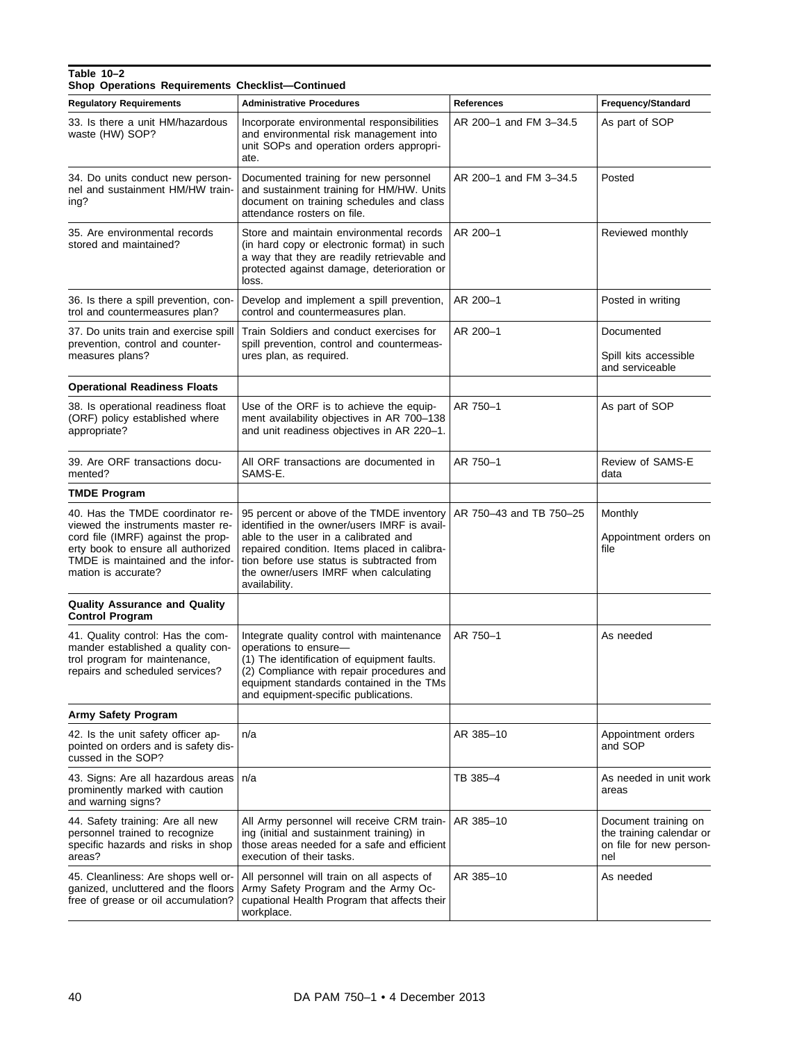**Table 10–2**
**Shop Operations Requirements Checklist—Continued**

| Regulatory Requirements | Administrative Procedures | References | Frequency/Standard |
|---|---|---|---|
| 33. Is there a unit HM/hazardous waste (HW) SOP? | Incorporate environmental responsibilities and environmental risk management into unit SOPs and operation orders appropriate. | AR 200–1 and FM 3–34.5 | As part of SOP |
| 34. Do units conduct new personnel and sustainment HM/HW training? | Documented training for new personnel and sustainment training for HM/HW. Units document on training schedules and class attendance rosters on file. | AR 200–1 and FM 3–34.5 | Posted |
| 35. Are environmental records stored and maintained? | Store and maintain environmental records (in hard copy or electronic format) in such a way that they are readily retrievable and protected against damage, deterioration or loss. | AR 200–1 | Reviewed monthly |
| 36. Is there a spill prevention, control and countermeasures plan? | Develop and implement a spill prevention, control and countermeasures plan. | AR 200–1 | Posted in writing |
| 37. Do units train and exercise spill prevention, control and countermeasures plans? | Train Soldiers and conduct exercises for spill prevention, control and countermeasures plan, as required. | AR 200–1 | Documented<br><br>Spill kits accessible and serviceable |
| **Operational Readiness Floats** | | | |
| 38. Is operational readiness float (ORF) policy established where appropriate? | Use of the ORF is to achieve the equipment availability objectives in AR 700–138 and unit readiness objectives in AR 220–1. | AR 750–1 | As part of SOP |
| 39. Are ORF transactions documented? | All ORF transactions are documented in SAMS-E. | AR 750–1 | Review of SAMS-E data |
| **TMDE Program** | | | |
| 40. Has the TMDE coordinator reviewed the instruments master record file (IMRF) against the property book to ensure all authorized TMDE is maintained and the information is accurate? | 95 percent or above of the TMDE inventory identified in the owner/users IMRF is available to the user in a calibrated and repaired condition. Items placed in calibration before use status is subtracted from the owner/users IMRF when calculating availability. | AR 750–43 and TB 750–25 | Monthly<br><br>Appointment orders on file |
| **Quality Assurance and Quality Control Program** | | | |
| 41. Quality control: Has the commander established a quality control program for maintenance, repairs and scheduled services? | Integrate quality control with maintenance operations to ensure—<br>(1) The identification of equipment faults.<br>(2) Compliance with repair procedures and equipment standards contained in the TMs and equipment-specific publications. | AR 750–1 | As needed |
| **Army Safety Program** | | | |
| 42. Is the unit safety officer appointed on orders and is safety discussed in the SOP? | n/a | AR 385–10 | Appointment orders and SOP |
| 43. Signs: Are all hazardous areas prominently marked with caution and warning signs? | n/a | TB 385–4 | As needed in unit work areas |
| 44. Safety training: Are all new personnel trained to recognize specific hazards and risks in shop areas? | All Army personnel will receive CRM training (initial and sustainment training) in those areas needed for a safe and efficient execution of their tasks. | AR 385–10 | Document training on the training calendar or on file for new personnel |
| 45. Cleanliness: Are shops well organized, uncluttered and the floors free of grease or oil accumulation? | All personnel will train on all aspects of Army Safety Program and the Army Occupational Health Program that affects their workplace. | AR 385–10 | As needed |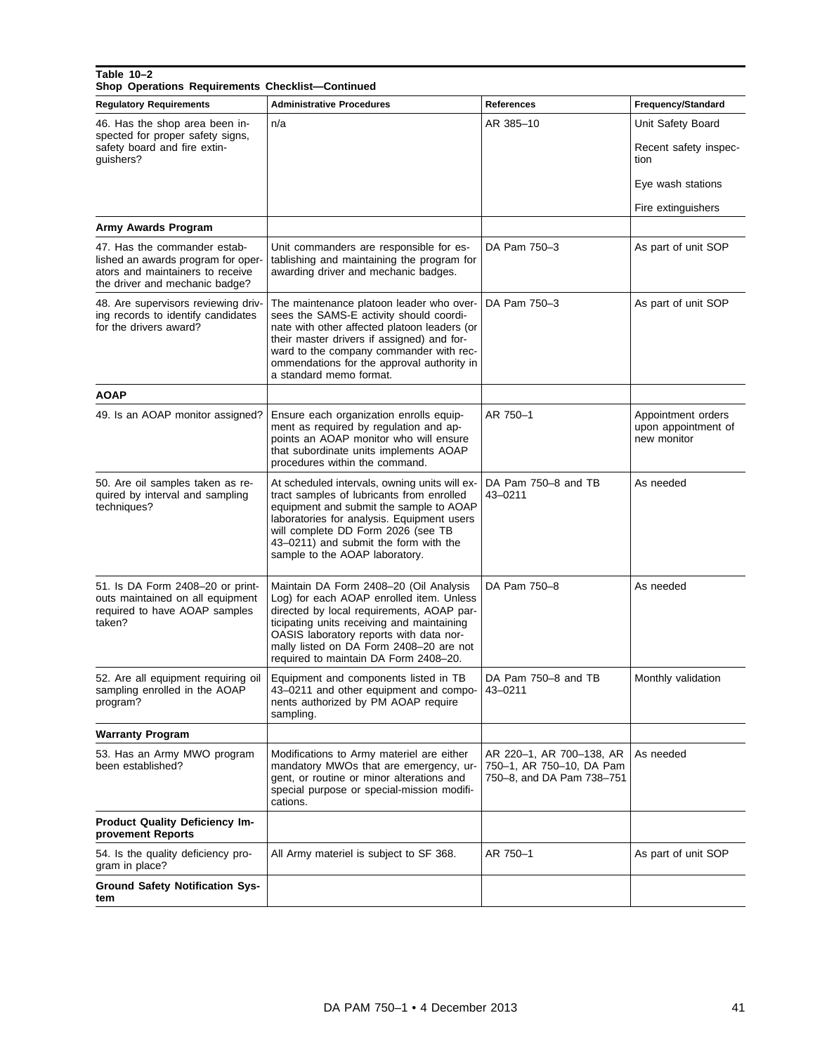**Table 10–2**
**Shop Operations Requirements Checklist—Continued**

| Regulatory Requirements | Administrative Procedures | References | Frequency/Standard |
|---|---|---|---|
| 46. Has the shop area been inspected for proper safety signs, safety board and fire extinguishers? | n/a | AR 385–10 | Unit Safety Board<br><br>Recent safety inspection<br><br>Eye wash stations<br><br>Fire extinguishers |
| **Army Awards Program** | | | |
| 47. Has the commander established an awards program for operators and maintainers to receive the driver and mechanic badge? | Unit commanders are responsible for establishing and maintaining the program for awarding driver and mechanic badges. | DA Pam 750–3 | As part of unit SOP |
| 48. Are supervisors reviewing driving records to identify candidates for the drivers award? | The maintenance platoon leader who oversees the SAMS-E activity should coordinate with other affected platoon leaders (or their master drivers if assigned) and forward to the company commander with recommendations for the approval authority in a standard memo format. | DA Pam 750–3 | As part of unit SOP |
| **AOAP** | | | |
| 49. Is an AOAP monitor assigned? | Ensure each organization enrolls equipment as required by regulation and appoints an AOAP monitor who will ensure that subordinate units implements AOAP procedures within the command. | AR 750–1 | Appointment orders upon appointment of new monitor |
| 50. Are oil samples taken as required by interval and sampling techniques? | At scheduled intervals, owning units will extract samples of lubricants from enrolled equipment and submit the sample to AOAP laboratories for analysis. Equipment users will complete DD Form 2026 (see TB 43–0211) and submit the form with the sample to the AOAP laboratory. | DA Pam 750–8 and TB 43–0211 | As needed |
| 51. Is DA Form 2408–20 or printouts maintained on all equipment required to have AOAP samples taken? | Maintain DA Form 2408–20 (Oil Analysis Log) for each AOAP enrolled item. Unless directed by local requirements, AOAP participating units receiving and maintaining OASIS laboratory reports with data normally listed on DA Form 2408–20 are not required to maintain DA Form 2408–20. | DA Pam 750–8 | As needed |
| 52. Are all equipment requiring oil sampling enrolled in the AOAP program? | Equipment and components listed in TB 43–0211 and other equipment and components authorized by PM AOAP require sampling. | DA Pam 750–8 and TB 43–0211 | Monthly validation |
| **Warranty Program** | | | |
| 53. Has an Army MWO program been established? | Modifications to Army materiel are either mandatory MWOs that are emergency, urgent, or routine or minor alterations and special purpose or special-mission modifications. | AR 220–1, AR 700–138, AR 750–1, AR 750–10, DA Pam 750–8, and DA Pam 738–751 | As needed |
| **Product Quality Deficiency Improvement Reports** | | | |
| 54. Is the quality deficiency program in place? | All Army materiel is subject to SF 368. | AR 750–1 | As part of unit SOP |
| **Ground Safety Notification System** | | | |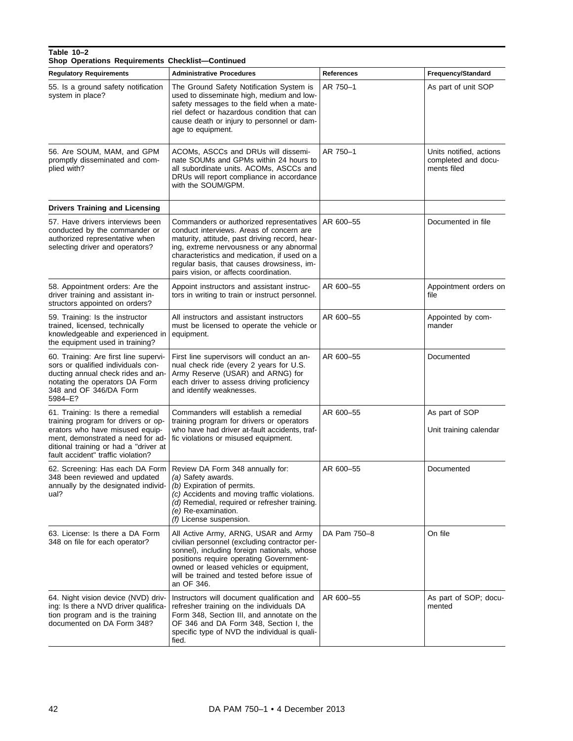**Table 10–2**
**Shop Operations Requirements Checklist—Continued**

| Regulatory Requirements | Administrative Procedures | References | Frequency/Standard |
|---|---|---|---|
| 55. Is a ground safety notification system in place? | The Ground Safety Notification System is used to disseminate high, medium and low-safety messages to the field when a materiel defect or hazardous condition that can cause death or injury to personnel or damage to equipment. | AR 750–1 | As part of unit SOP |
| 56. Are SOUM, MAM, and GPM promptly disseminated and complied with? | ACOMs, ASCCs and DRUs will disseminate SOUMs and GPMs within 24 hours to all subordinate units. ACOMs, ASCCs and DRUs will report compliance in accordance with the SOUM/GPM. | AR 750–1 | Units notified, actions completed and documents filed |
| **Drivers Training and Licensing** | | | |
| 57. Have drivers interviews been conducted by the commander or authorized representative when selecting driver and operators? | Commanders or authorized representatives conduct interviews. Areas of concern are maturity, attitude, past driving record, hearing, extreme nervousness or any abnormal characteristics and medication, if used on a regular basis, that causes drowsiness, impairs vision, or affects coordination. | AR 600–55 | Documented in file |
| 58. Appointment orders: Are the driver training and assistant instructors appointed on orders? | Appoint instructors and assistant instructors in writing to train or instruct personnel. | AR 600–55 | Appointment orders on file |
| 59. Training: Is the instructor trained, licensed, technically knowledgeable and experienced in the equipment used in training? | All instructors and assistant instructors must be licensed to operate the vehicle or equipment. | AR 600–55 | Appointed by commander |
| 60. Training: Are first line supervisors or qualified individuals conducting annual check rides and annotating the operators DA Form 348 and OF 346/DA Form 5984–E? | First line supervisors will conduct an annual check ride (every 2 years for U.S. Army Reserve (USAR) and ARNG) for each driver to assess driving proficiency and identify weaknesses. | AR 600–55 | Documented |
| 61. Training: Is there a remedial training program for drivers or operators who have misused equipment, demonstrated a need for additional training or had a "driver at fault accident" traffic violation? | Commanders will establish a remedial training program for drivers or operators who have had driver at-fault accidents, traffic violations or misused equipment. | AR 600–55 | As part of SOP<br><br>Unit training calendar |
| 62. Screening: Has each DA Form 348 been reviewed and updated annually by the designated individual? | Review DA Form 348 annually for:<br>*(a)* Safety awards.<br>*(b)* Expiration of permits.<br>*(c)* Accidents and moving traffic violations.<br>*(d)* Remedial, required or refresher training.<br>*(e)* Re-examination.<br>*(f)* License suspension. | AR 600–55 | Documented |
| 63. License: Is there a DA Form 348 on file for each operator? | All Active Army, ARNG, USAR and Army civilian personnel (excluding contractor personnel), including foreign nationals, whose positions require operating Government-owned or leased vehicles or equipment, will be trained and tested before issue of an OF 346. | DA Pam 750–8 | On file |
| 64. Night vision device (NVD) driving: Is there a NVD driver qualification program and is the training documented on DA Form 348? | Instructors will document qualification and refresher training on the individuals DA Form 348, Section III, and annotate on the OF 346 and DA Form 348, Section I, the specific type of NVD the individual is qualified. | AR 600–55 | As part of SOP; documented |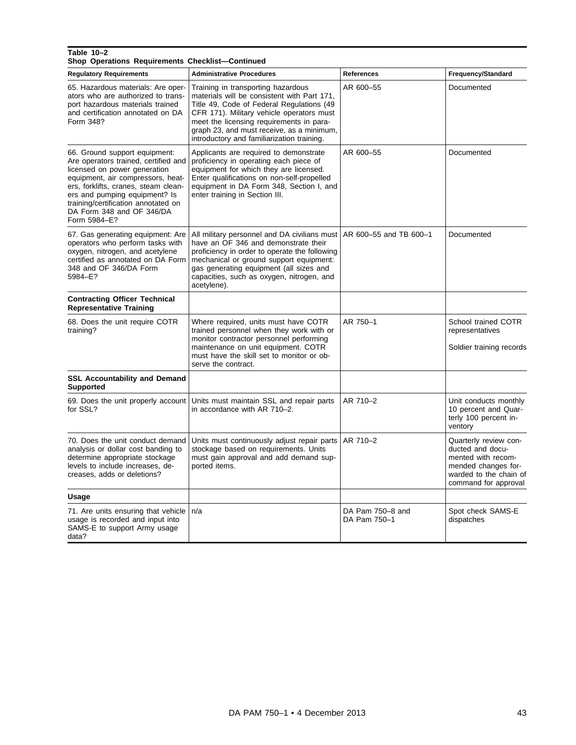**Table 10–2**
**Shop Operations Requirements Checklist—Continued**

| Regulatory Requirements | Administrative Procedures | References | Frequency/Standard |
|---|---|---|---|
| 65. Hazardous materials: Are operators who are authorized to transport hazardous materials trained and certification annotated on DA Form 348? | Training in transporting hazardous materials will be consistent with Part 171, Title 49, Code of Federal Regulations (49 CFR 171). Military vehicle operators must meet the licensing requirements in paragraph 23, and must receive, as a minimum, introductory and familiarization training. | AR 600–55 | Documented |
| 66. Ground support equipment: Are operators trained, certified and licensed on power generation equipment, air compressors, heaters, forklifts, cranes, steam cleaners and pumping equipment? Is training/certification annotated on DA Form 348 and OF 346/DA Form 5984–E? | Applicants are required to demonstrate proficiency in operating each piece of equipment for which they are licensed. Enter qualifications on non-self-propelled equipment in DA Form 348, Section I, and enter training in Section III. | AR 600–55 | Documented |
| 67. Gas generating equipment: Are operators who perform tasks with oxygen, nitrogen, and acetylene certified as annotated on DA Form 348 and OF 346/DA Form 5984–E? | All military personnel and DA civilians must have an OF 346 and demonstrate their proficiency in order to operate the following mechanical or ground support equipment: gas generating equipment (all sizes and capacities, such as oxygen, nitrogen, and acetylene). | AR 600–55 and TB 600–1 | Documented |
| **Contracting Officer Technical Representative Training** | | | |
| 68. Does the unit require COTR training? | Where required, units must have COTR trained personnel when they work with or monitor contractor personnel performing maintenance on unit equipment. COTR must have the skill set to monitor or observe the contract. | AR 750–1 | School trained COTR representatives<br><br>Soldier training records |
| **SSL Accountability and Demand Supported** | | | |
| 69. Does the unit properly account for SSL? | Units must maintain SSL and repair parts in accordance with AR 710–2. | AR 710–2 | Unit conducts monthly 10 percent and Quarterly 100 percent inventory |
| 70. Does the unit conduct demand analysis or dollar cost banding to determine appropriate stockage levels to include increases, decreases, adds or deletions? | Units must continuously adjust repair parts stockage based on requirements. Units must gain approval and add demand supported items. | AR 710–2 | Quarterly review conducted and documented with recommended changes forwarded to the chain of command for approval |
| **Usage** | | | |
| 71. Are units ensuring that vehicle usage is recorded and input into SAMS-E to support Army usage data? | n/a | DA Pam 750–8 and DA Pam 750–1 | Spot check SAMS-E dispatches |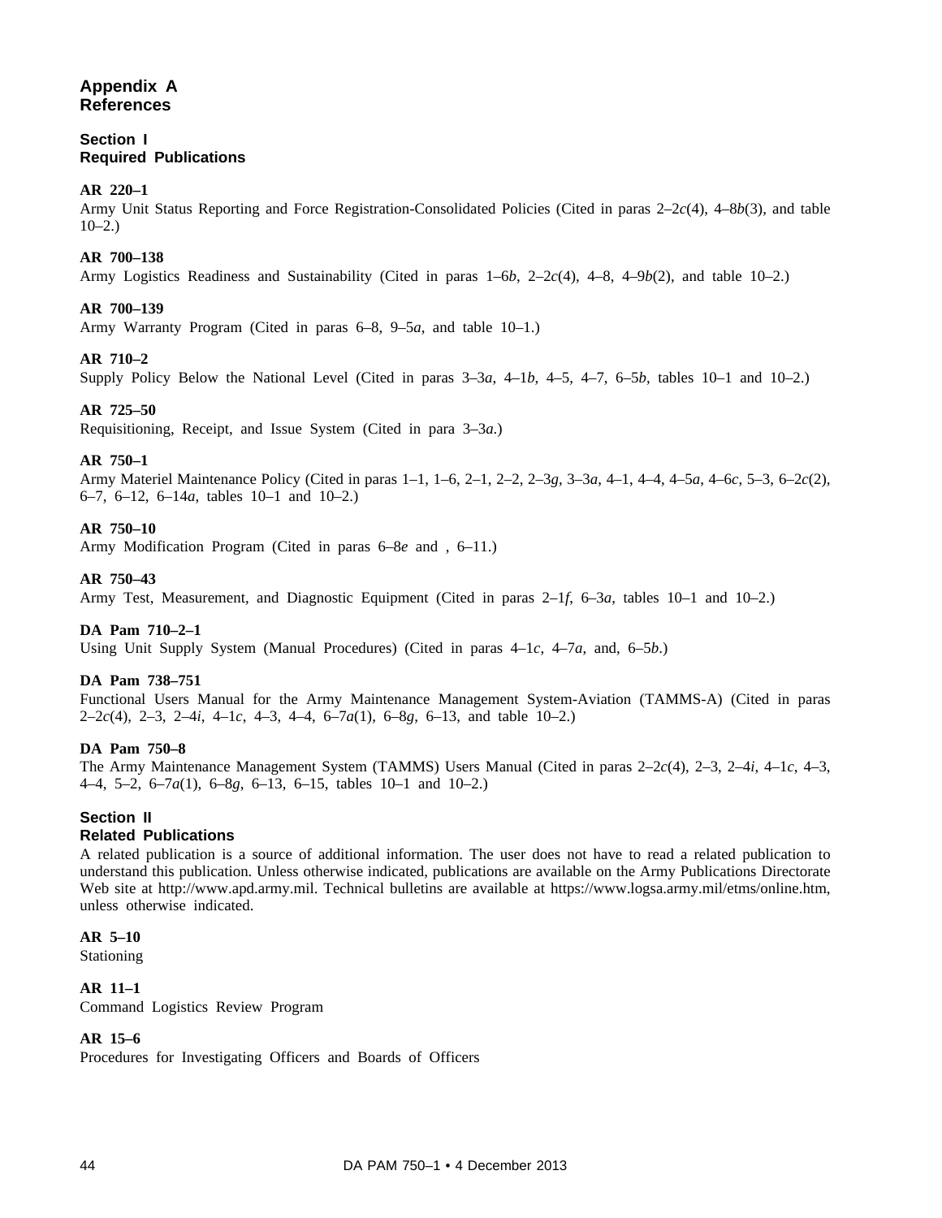# Appendix A
# References

## Section I
## Required Publications

**AR 220–1**
Army Unit Status Reporting and Force Registration-Consolidated Policies (Cited in paras 2–2*c*(4), 4–8*b*(3), and table 10–2.)

**AR 700–138**
Army Logistics Readiness and Sustainability (Cited in paras 1–6*b*, 2–2*c*(4), 4–8, 4–9*b*(2), and table 10–2.)

**AR 700–139**
Army Warranty Program (Cited in paras 6–8, 9–5*a*, and table 10–1.)

**AR 710–2**
Supply Policy Below the National Level (Cited in paras 3–3*a*, 4–1*b*, 4–5, 4–7, 6–5*b*, tables 10–1 and 10–2.)

**AR 725–50**
Requisitioning, Receipt, and Issue System (Cited in para 3–3*a*.)

**AR 750–1**
Army Materiel Maintenance Policy (Cited in paras 1–1, 1–6, 2–1, 2–2, 2–3*g*, 3–3*a*, 4–1, 4–4, 4–5*a*, 4–6*c*, 5–3, 6–2*c*(2), 6–7, 6–12, 6–14*a*, tables 10–1 and 10–2.)

**AR 750–10**
Army Modification Program (Cited in paras 6–8*e* and , 6–11.)

**AR 750–43**
Army Test, Measurement, and Diagnostic Equipment (Cited in paras 2–1*f*, 6–3*a*, tables 10–1 and 10–2.)

**DA Pam 710–2–1**
Using Unit Supply System (Manual Procedures) (Cited in paras 4–1*c*, 4–7*a*, and, 6–5*b*.)

**DA Pam 738–751**
Functional Users Manual for the Army Maintenance Management System-Aviation (TAMMS-A) (Cited in paras 2–2*c*(4), 2–3, 2–4*i*, 4–1*c*, 4–3, 4–4, 6–7*a*(1), 6–8*g*, 6–13, and table 10–2.)

**DA Pam 750–8**
The Army Maintenance Management System (TAMMS) Users Manual (Cited in paras 2–2*c*(4), 2–3, 2–4*i*, 4–1*c*, 4–3, 4–4, 5–2, 6–7*a*(1), 6–8*g*, 6–13, 6–15, tables 10–1 and 10–2.)

## Section II
## Related Publications

A related publication is a source of additional information. The user does not have to read a related publication to understand this publication. Unless otherwise indicated, publications are available on the Army Publications Directorate Web site at http://www.apd.army.mil. Technical bulletins are available at https://www.logsa.army.mil/etms/online.htm, unless otherwise indicated.

**AR 5–10**
Stationing

**AR 11–1**
Command Logistics Review Program

**AR 15–6**
Procedures for Investigating Officers and Boards of Officers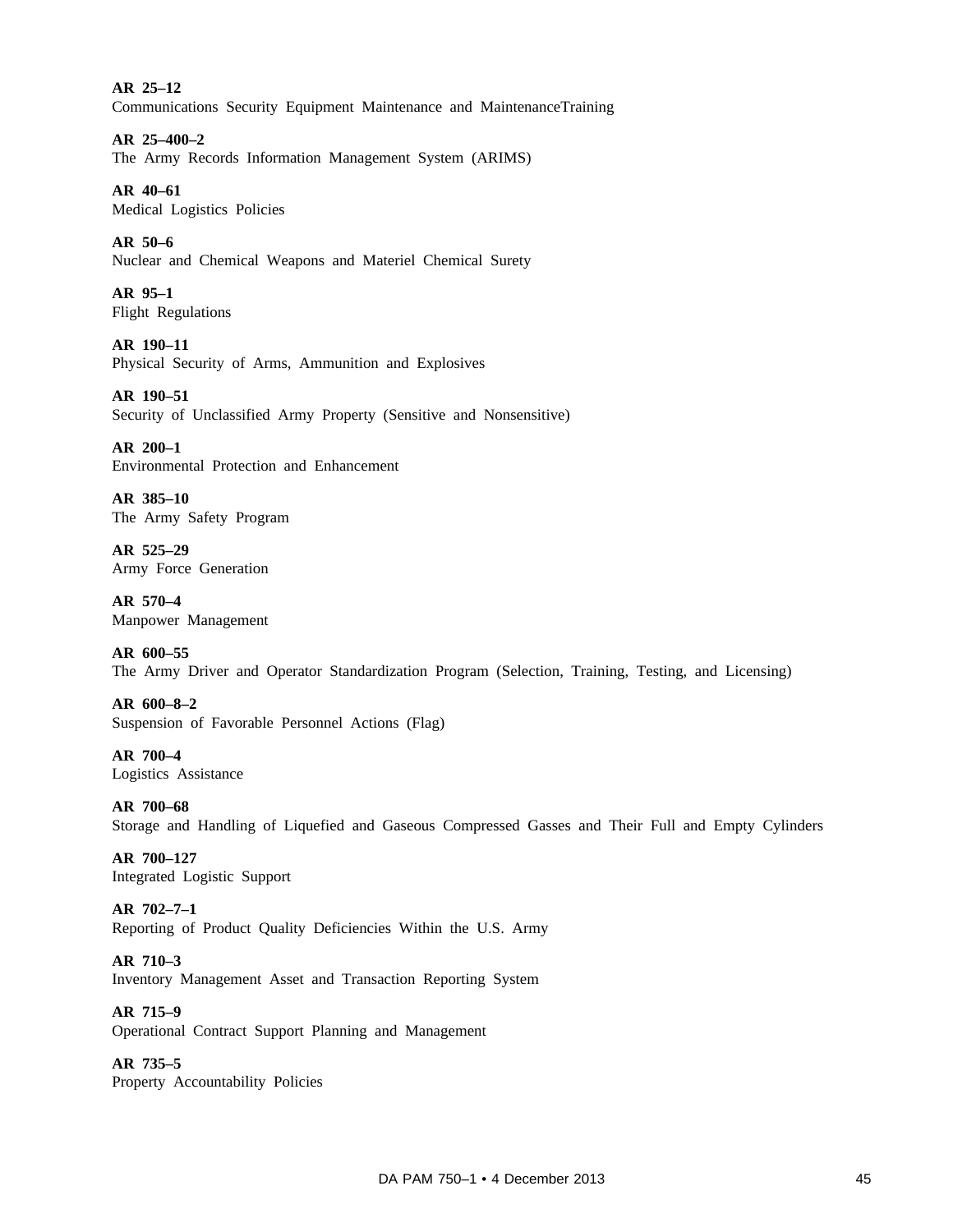**AR 25–12**
Communications Security Equipment Maintenance and MaintenanceTraining

**AR 25–400–2**
The Army Records Information Management System (ARIMS)

**AR 40–61**
Medical Logistics Policies

**AR 50–6**
Nuclear and Chemical Weapons and Materiel Chemical Surety

**AR 95–1**
Flight Regulations

**AR 190–11**
Physical Security of Arms, Ammunition and Explosives

**AR 190–51**
Security of Unclassified Army Property (Sensitive and Nonsensitive)

**AR 200–1**
Environmental Protection and Enhancement

**AR 385–10**
The Army Safety Program

**AR 525–29**
Army Force Generation

**AR 570–4**
Manpower Management

**AR 600–55**
The Army Driver and Operator Standardization Program (Selection, Training, Testing, and Licensing)

**AR 600–8–2**
Suspension of Favorable Personnel Actions (Flag)

**AR 700–4**
Logistics Assistance

**AR 700–68**
Storage and Handling of Liquefied and Gaseous Compressed Gasses and Their Full and Empty Cylinders

**AR 700–127**
Integrated Logistic Support

**AR 702–7–1**
Reporting of Product Quality Deficiencies Within the U.S. Army

**AR 710–3**
Inventory Management Asset and Transaction Reporting System

**AR 715–9**
Operational Contract Support Planning and Management

**AR 735–5**
Property Accountability Policies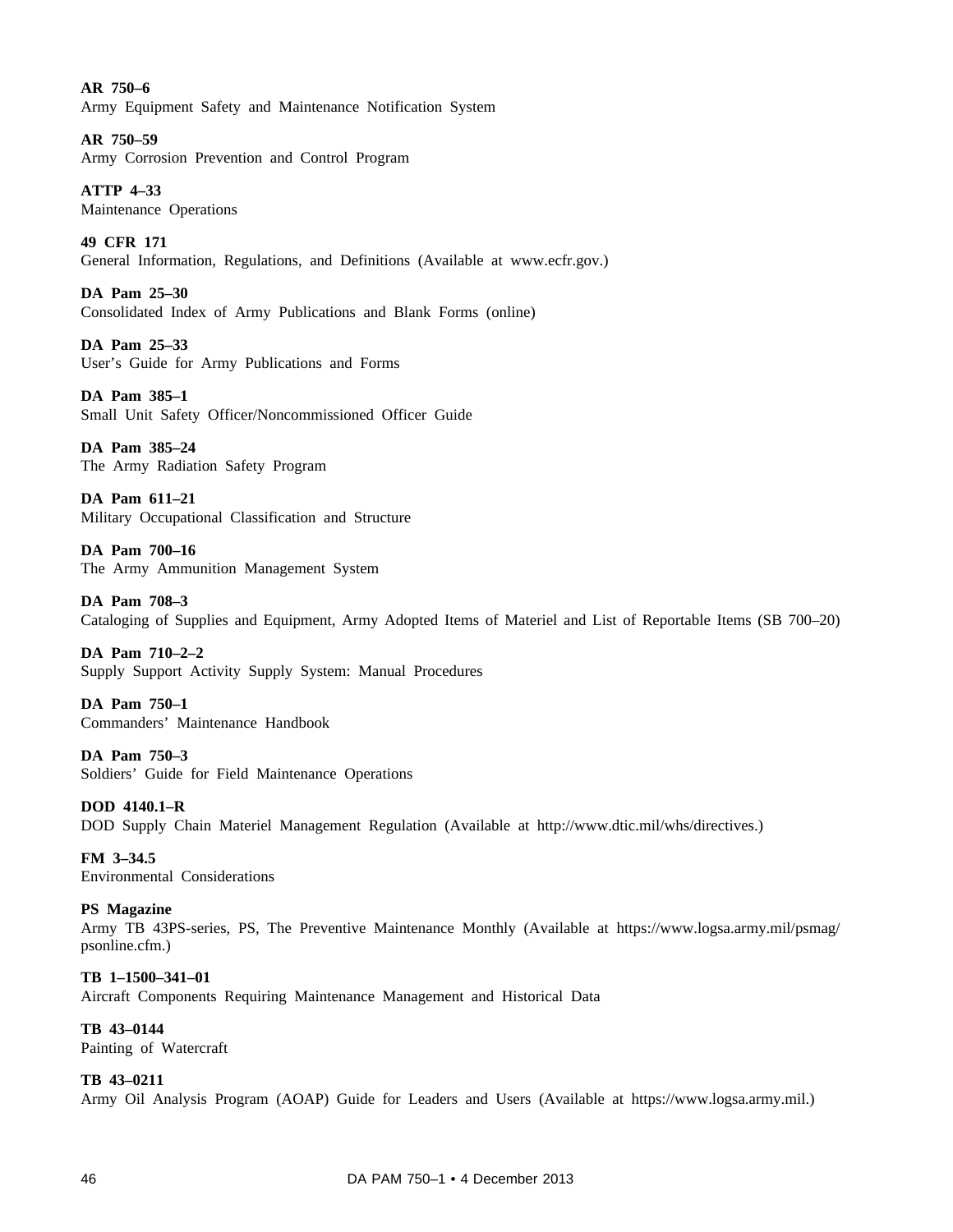**AR 750–6**
Army Equipment Safety and Maintenance Notification System

**AR 750–59**
Army Corrosion Prevention and Control Program

**ATTP 4–33**
Maintenance Operations

**49 CFR 171**
General Information, Regulations, and Definitions (Available at www.ecfr.gov.)

**DA Pam 25–30**
Consolidated Index of Army Publications and Blank Forms (online)

**DA Pam 25–33**
User's Guide for Army Publications and Forms

**DA Pam 385–1**
Small Unit Safety Officer/Noncommissioned Officer Guide

**DA Pam 385–24**
The Army Radiation Safety Program

**DA Pam 611–21**
Military Occupational Classification and Structure

**DA Pam 700–16**
The Army Ammunition Management System

**DA Pam 708–3**
Cataloging of Supplies and Equipment, Army Adopted Items of Materiel and List of Reportable Items (SB 700–20)

**DA Pam 710–2–2**
Supply Support Activity Supply System: Manual Procedures

**DA Pam 750–1**
Commanders' Maintenance Handbook

**DA Pam 750–3**
Soldiers' Guide for Field Maintenance Operations

**DOD 4140.1–R**
DOD Supply Chain Materiel Management Regulation (Available at http://www.dtic.mil/whs/directives.)

**FM 3–34.5**
Environmental Considerations

**PS Magazine**
Army TB 43PS-series, PS, The Preventive Maintenance Monthly (Available at https://www.logsa.army.mil/psmag/psonline.cfm.)

**TB 1–1500–341–01**
Aircraft Components Requiring Maintenance Management and Historical Data

**TB 43–0144**
Painting of Watercraft

**TB 43–0211**
Army Oil Analysis Program (AOAP) Guide for Leaders and Users (Available at https://www.logsa.army.mil.)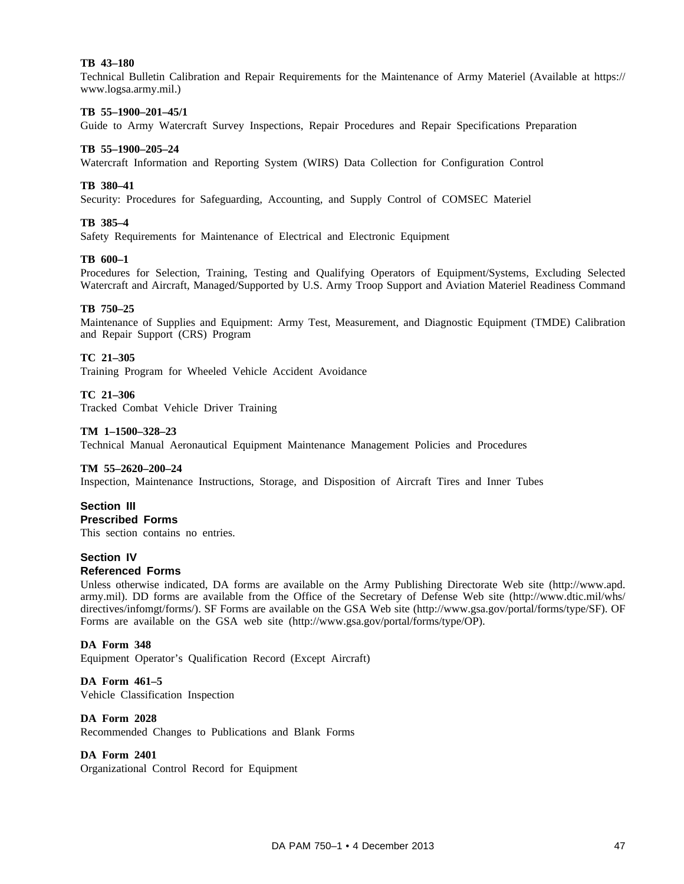**TB 43–180**

Technical Bulletin Calibration and Repair Requirements for the Maintenance of Army Materiel (Available at https://www.logsa.army.mil.)

**TB 55–1900–201–45/1**

Guide to Army Watercraft Survey Inspections, Repair Procedures and Repair Specifications Preparation

**TB 55–1900–205–24**

Watercraft Information and Reporting System (WIRS) Data Collection for Configuration Control

**TB 380–41**

Security: Procedures for Safeguarding, Accounting, and Supply Control of COMSEC Materiel

**TB 385–4**

Safety Requirements for Maintenance of Electrical and Electronic Equipment

**TB 600–1**

Procedures for Selection, Training, Testing and Qualifying Operators of Equipment/Systems, Excluding Selected Watercraft and Aircraft, Managed/Supported by U.S. Army Troop Support and Aviation Materiel Readiness Command

**TB 750–25**

Maintenance of Supplies and Equipment: Army Test, Measurement, and Diagnostic Equipment (TMDE) Calibration and Repair Support (CRS) Program

**TC 21–305**

Training Program for Wheeled Vehicle Accident Avoidance

**TC 21–306**

Tracked Combat Vehicle Driver Training

**TM 1–1500–328–23**

Technical Manual Aeronautical Equipment Maintenance Management Policies and Procedures

**TM 55–2620–200–24**

Inspection, Maintenance Instructions, Storage, and Disposition of Aircraft Tires and Inner Tubes

## Section III
## Prescribed Forms

This section contains no entries.

## Section IV
## Referenced Forms

Unless otherwise indicated, DA forms are available on the Army Publishing Directorate Web site (http://www.apd.army.mil). DD forms are available from the Office of the Secretary of Defense Web site (http://www.dtic.mil/whs/directives/infomgt/forms/). SF Forms are available on the GSA Web site (http://www.gsa.gov/portal/forms/type/SF). OF Forms are available on the GSA web site (http://www.gsa.gov/portal/forms/type/OP).

**DA Form 348**

Equipment Operator's Qualification Record (Except Aircraft)

**DA Form 461–5**

Vehicle Classification Inspection

**DA Form 2028**

Recommended Changes to Publications and Blank Forms

**DA Form 2401**

Organizational Control Record for Equipment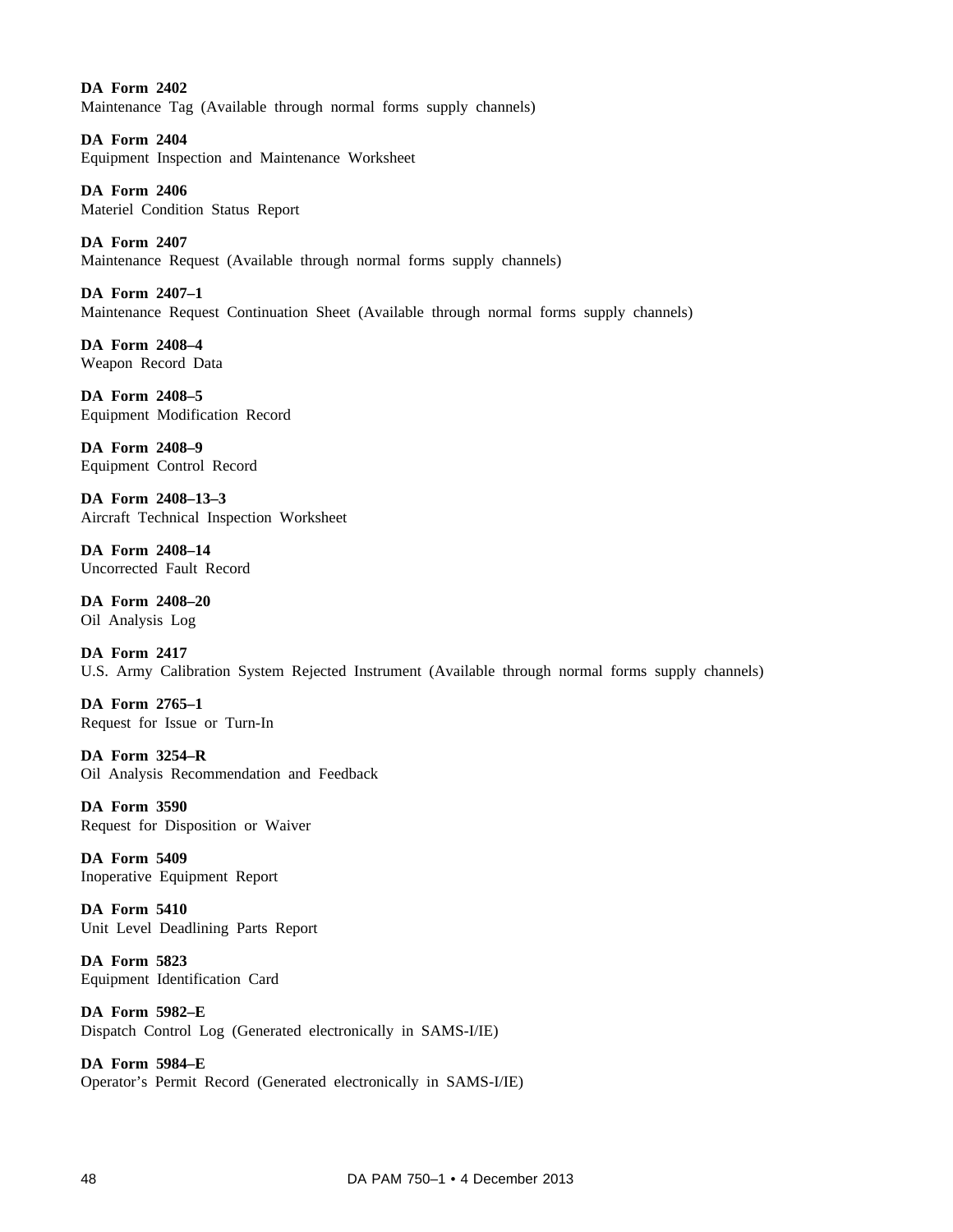**DA Form 2402**
Maintenance Tag (Available through normal forms supply channels)

**DA Form 2404**
Equipment Inspection and Maintenance Worksheet

**DA Form 2406**
Materiel Condition Status Report

**DA Form 2407**
Maintenance Request (Available through normal forms supply channels)

**DA Form 2407–1**
Maintenance Request Continuation Sheet (Available through normal forms supply channels)

**DA Form 2408–4**
Weapon Record Data

**DA Form 2408–5**
Equipment Modification Record

**DA Form 2408–9**
Equipment Control Record

**DA Form 2408–13–3**
Aircraft Technical Inspection Worksheet

**DA Form 2408–14**
Uncorrected Fault Record

**DA Form 2408–20**
Oil Analysis Log

**DA Form 2417**
U.S. Army Calibration System Rejected Instrument (Available through normal forms supply channels)

**DA Form 2765–1**
Request for Issue or Turn-In

**DA Form 3254–R**
Oil Analysis Recommendation and Feedback

**DA Form 3590**
Request for Disposition or Waiver

**DA Form 5409**
Inoperative Equipment Report

**DA Form 5410**
Unit Level Deadlining Parts Report

**DA Form 5823**
Equipment Identification Card

**DA Form 5982–E**
Dispatch Control Log (Generated electronically in SAMS-I/IE)

**DA Form 5984–E**
Operator's Permit Record (Generated electronically in SAMS-I/IE)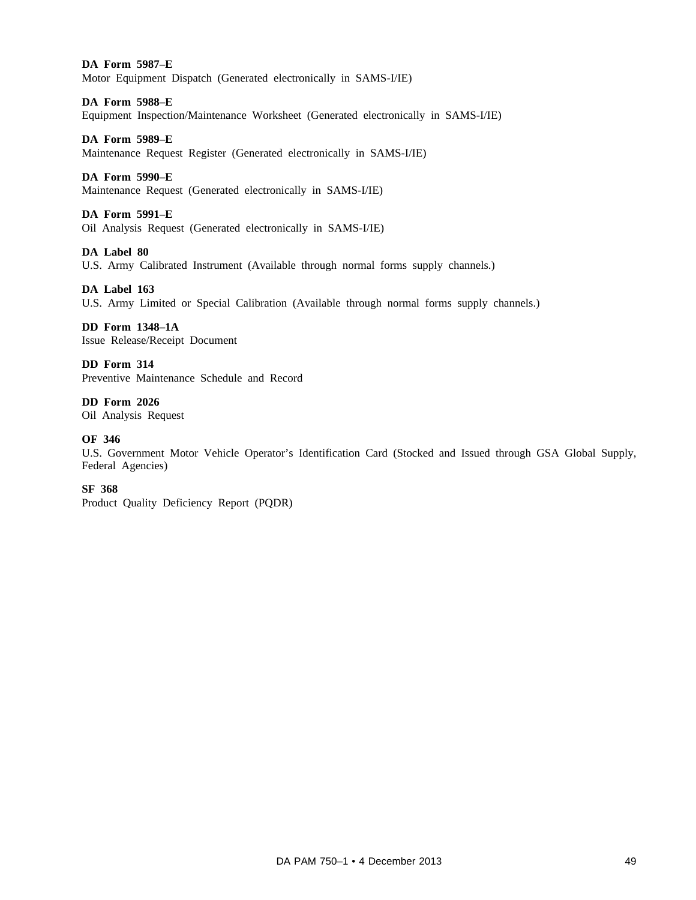**DA Form 5987–E**
Motor Equipment Dispatch (Generated electronically in SAMS-I/IE)

**DA Form 5988–E**
Equipment Inspection/Maintenance Worksheet (Generated electronically in SAMS-I/IE)

**DA Form 5989–E**
Maintenance Request Register (Generated electronically in SAMS-I/IE)

**DA Form 5990–E**
Maintenance Request (Generated electronically in SAMS-I/IE)

**DA Form 5991–E**
Oil Analysis Request (Generated electronically in SAMS-I/IE)

**DA Label 80**
U.S. Army Calibrated Instrument (Available through normal forms supply channels.)

**DA Label 163**
U.S. Army Limited or Special Calibration (Available through normal forms supply channels.)

**DD Form 1348–1A**
Issue Release/Receipt Document

**DD Form 314**
Preventive Maintenance Schedule and Record

**DD Form 2026**
Oil Analysis Request

**OF 346**
U.S. Government Motor Vehicle Operator's Identification Card (Stocked and Issued through GSA Global Supply, Federal Agencies)

**SF 368**
Product Quality Deficiency Report (PQDR)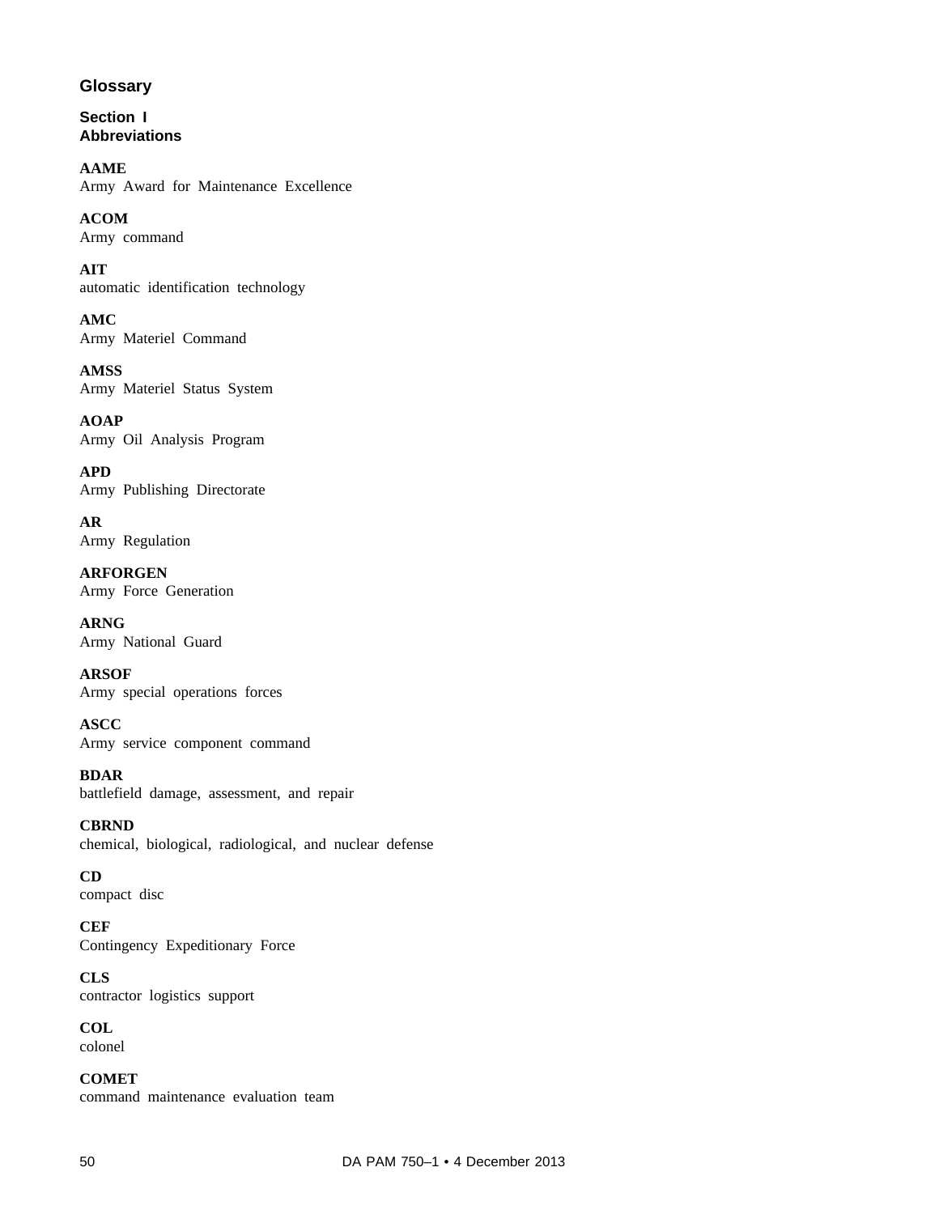# Glossary

## Section I
## Abbreviations

**AAME**
Army Award for Maintenance Excellence

**ACOM**
Army command

**AIT**
automatic identification technology

**AMC**
Army Materiel Command

**AMSS**
Army Materiel Status System

**AOAP**
Army Oil Analysis Program

**APD**
Army Publishing Directorate

**AR**
Army Regulation

**ARFORGEN**
Army Force Generation

**ARNG**
Army National Guard

**ARSOF**
Army special operations forces

**ASCC**
Army service component command

**BDAR**
battlefield damage, assessment, and repair

**CBRND**
chemical, biological, radiological, and nuclear defense

**CD**
compact disc

**CEF**
Contingency Expeditionary Force

**CLS**
contractor logistics support

**COL**
colonel

**COMET**
command maintenance evaluation team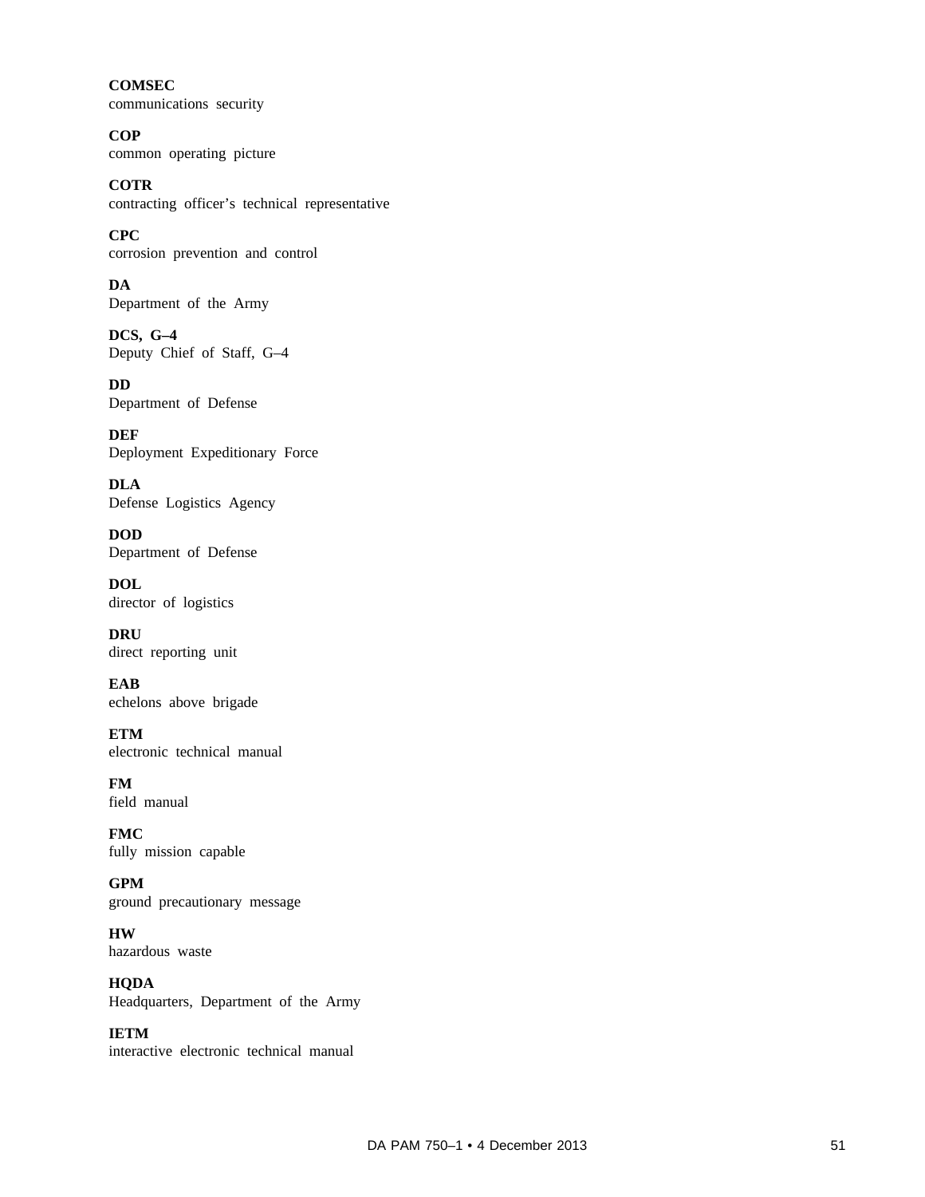**COMSEC**
communications security

**COP**
common operating picture

**COTR**
contracting officer's technical representative

**CPC**
corrosion prevention and control

**DA**
Department of the Army

**DCS, G–4**
Deputy Chief of Staff, G–4

**DD**
Department of Defense

**DEF**
Deployment Expeditionary Force

**DLA**
Defense Logistics Agency

**DOD**
Department of Defense

**DOL**
director of logistics

**DRU**
direct reporting unit

**EAB**
echelons above brigade

**ETM**
electronic technical manual

**FM**
field manual

**FMC**
fully mission capable

**GPM**
ground precautionary message

**HW**
hazardous waste

**HQDA**
Headquarters, Department of the Army

**IETM**
interactive electronic technical manual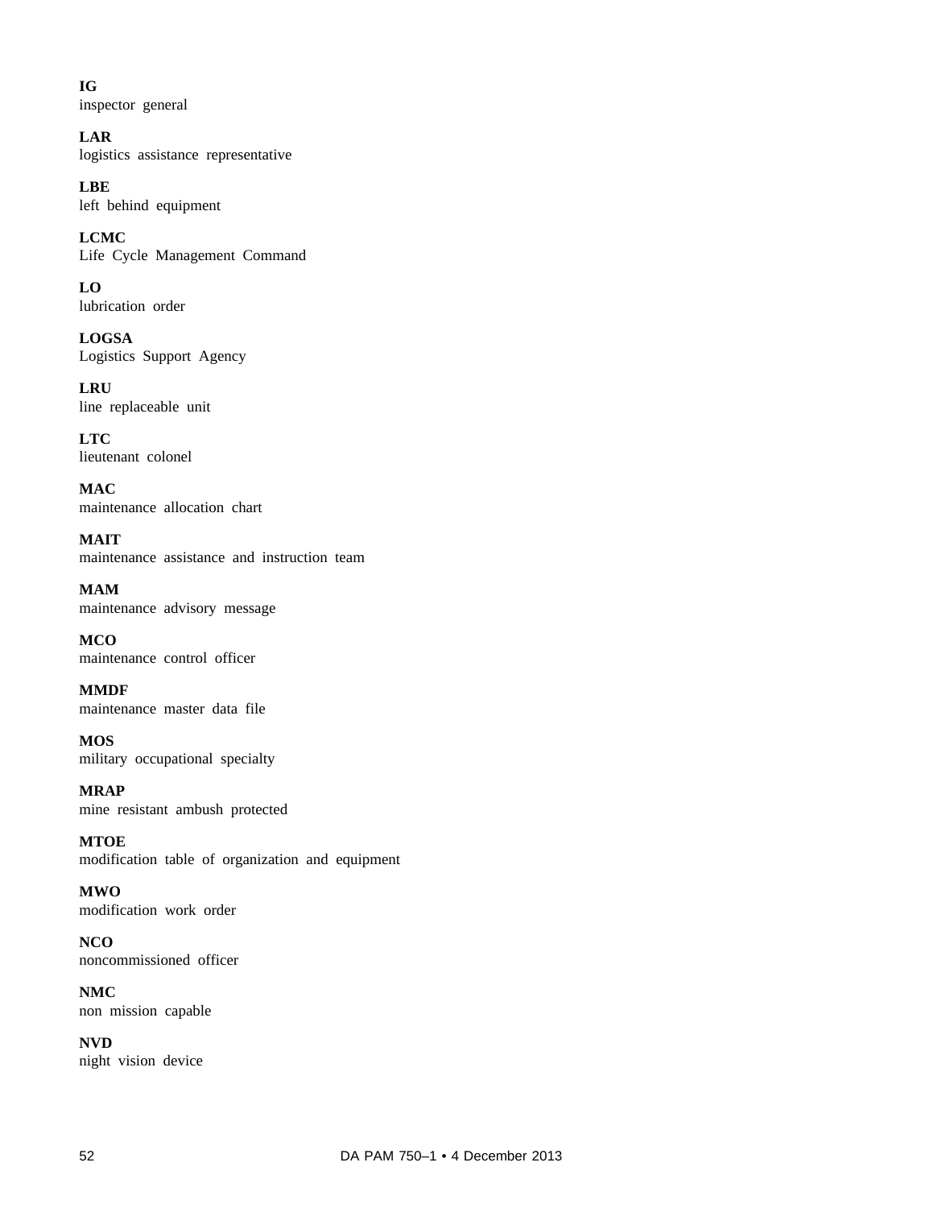**IG**
inspector general

**LAR**
logistics assistance representative

**LBE**
left behind equipment

**LCMC**
Life Cycle Management Command

**LO**
lubrication order

**LOGSA**
Logistics Support Agency

**LRU**
line replaceable unit

**LTC**
lieutenant colonel

**MAC**
maintenance allocation chart

**MAIT**
maintenance assistance and instruction team

**MAM**
maintenance advisory message

**MCO**
maintenance control officer

**MMDF**
maintenance master data file

**MOS**
military occupational specialty

**MRAP**
mine resistant ambush protected

**MTOE**
modification table of organization and equipment

**MWO**
modification work order

**NCO**
noncommissioned officer

**NMC**
non mission capable

**NVD**
night vision device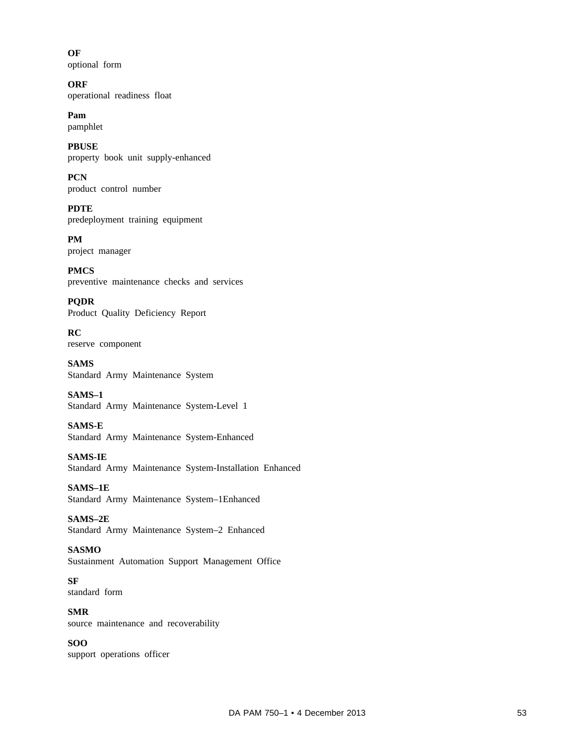**OF**
optional form

**ORF**
operational readiness float

**Pam**
pamphlet

**PBUSE**
property book unit supply-enhanced

**PCN**
product control number

**PDTE**
predeployment training equipment

**PM**
project manager

**PMCS**
preventive maintenance checks and services

**PQDR**
Product Quality Deficiency Report

**RC**
reserve component

**SAMS**
Standard Army Maintenance System

**SAMS–1**
Standard Army Maintenance System-Level 1

**SAMS-E**
Standard Army Maintenance System-Enhanced

**SAMS-IE**
Standard Army Maintenance System-Installation Enhanced

**SAMS–1E**
Standard Army Maintenance System–1Enhanced

**SAMS–2E**
Standard Army Maintenance System–2 Enhanced

**SASMO**
Sustainment Automation Support Management Office

**SF**
standard form

**SMR**
source maintenance and recoverability

**SOO**
support operations officer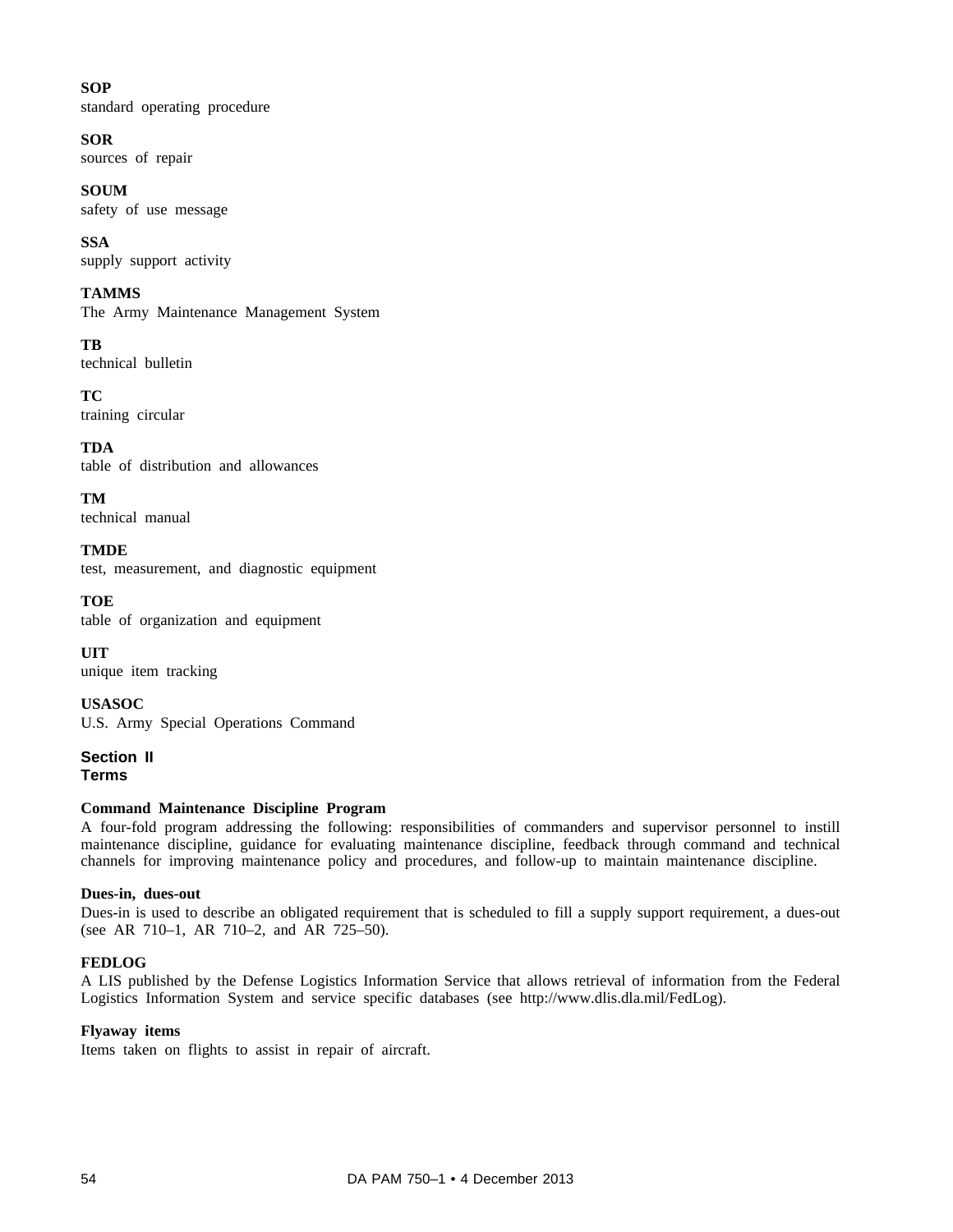**SOP**
standard operating procedure

**SOR**
sources of repair

**SOUM**
safety of use message

**SSA**
supply support activity

**TAMMS**
The Army Maintenance Management System

**TB**
technical bulletin

**TC**
training circular

**TDA**
table of distribution and allowances

**TM**
technical manual

**TMDE**
test, measurement, and diagnostic equipment

**TOE**
table of organization and equipment

**UIT**
unique item tracking

**USASOC**
U.S. Army Special Operations Command

## Section II
## Terms

**Command Maintenance Discipline Program**
A four-fold program addressing the following: responsibilities of commanders and supervisor personnel to instill maintenance discipline, guidance for evaluating maintenance discipline, feedback through command and technical channels for improving maintenance policy and procedures, and follow-up to maintain maintenance discipline.

**Dues-in, dues-out**
Dues-in is used to describe an obligated requirement that is scheduled to fill a supply support requirement, a dues-out (see AR 710–1, AR 710–2, and AR 725–50).

**FEDLOG**
A LIS published by the Defense Logistics Information Service that allows retrieval of information from the Federal Logistics Information System and service specific databases (see http://www.dlis.dla.mil/FedLog).

**Flyaway items**
Items taken on flights to assist in repair of aircraft.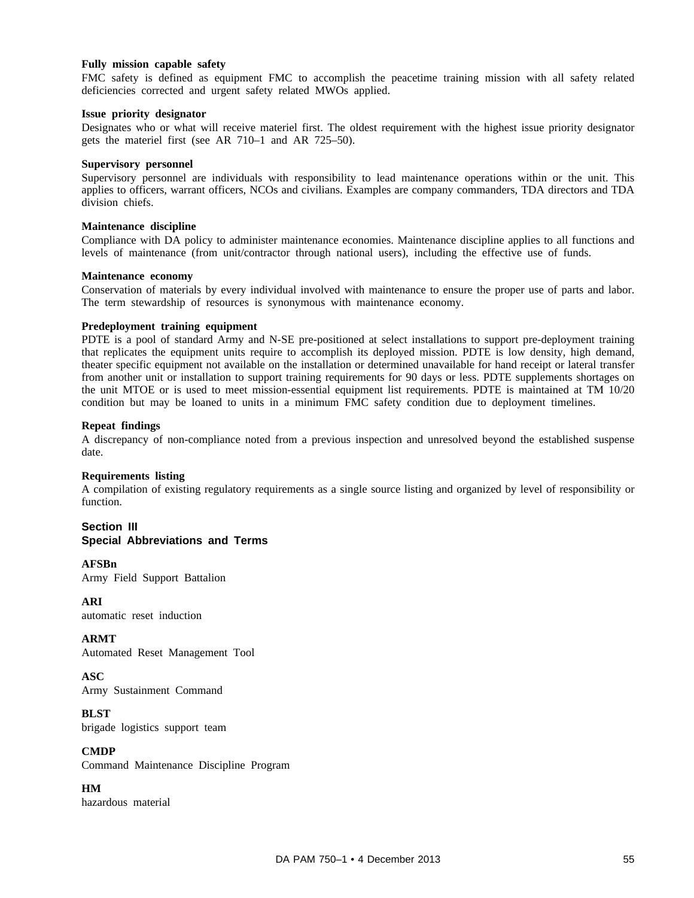**Fully mission capable safety**

FMC safety is defined as equipment FMC to accomplish the peacetime training mission with all safety related deficiencies corrected and urgent safety related MWOs applied.

**Issue priority designator**

Designates who or what will receive materiel first. The oldest requirement with the highest issue priority designator gets the materiel first (see AR 710–1 and AR 725–50).

**Supervisory personnel**

Supervisory personnel are individuals with responsibility to lead maintenance operations within or the unit. This applies to officers, warrant officers, NCOs and civilians. Examples are company commanders, TDA directors and TDA division chiefs.

**Maintenance discipline**

Compliance with DA policy to administer maintenance economies. Maintenance discipline applies to all functions and levels of maintenance (from unit/contractor through national users), including the effective use of funds.

**Maintenance economy**

Conservation of materials by every individual involved with maintenance to ensure the proper use of parts and labor. The term stewardship of resources is synonymous with maintenance economy.

**Predeployment training equipment**

PDTE is a pool of standard Army and N-SE pre-positioned at select installations to support pre-deployment training that replicates the equipment units require to accomplish its deployed mission. PDTE is low density, high demand, theater specific equipment not available on the installation or determined unavailable for hand receipt or lateral transfer from another unit or installation to support training requirements for 90 days or less. PDTE supplements shortages on the unit MTOE or is used to meet mission-essential equipment list requirements. PDTE is maintained at TM 10/20 condition but may be loaned to units in a minimum FMC safety condition due to deployment timelines.

**Repeat findings**

A discrepancy of non-compliance noted from a previous inspection and unresolved beyond the established suspense date.

**Requirements listing**

A compilation of existing regulatory requirements as a single source listing and organized by level of responsibility or function.

## Section III
## Special Abbreviations and Terms

**AFSBn**

Army Field Support Battalion

**ARI**

automatic reset induction

**ARMT**

Automated Reset Management Tool

**ASC**

Army Sustainment Command

**BLST**

brigade logistics support team

**CMDP**

Command Maintenance Discipline Program

**HM**

hazardous material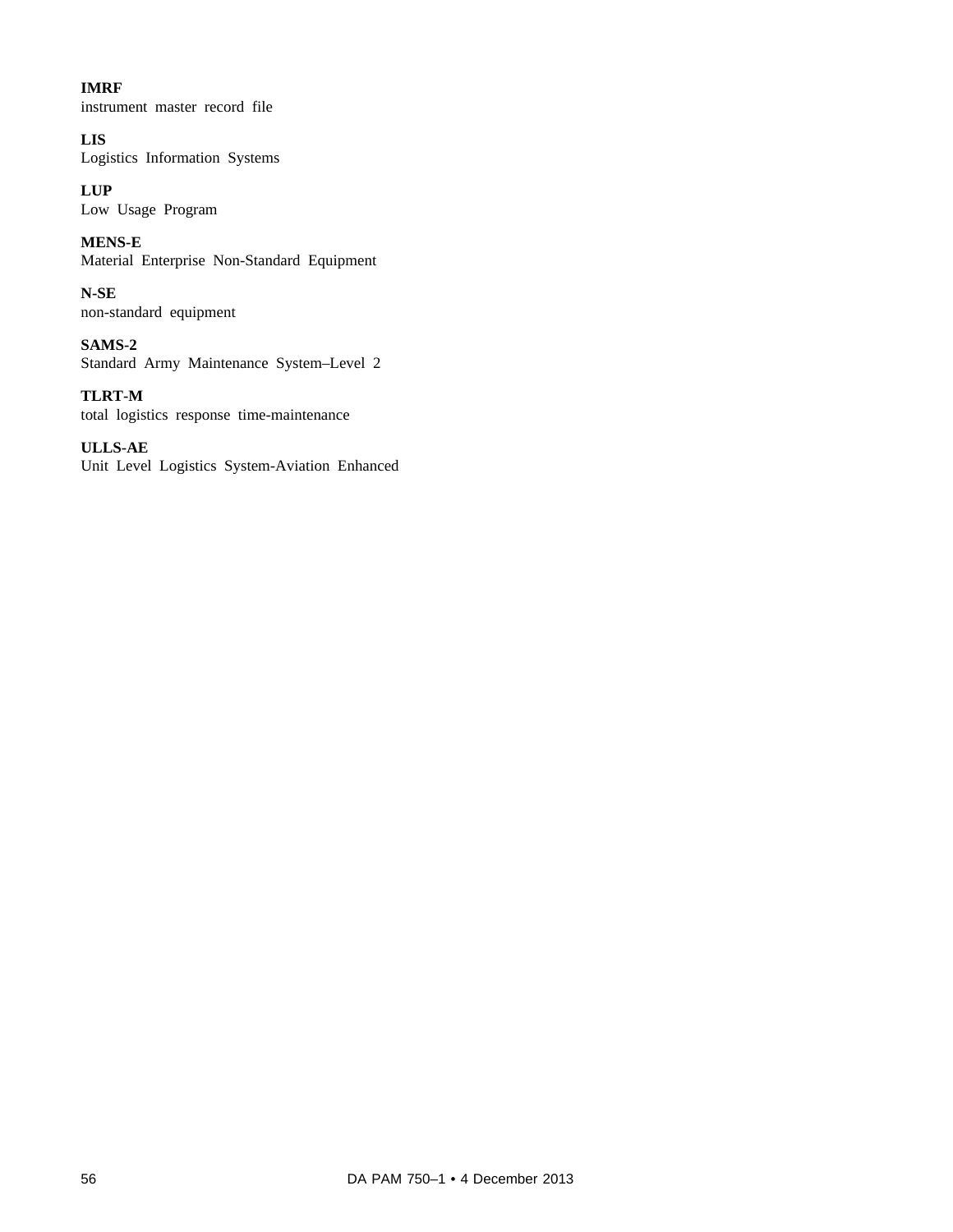**IMRF**
instrument master record file

**LIS**
Logistics Information Systems

**LUP**
Low Usage Program

**MENS-E**
Material Enterprise Non-Standard Equipment

**N-SE**
non-standard equipment

**SAMS-2**
Standard Army Maintenance System–Level 2

**TLRT-M**
total logistics response time-maintenance

**ULLS-AE**
Unit Level Logistics System-Aviation Enhanced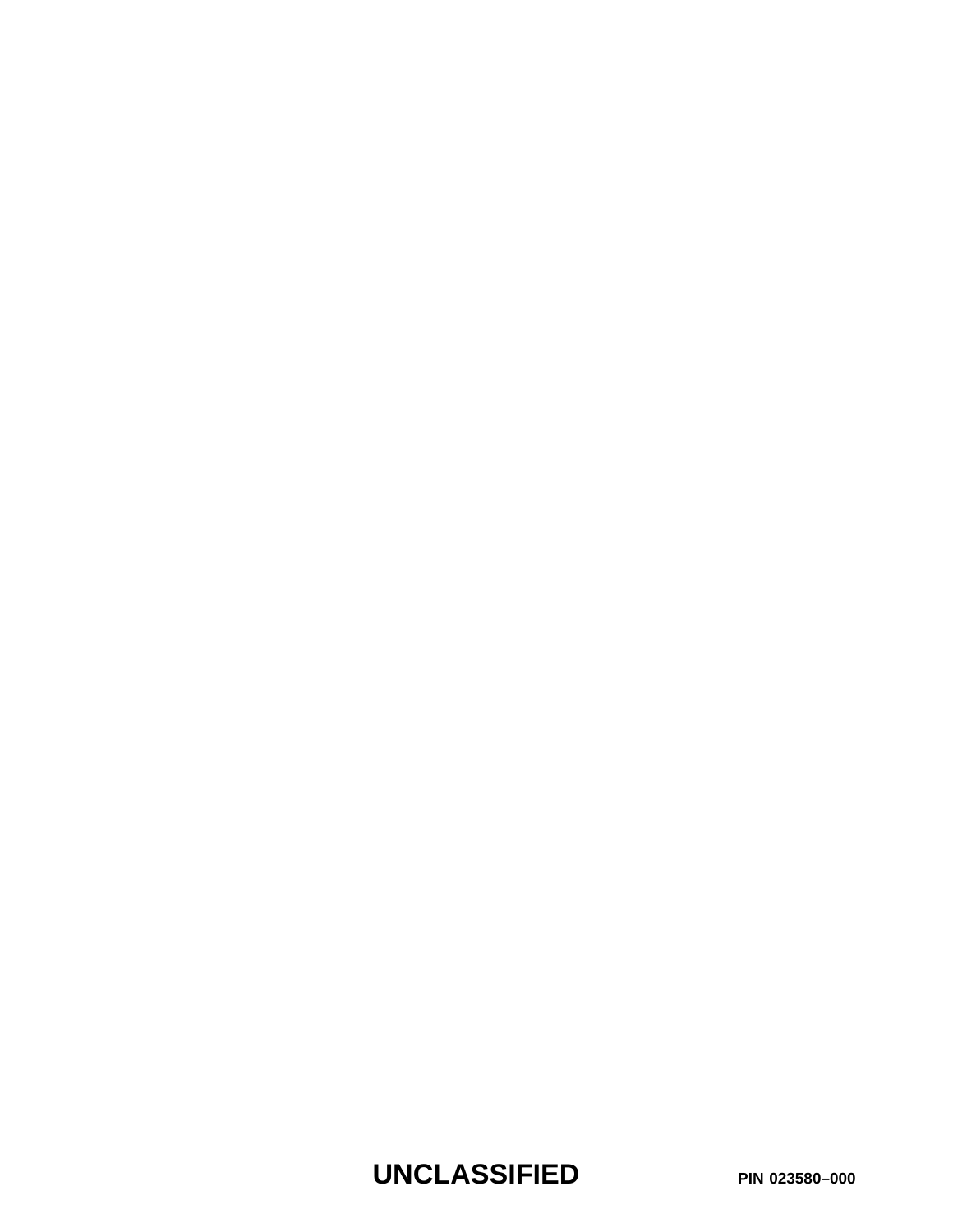**UNCLASSIFIED** PIN 023580–000